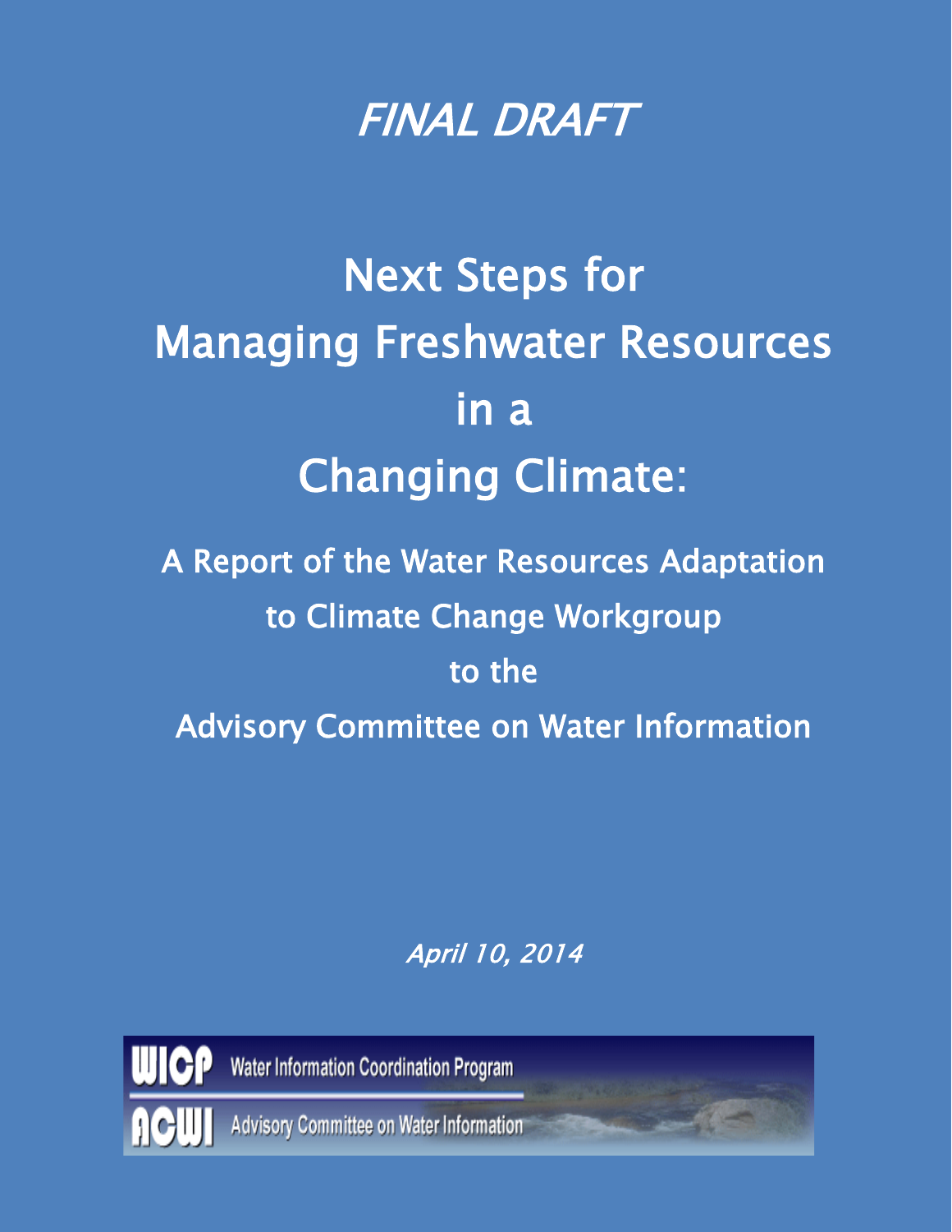*FINAL DRAFT*

# Next Steps for Managing Freshwater Resources in a Changing Climate:

## A Report of the Water Resources Adaptation to Climate Change Workgroup to the Advisory Committee on Water Information

*April 10, 2014*

WICP Water Information Coordination Program

ACWI Advisory Committee on Water Information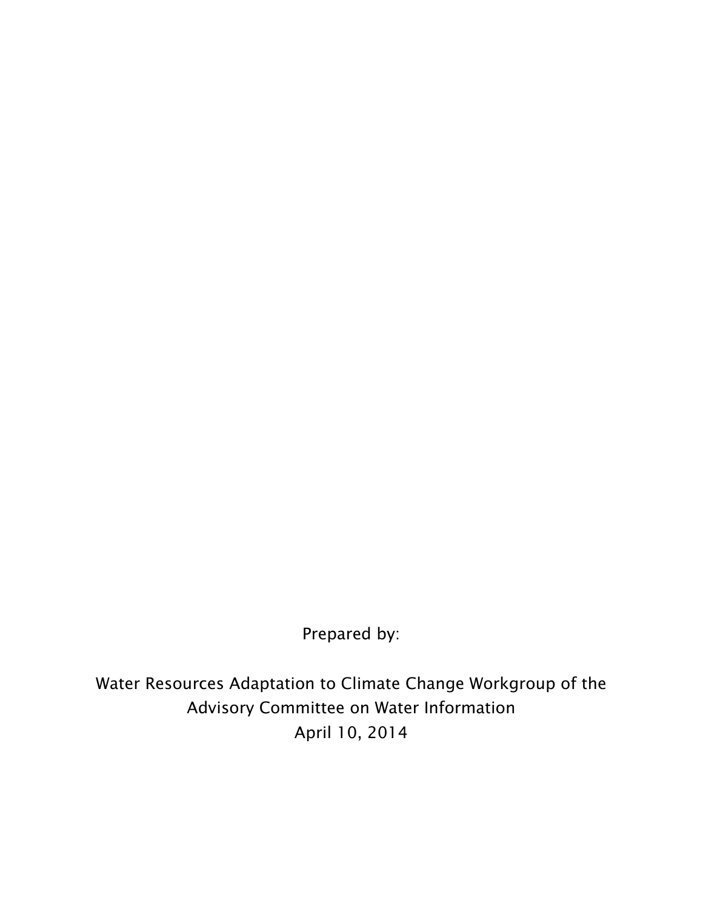Prepared by:

Water Resources Adaptation to Climate Change Workgroup of the Advisory Committee on Water Information
April 10, 2014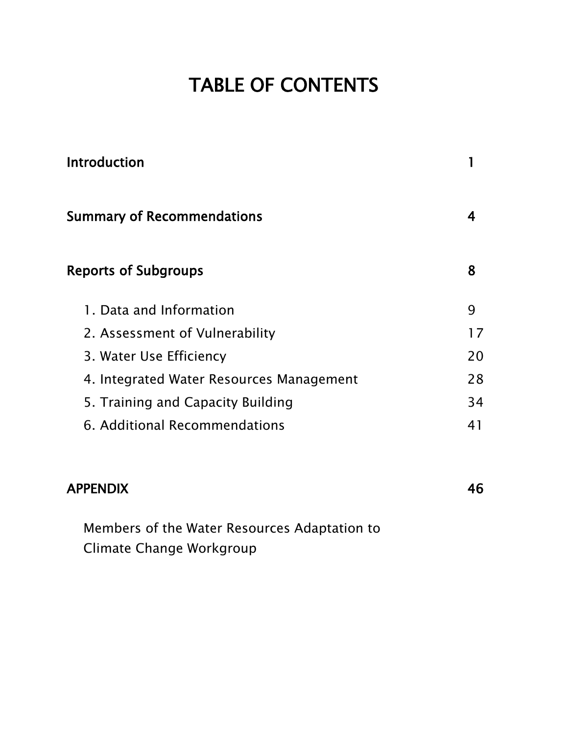# TABLE OF CONTENTS

| | |
|---|---|
| **Introduction** | **1** |
| **Summary of Recommendations** | **4** |
| **Reports of Subgroups** | **8** |
| 1. Data and Information | 9 |
| 2. Assessment of Vulnerability | 17 |
| 3. Water Use Efficiency | 20 |
| 4. Integrated Water Resources Management | 28 |
| 5. Training and Capacity Building | 34 |
| 6. Additional Recommendations | 41 |
| **APPENDIX** | **46** |

Members of the Water Resources Adaptation to Climate Change Workgroup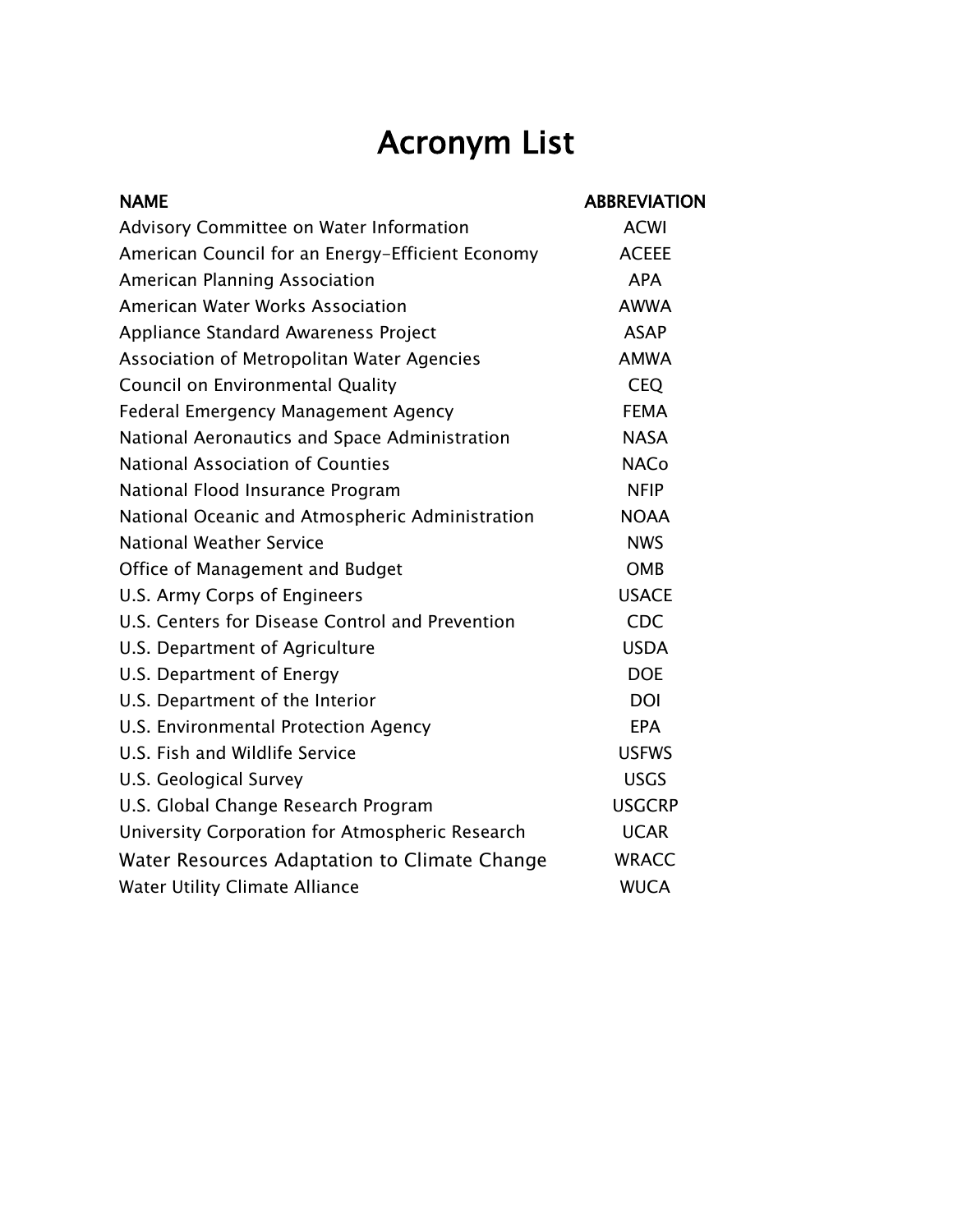# Acronym List

| NAME | ABBREVIATION |
| --- | --- |
| Advisory Committee on Water Information | ACWI |
| American Council for an Energy-Efficient Economy | ACEEE |
| American Planning Association | APA |
| American Water Works Association | AWWA |
| Appliance Standard Awareness Project | ASAP |
| Association of Metropolitan Water Agencies | AMWA |
| Council on Environmental Quality | CEQ |
| Federal Emergency Management Agency | FEMA |
| National Aeronautics and Space Administration | NASA |
| National Association of Counties | NACo |
| National Flood Insurance Program | NFIP |
| National Oceanic and Atmospheric Administration | NOAA |
| National Weather Service | NWS |
| Office of Management and Budget | OMB |
| U.S. Army Corps of Engineers | USACE |
| U.S. Centers for Disease Control and Prevention | CDC |
| U.S. Department of Agriculture | USDA |
| U.S. Department of Energy | DOE |
| U.S. Department of the Interior | DOI |
| U.S. Environmental Protection Agency | EPA |
| U.S. Fish and Wildlife Service | USFWS |
| U.S. Geological Survey | USGS |
| U.S. Global Change Research Program | USGCRP |
| University Corporation for Atmospheric Research | UCAR |
| Water Resources Adaptation to Climate Change | WRACC |
| Water Utility Climate Alliance | WUCA |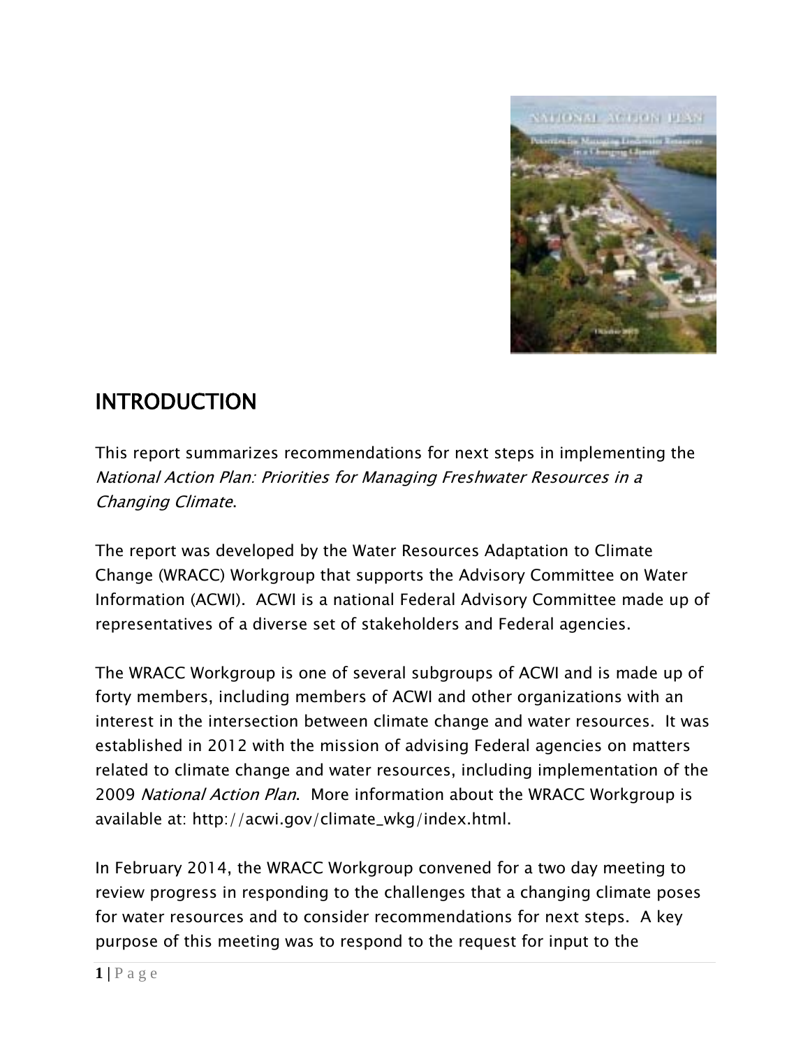# INTRODUCTION

This report summarizes recommendations for next steps in implementing the *National Action Plan: Priorities for Managing Freshwater Resources in a Changing Climate*.

The report was developed by the Water Resources Adaptation to Climate Change (WRACC) Workgroup that supports the Advisory Committee on Water Information (ACWI). ACWI is a national Federal Advisory Committee made up of representatives of a diverse set of stakeholders and Federal agencies.

The WRACC Workgroup is one of several subgroups of ACWI and is made up of forty members, including members of ACWI and other organizations with an interest in the intersection between climate change and water resources. It was established in 2012 with the mission of advising Federal agencies on matters related to climate change and water resources, including implementation of the 2009 *National Action Plan*. More information about the WRACC Workgroup is available at: http://acwi.gov/climate_wkg/index.html.

In February 2014, the WRACC Workgroup convened for a two day meeting to review progress in responding to the challenges that a changing climate poses for water resources and to consider recommendations for next steps. A key purpose of this meeting was to respond to the request for input to the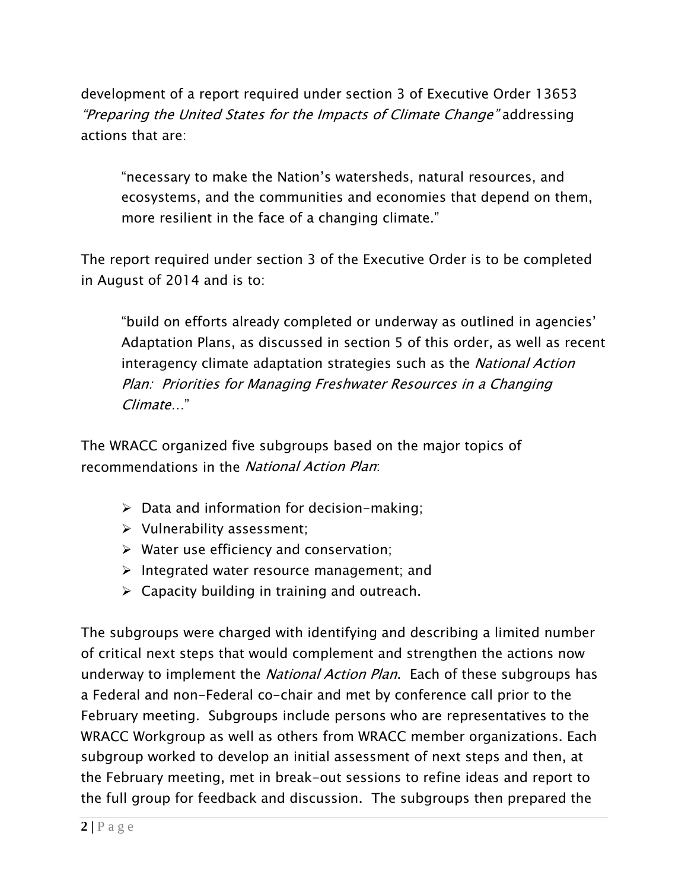development of a report required under section 3 of Executive Order 13653 *"Preparing the United States for the Impacts of Climate Change"* addressing actions that are:

> "necessary to make the Nation's watersheds, natural resources, and ecosystems, and the communities and economies that depend on them, more resilient in the face of a changing climate."

The report required under section 3 of the Executive Order is to be completed in August of 2014 and is to:

> "build on efforts already completed or underway as outlined in agencies' Adaptation Plans, as discussed in section 5 of this order, as well as recent interagency climate adaptation strategies such as the *National Action Plan: Priorities for Managing Freshwater Resources in a Changing Climate…*"

The WRACC organized five subgroups based on the major topics of recommendations in the *National Action Plan*:

- Data and information for decision-making;
- Vulnerability assessment;
- Water use efficiency and conservation;
- Integrated water resource management; and
- Capacity building in training and outreach.

The subgroups were charged with identifying and describing a limited number of critical next steps that would complement and strengthen the actions now underway to implement the *National Action Plan*. Each of these subgroups has a Federal and non-Federal co-chair and met by conference call prior to the February meeting. Subgroups include persons who are representatives to the WRACC Workgroup as well as others from WRACC member organizations. Each subgroup worked to develop an initial assessment of next steps and then, at the February meeting, met in break-out sessions to refine ideas and report to the full group for feedback and discussion. The subgroups then prepared the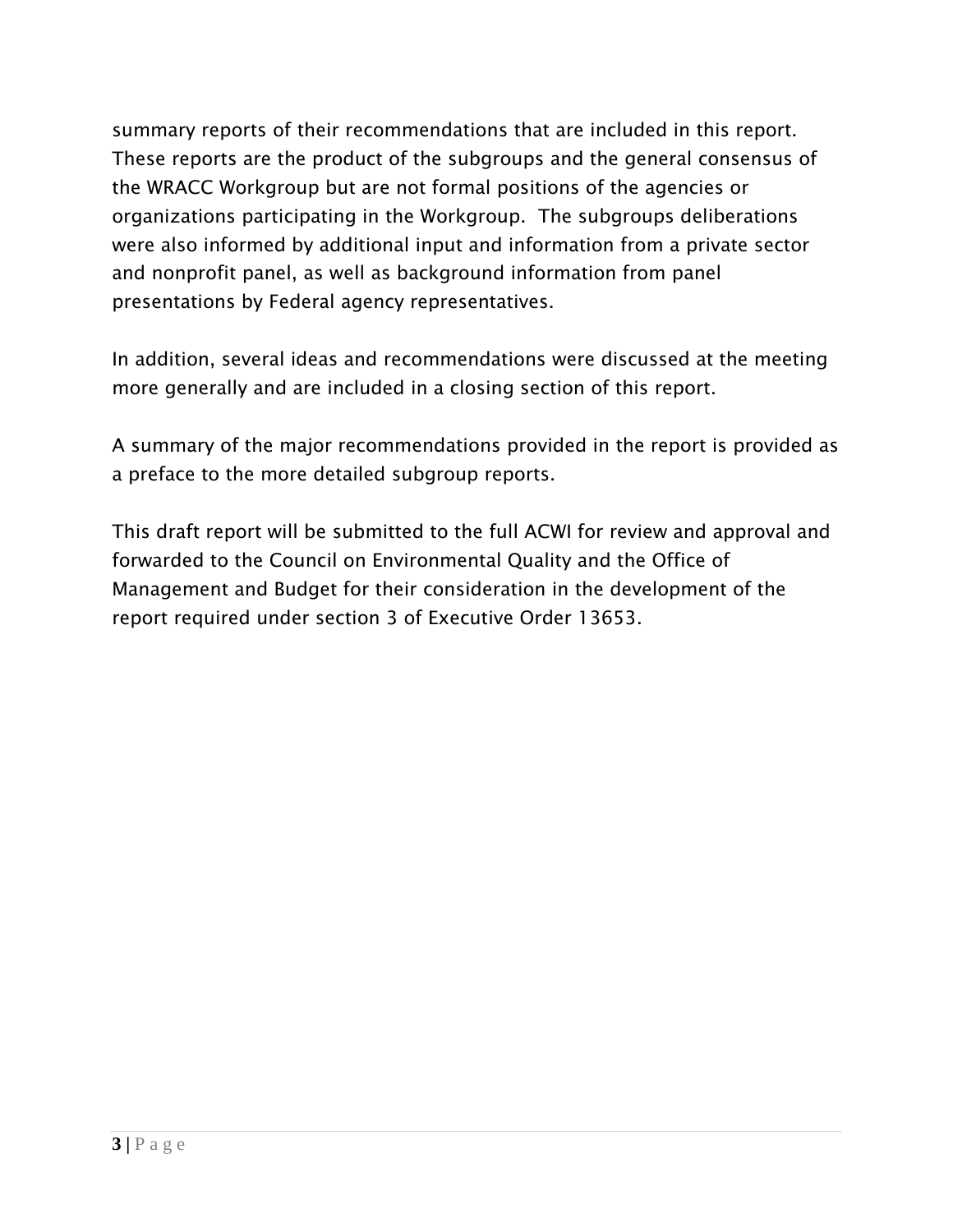summary reports of their recommendations that are included in this report. These reports are the product of the subgroups and the general consensus of the WRACC Workgroup but are not formal positions of the agencies or organizations participating in the Workgroup. The subgroups deliberations were also informed by additional input and information from a private sector and nonprofit panel, as well as background information from panel presentations by Federal agency representatives.

In addition, several ideas and recommendations were discussed at the meeting more generally and are included in a closing section of this report.

A summary of the major recommendations provided in the report is provided as a preface to the more detailed subgroup reports.

This draft report will be submitted to the full ACWI for review and approval and forwarded to the Council on Environmental Quality and the Office of Management and Budget for their consideration in the development of the report required under section 3 of Executive Order 13653.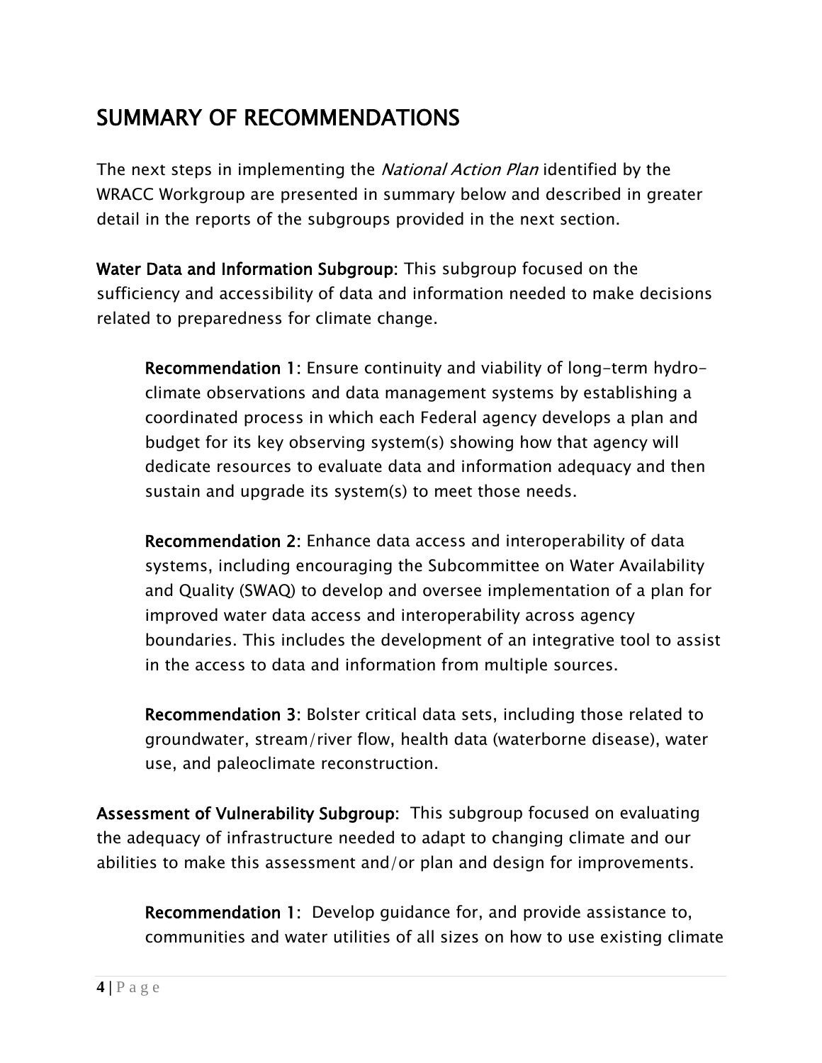## SUMMARY OF RECOMMENDATIONS

The next steps in implementing the *National Action Plan* identified by the WRACC Workgroup are presented in summary below and described in greater detail in the reports of the subgroups provided in the next section.

**Water Data and Information Subgroup:** This subgroup focused on the sufficiency and accessibility of data and information needed to make decisions related to preparedness for climate change.

> **Recommendation 1:** Ensure continuity and viability of long-term hydro-climate observations and data management systems by establishing a coordinated process in which each Federal agency develops a plan and budget for its key observing system(s) showing how that agency will dedicate resources to evaluate data and information adequacy and then sustain and upgrade its system(s) to meet those needs.
>
> **Recommendation 2:** Enhance data access and interoperability of data systems, including encouraging the Subcommittee on Water Availability and Quality (SWAQ) to develop and oversee implementation of a plan for improved water data access and interoperability across agency boundaries. This includes the development of an integrative tool to assist in the access to data and information from multiple sources.
>
> **Recommendation 3:** Bolster critical data sets, including those related to groundwater, stream/river flow, health data (waterborne disease), water use, and paleoclimate reconstruction.

**Assessment of Vulnerability Subgroup:** This subgroup focused on evaluating the adequacy of infrastructure needed to adapt to changing climate and our abilities to make this assessment and/or plan and design for improvements.

> **Recommendation 1:** Develop guidance for, and provide assistance to, communities and water utilities of all sizes on how to use existing climate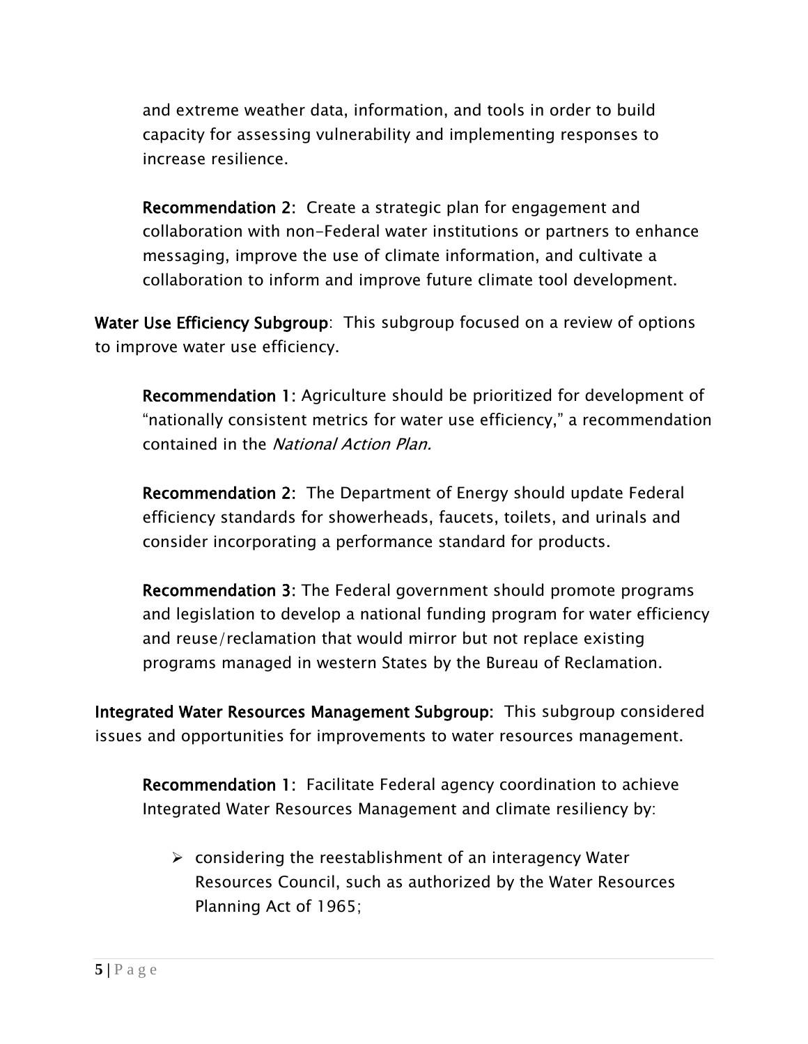and extreme weather data, information, and tools in order to build capacity for assessing vulnerability and implementing responses to increase resilience.

**Recommendation 2:** Create a strategic plan for engagement and collaboration with non-Federal water institutions or partners to enhance messaging, improve the use of climate information, and cultivate a collaboration to inform and improve future climate tool development.

**Water Use Efficiency Subgroup**: This subgroup focused on a review of options to improve water use efficiency.

**Recommendation 1:** Agriculture should be prioritized for development of "nationally consistent metrics for water use efficiency," a recommendation contained in the *National Action Plan.*

**Recommendation 2:** The Department of Energy should update Federal efficiency standards for showerheads, faucets, toilets, and urinals and consider incorporating a performance standard for products.

**Recommendation 3:** The Federal government should promote programs and legislation to develop a national funding program for water efficiency and reuse/reclamation that would mirror but not replace existing programs managed in western States by the Bureau of Reclamation.

**Integrated Water Resources Management Subgroup:** This subgroup considered issues and opportunities for improvements to water resources management.

**Recommendation 1:** Facilitate Federal agency coordination to achieve Integrated Water Resources Management and climate resiliency by:

- considering the reestablishment of an interagency Water Resources Council, such as authorized by the Water Resources Planning Act of 1965;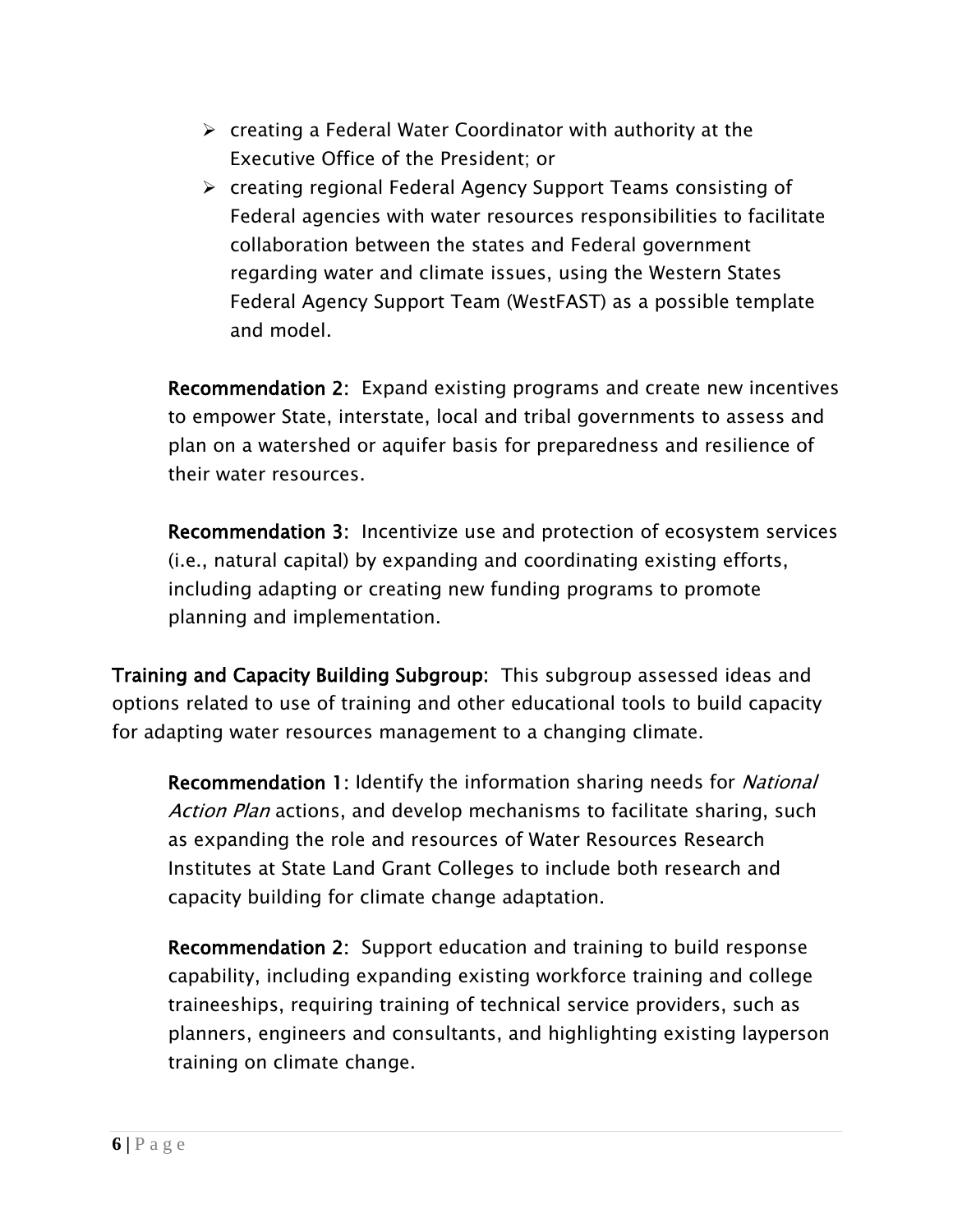- creating a Federal Water Coordinator with authority at the Executive Office of the President; or
- creating regional Federal Agency Support Teams consisting of Federal agencies with water resources responsibilities to facilitate collaboration between the states and Federal government regarding water and climate issues, using the Western States Federal Agency Support Team (WestFAST) as a possible template and model.

**Recommendation 2:** Expand existing programs and create new incentives to empower State, interstate, local and tribal governments to assess and plan on a watershed or aquifer basis for preparedness and resilience of their water resources.

**Recommendation 3:** Incentivize use and protection of ecosystem services (i.e., natural capital) by expanding and coordinating existing efforts, including adapting or creating new funding programs to promote planning and implementation.

**Training and Capacity Building Subgroup:** This subgroup assessed ideas and options related to use of training and other educational tools to build capacity for adapting water resources management to a changing climate.

**Recommendation 1:** Identify the information sharing needs for *National Action Plan* actions, and develop mechanisms to facilitate sharing, such as expanding the role and resources of Water Resources Research Institutes at State Land Grant Colleges to include both research and capacity building for climate change adaptation.

**Recommendation 2:** Support education and training to build response capability, including expanding existing workforce training and college traineeships, requiring training of technical service providers, such as planners, engineers and consultants, and highlighting existing layperson training on climate change.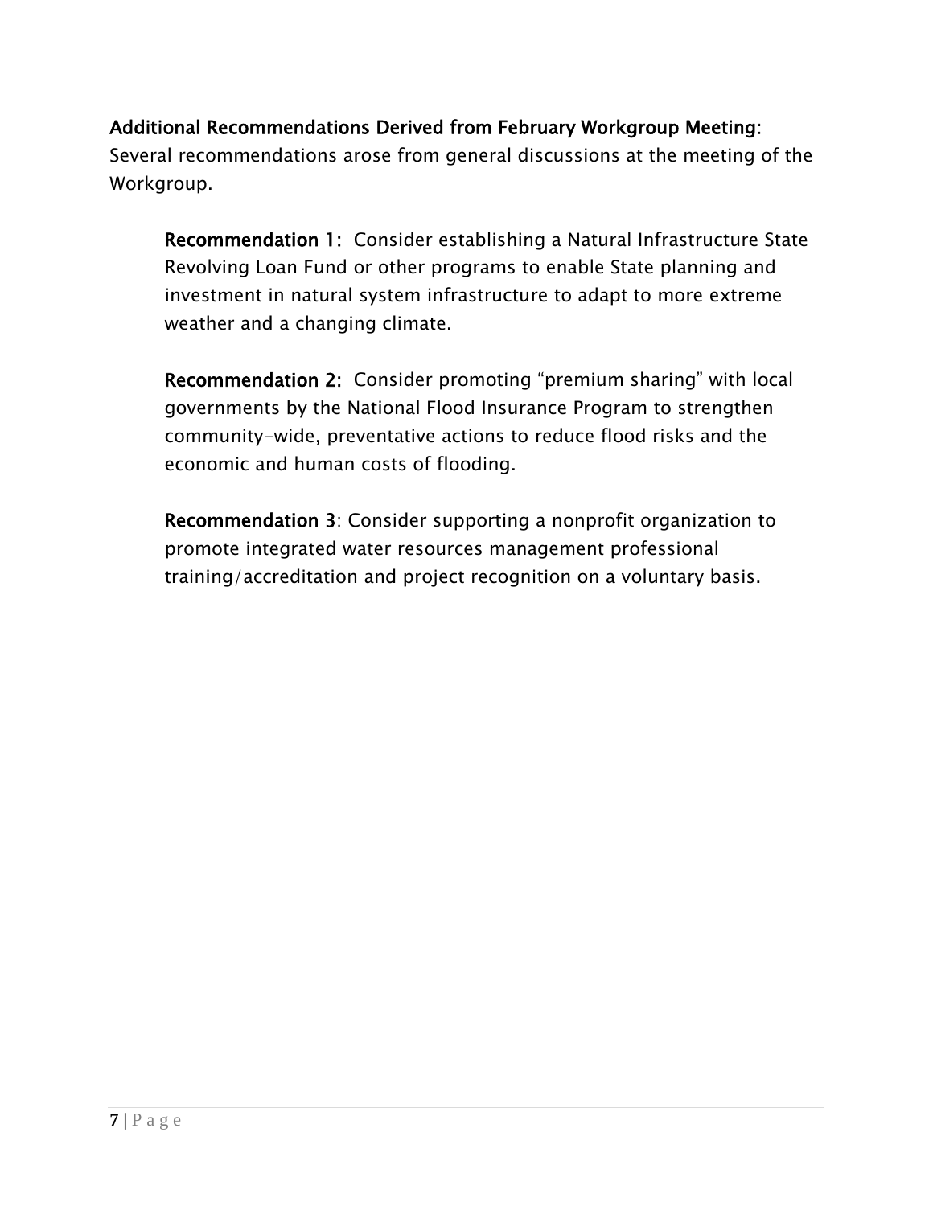**Additional Recommendations Derived from February Workgroup Meeting:**
Several recommendations arose from general discussions at the meeting of the Workgroup.

**Recommendation 1:** Consider establishing a Natural Infrastructure State Revolving Loan Fund or other programs to enable State planning and investment in natural system infrastructure to adapt to more extreme weather and a changing climate.

**Recommendation 2:** Consider promoting "premium sharing" with local governments by the National Flood Insurance Program to strengthen community-wide, preventative actions to reduce flood risks and the economic and human costs of flooding.

**Recommendation 3**: Consider supporting a nonprofit organization to promote integrated water resources management professional training/accreditation and project recognition on a voluntary basis.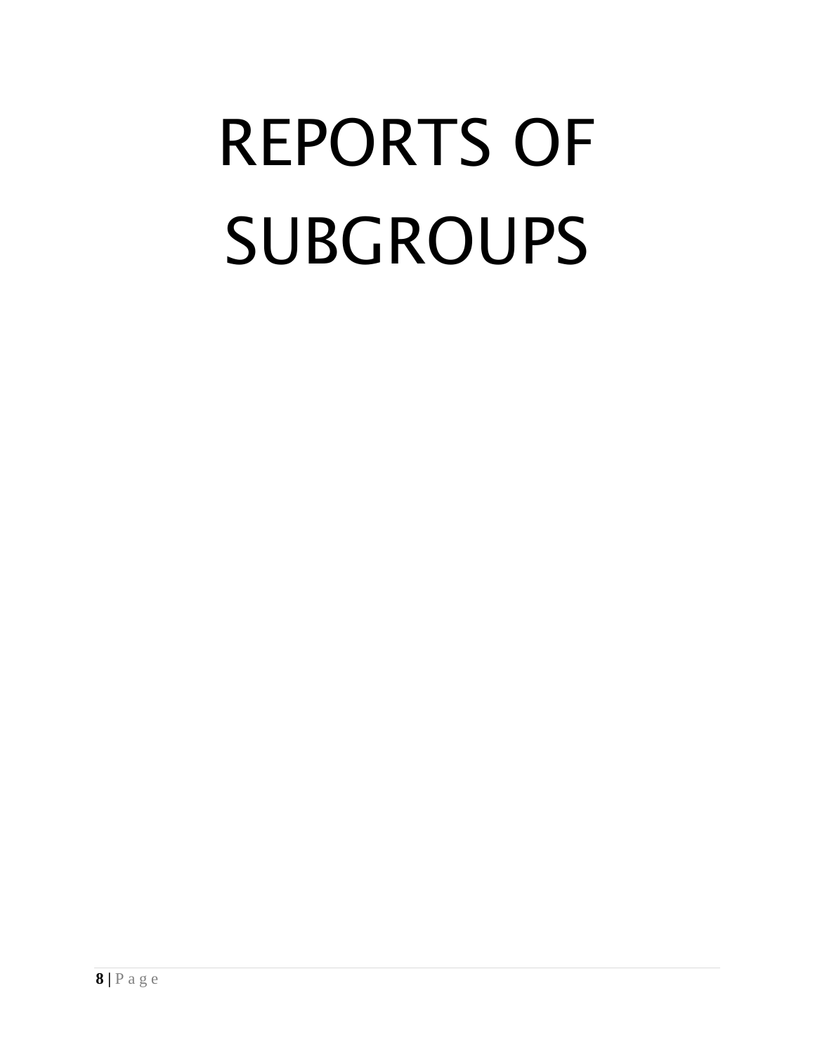# REPORTS OF SUBGROUPS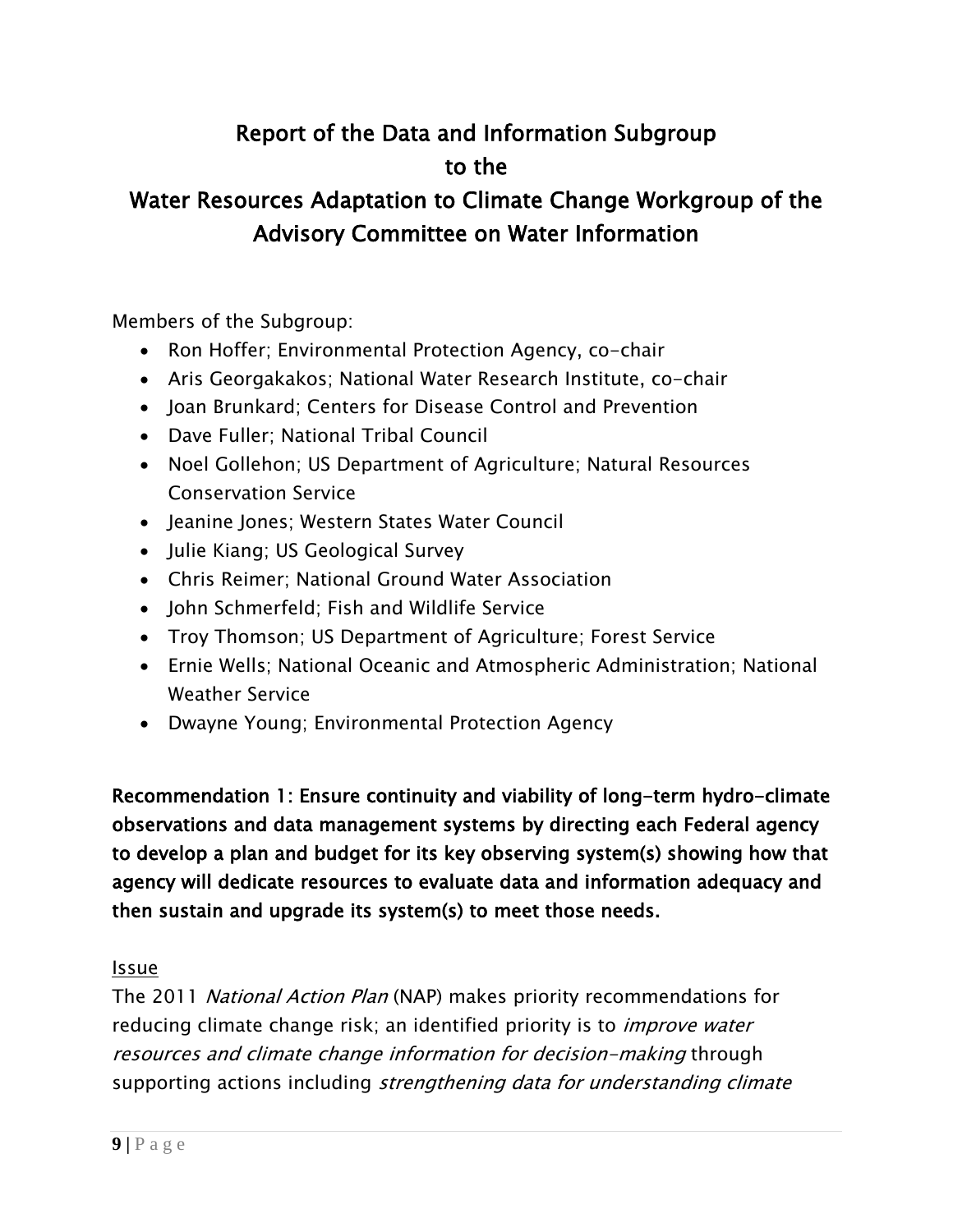# Report of the Data and Information Subgroup to the Water Resources Adaptation to Climate Change Workgroup of the Advisory Committee on Water Information

Members of the Subgroup:

- Ron Hoffer; Environmental Protection Agency, co-chair
- Aris Georgakakos; National Water Research Institute, co-chair
- Joan Brunkard; Centers for Disease Control and Prevention
- Dave Fuller; National Tribal Council
- Noel Gollehon; US Department of Agriculture; Natural Resources Conservation Service
- Jeanine Jones; Western States Water Council
- Julie Kiang; US Geological Survey
- Chris Reimer; National Ground Water Association
- John Schmerfeld; Fish and Wildlife Service
- Troy Thomson; US Department of Agriculture; Forest Service
- Ernie Wells; National Oceanic and Atmospheric Administration; National Weather Service
- Dwayne Young; Environmental Protection Agency

**Recommendation 1: Ensure continuity and viability of long-term hydro-climate observations and data management systems by directing each Federal agency to develop a plan and budget for its key observing system(s) showing how that agency will dedicate resources to evaluate data and information adequacy and then sustain and upgrade its system(s) to meet those needs.**

Issue

The 2011 *National Action Plan* (NAP) makes priority recommendations for reducing climate change risk; an identified priority is to *improve water resources and climate change information for decision-making* through supporting actions including *strengthening data for understanding climate*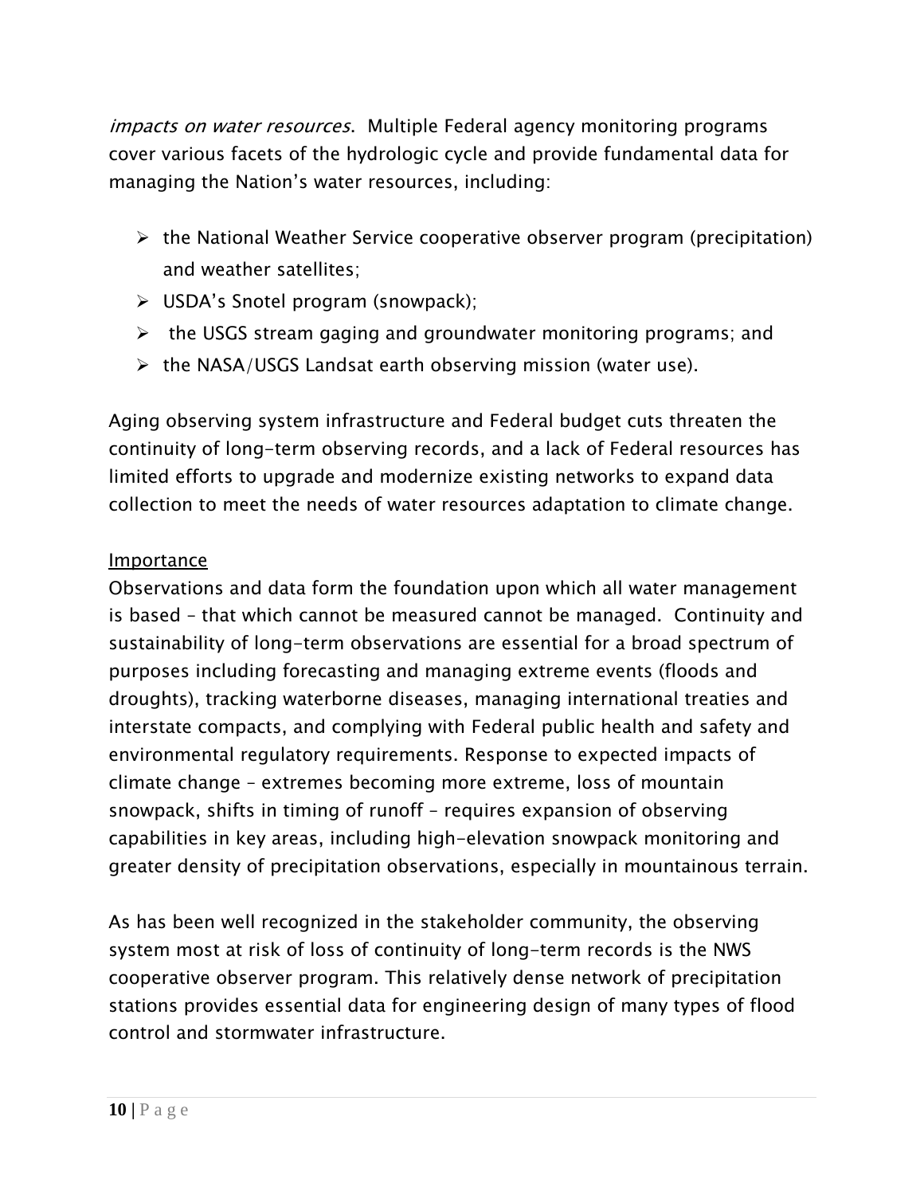*impacts on water resources*. Multiple Federal agency monitoring programs cover various facets of the hydrologic cycle and provide fundamental data for managing the Nation's water resources, including:

- the National Weather Service cooperative observer program (precipitation) and weather satellites;
- USDA's Snotel program (snowpack);
- the USGS stream gaging and groundwater monitoring programs; and
- the NASA/USGS Landsat earth observing mission (water use).

Aging observing system infrastructure and Federal budget cuts threaten the continuity of long-term observing records, and a lack of Federal resources has limited efforts to upgrade and modernize existing networks to expand data collection to meet the needs of water resources adaptation to climate change.

<u>Importance</u>

Observations and data form the foundation upon which all water management is based – that which cannot be measured cannot be managed. Continuity and sustainability of long-term observations are essential for a broad spectrum of purposes including forecasting and managing extreme events (floods and droughts), tracking waterborne diseases, managing international treaties and interstate compacts, and complying with Federal public health and safety and environmental regulatory requirements. Response to expected impacts of climate change – extremes becoming more extreme, loss of mountain snowpack, shifts in timing of runoff – requires expansion of observing capabilities in key areas, including high-elevation snowpack monitoring and greater density of precipitation observations, especially in mountainous terrain.

As has been well recognized in the stakeholder community, the observing system most at risk of loss of continuity of long-term records is the NWS cooperative observer program. This relatively dense network of precipitation stations provides essential data for engineering design of many types of flood control and stormwater infrastructure.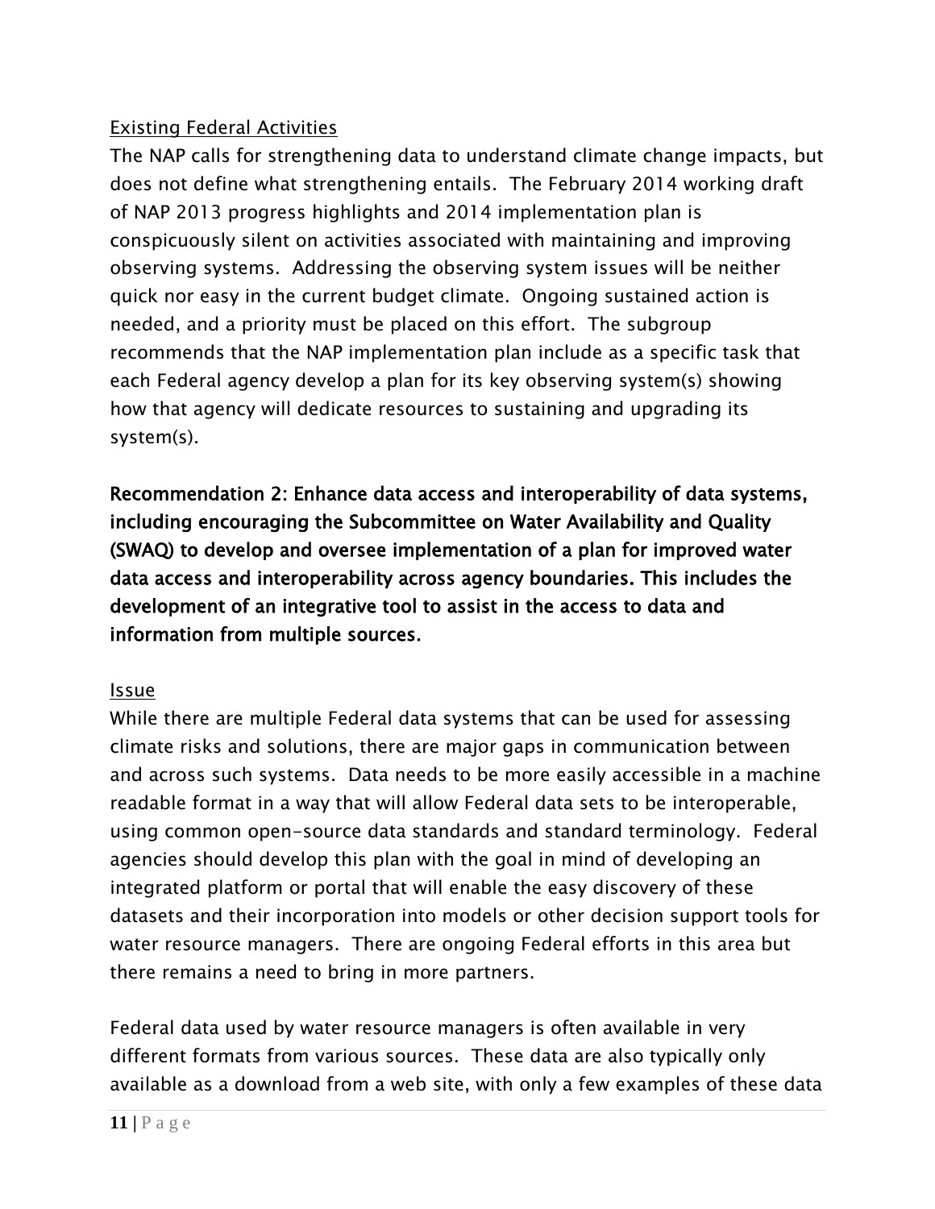Existing Federal Activities

The NAP calls for strengthening data to understand climate change impacts, but does not define what strengthening entails. The February 2014 working draft of NAP 2013 progress highlights and 2014 implementation plan is conspicuously silent on activities associated with maintaining and improving observing systems. Addressing the observing system issues will be neither quick nor easy in the current budget climate. Ongoing sustained action is needed, and a priority must be placed on this effort. The subgroup recommends that the NAP implementation plan include as a specific task that each Federal agency develop a plan for its key observing system(s) showing how that agency will dedicate resources to sustaining and upgrading its system(s).

**Recommendation 2: Enhance data access and interoperability of data systems, including encouraging the Subcommittee on Water Availability and Quality (SWAQ) to develop and oversee implementation of a plan for improved water data access and interoperability across agency boundaries. This includes the development of an integrative tool to assist in the access to data and information from multiple sources.**

Issue

While there are multiple Federal data systems that can be used for assessing climate risks and solutions, there are major gaps in communication between and across such systems. Data needs to be more easily accessible in a machine readable format in a way that will allow Federal data sets to be interoperable, using common open-source data standards and standard terminology. Federal agencies should develop this plan with the goal in mind of developing an integrated platform or portal that will enable the easy discovery of these datasets and their incorporation into models or other decision support tools for water resource managers. There are ongoing Federal efforts in this area but there remains a need to bring in more partners.

Federal data used by water resource managers is often available in very different formats from various sources. These data are also typically only available as a download from a web site, with only a few examples of these data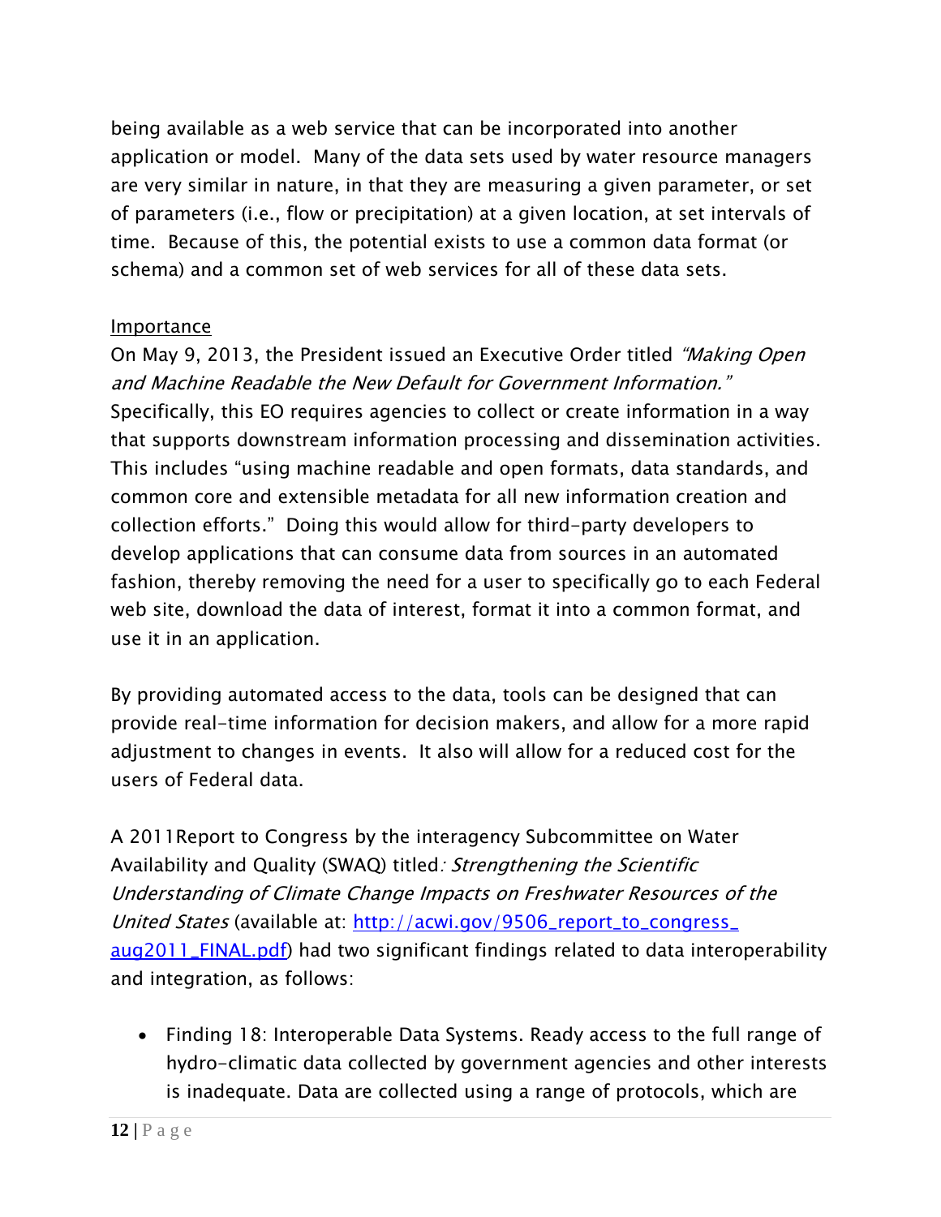being available as a web service that can be incorporated into another application or model. Many of the data sets used by water resource managers are very similar in nature, in that they are measuring a given parameter, or set of parameters (i.e., flow or precipitation) at a given location, at set intervals of time. Because of this, the potential exists to use a common data format (or schema) and a common set of web services for all of these data sets.

<u>Importance</u>

On May 9, 2013, the President issued an Executive Order titled *"Making Open and Machine Readable the New Default for Government Information."* Specifically, this EO requires agencies to collect or create information in a way that supports downstream information processing and dissemination activities. This includes "using machine readable and open formats, data standards, and common core and extensible metadata for all new information creation and collection efforts." Doing this would allow for third-party developers to develop applications that can consume data from sources in an automated fashion, thereby removing the need for a user to specifically go to each Federal web site, download the data of interest, format it into a common format, and use it in an application.

By providing automated access to the data, tools can be designed that can provide real-time information for decision makers, and allow for a more rapid adjustment to changes in events. It also will allow for a reduced cost for the users of Federal data.

A 2011Report to Congress by the interagency Subcommittee on Water Availability and Quality (SWAQ) titled*: Strengthening the Scientific Understanding of Climate Change Impacts on Freshwater Resources of the United States* (available at: [http://acwi.gov/9506_report_to_congress_aug2011_FINAL.pdf](http://acwi.gov/9506_report_to_congress_aug2011_FINAL.pdf)) had two significant findings related to data interoperability and integration, as follows:

- Finding 18: Interoperable Data Systems. Ready access to the full range of hydro-climatic data collected by government agencies and other interests is inadequate. Data are collected using a range of protocols, which are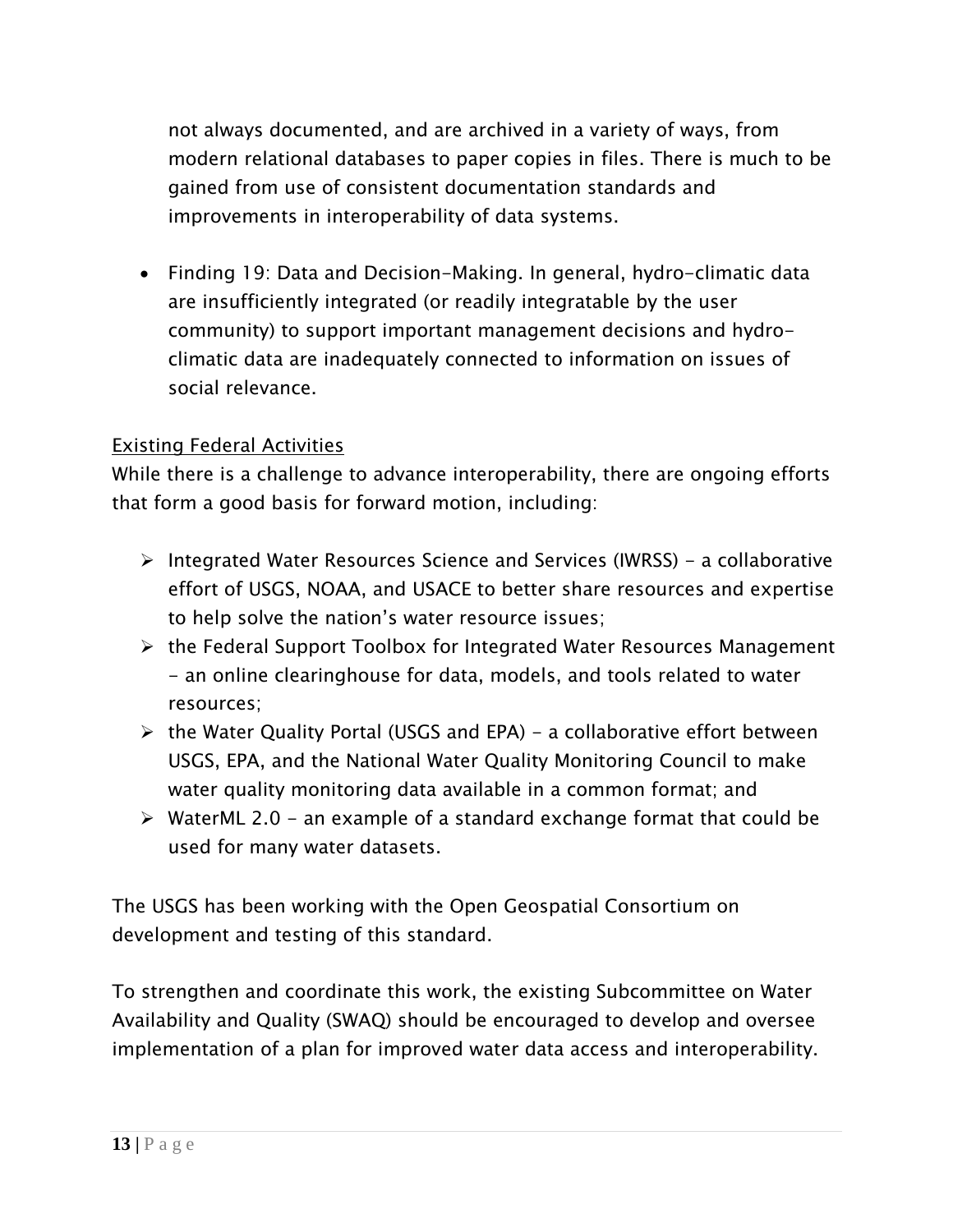not always documented, and are archived in a variety of ways, from modern relational databases to paper copies in files. There is much to be gained from use of consistent documentation standards and improvements in interoperability of data systems.

- Finding 19: Data and Decision-Making. In general, hydro-climatic data are insufficiently integrated (or readily integratable by the user community) to support important management decisions and hydro-climatic data are inadequately connected to information on issues of social relevance.

<u>Existing Federal Activities</u>

While there is a challenge to advance interoperability, there are ongoing efforts that form a good basis for forward motion, including:

- Integrated Water Resources Science and Services (IWRSS) – a collaborative effort of USGS, NOAA, and USACE to better share resources and expertise to help solve the nation's water resource issues;
- the Federal Support Toolbox for Integrated Water Resources Management - an online clearinghouse for data, models, and tools related to water resources;
- the Water Quality Portal (USGS and EPA) – a collaborative effort between USGS, EPA, and the National Water Quality Monitoring Council to make water quality monitoring data available in a common format; and
- WaterML 2.0 – an example of a standard exchange format that could be used for many water datasets.

The USGS has been working with the Open Geospatial Consortium on development and testing of this standard.

To strengthen and coordinate this work, the existing Subcommittee on Water Availability and Quality (SWAQ) should be encouraged to develop and oversee implementation of a plan for improved water data access and interoperability.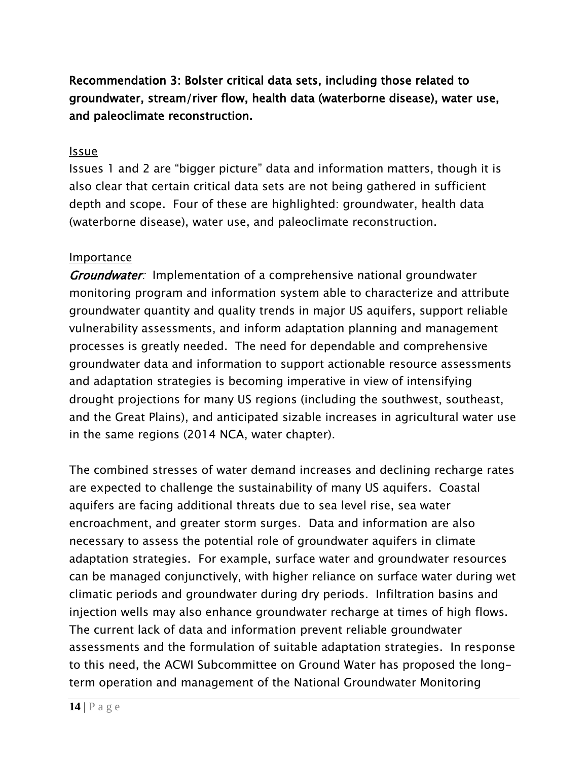**Recommendation 3: Bolster critical data sets, including those related to groundwater, stream/river flow, health data (waterborne disease), water use, and paleoclimate reconstruction.**

Issue

Issues 1 and 2 are "bigger picture" data and information matters, though it is also clear that certain critical data sets are not being gathered in sufficient depth and scope. Four of these are highlighted: groundwater, health data (waterborne disease), water use, and paleoclimate reconstruction.

Importance

***Groundwater:*** Implementation of a comprehensive national groundwater monitoring program and information system able to characterize and attribute groundwater quantity and quality trends in major US aquifers, support reliable vulnerability assessments, and inform adaptation planning and management processes is greatly needed. The need for dependable and comprehensive groundwater data and information to support actionable resource assessments and adaptation strategies is becoming imperative in view of intensifying drought projections for many US regions (including the southwest, southeast, and the Great Plains), and anticipated sizable increases in agricultural water use in the same regions (2014 NCA, water chapter).

The combined stresses of water demand increases and declining recharge rates are expected to challenge the sustainability of many US aquifers. Coastal aquifers are facing additional threats due to sea level rise, sea water encroachment, and greater storm surges. Data and information are also necessary to assess the potential role of groundwater aquifers in climate adaptation strategies. For example, surface water and groundwater resources can be managed conjunctively, with higher reliance on surface water during wet climatic periods and groundwater during dry periods. Infiltration basins and injection wells may also enhance groundwater recharge at times of high flows. The current lack of data and information prevent reliable groundwater assessments and the formulation of suitable adaptation strategies. In response to this need, the ACWI Subcommittee on Ground Water has proposed the long-term operation and management of the National Groundwater Monitoring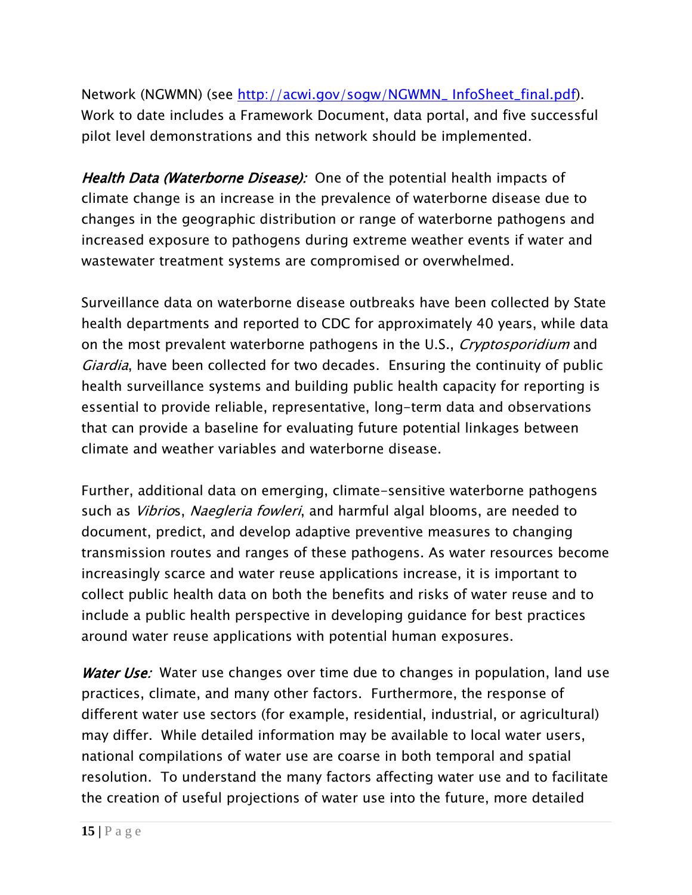Network (NGWMN) (see [http://acwi.gov/sogw/NGWMN_ InfoSheet_final.pdf](http://acwi.gov/sogw/NGWMN_InfoSheet_final.pdf)). Work to date includes a Framework Document, data portal, and five successful pilot level demonstrations and this network should be implemented.

***Health Data (Waterborne Disease):*** One of the potential health impacts of climate change is an increase in the prevalence of waterborne disease due to changes in the geographic distribution or range of waterborne pathogens and increased exposure to pathogens during extreme weather events if water and wastewater treatment systems are compromised or overwhelmed.

Surveillance data on waterborne disease outbreaks have been collected by State health departments and reported to CDC for approximately 40 years, while data on the most prevalent waterborne pathogens in the U.S., *Cryptosporidium* and *Giardia*, have been collected for two decades. Ensuring the continuity of public health surveillance systems and building public health capacity for reporting is essential to provide reliable, representative, long-term data and observations that can provide a baseline for evaluating future potential linkages between climate and weather variables and waterborne disease.

Further, additional data on emerging, climate-sensitive waterborne pathogens such as *Vibrio*s, *Naegleria fowleri*, and harmful algal blooms, are needed to document, predict, and develop adaptive preventive measures to changing transmission routes and ranges of these pathogens. As water resources become increasingly scarce and water reuse applications increase, it is important to collect public health data on both the benefits and risks of water reuse and to include a public health perspective in developing guidance for best practices around water reuse applications with potential human exposures.

***Water Use:*** Water use changes over time due to changes in population, land use practices, climate, and many other factors. Furthermore, the response of different water use sectors (for example, residential, industrial, or agricultural) may differ. While detailed information may be available to local water users, national compilations of water use are coarse in both temporal and spatial resolution. To understand the many factors affecting water use and to facilitate the creation of useful projections of water use into the future, more detailed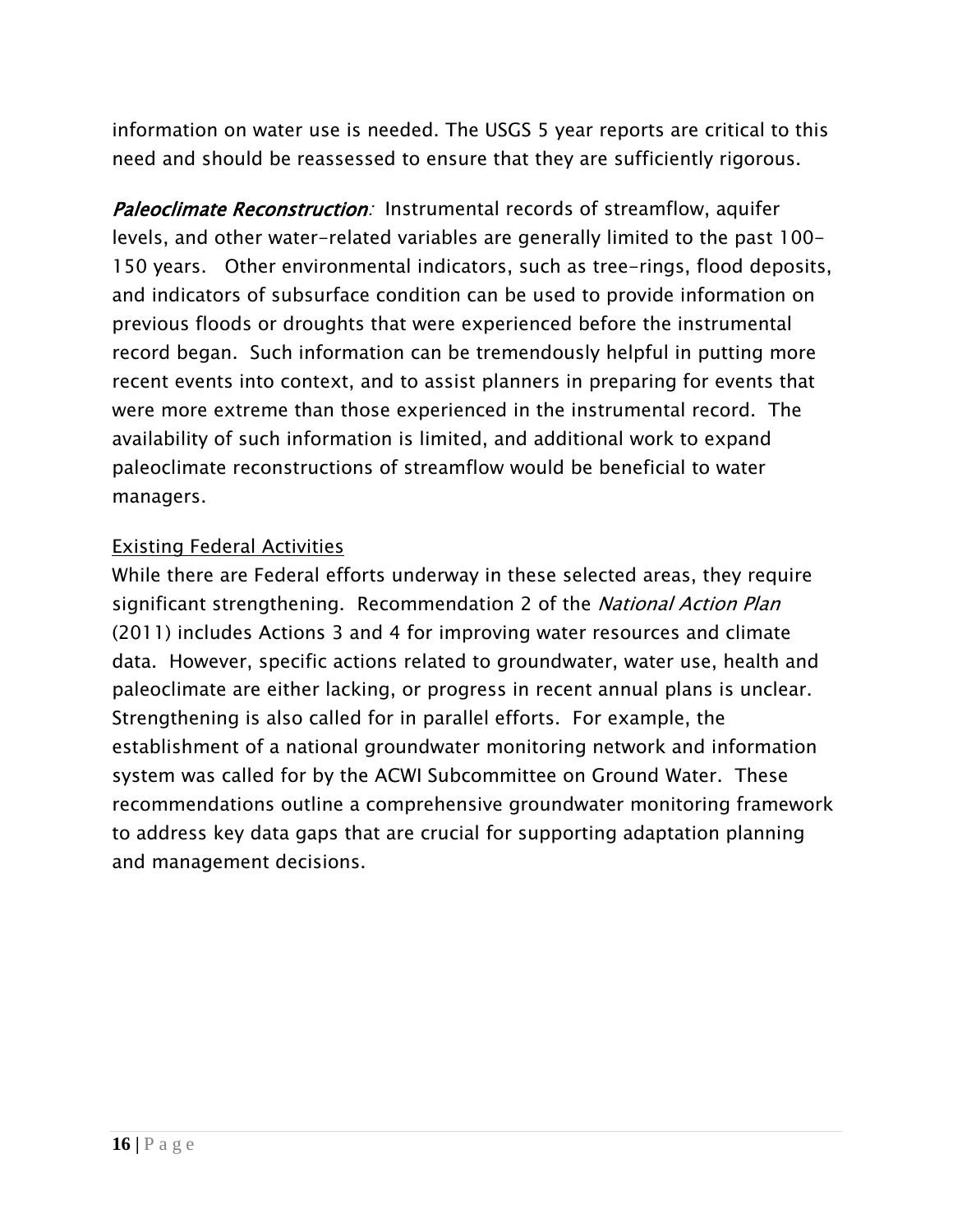information on water use is needed. The USGS 5 year reports are critical to this need and should be reassessed to ensure that they are sufficiently rigorous.

***Paleoclimate Reconstruction**:* Instrumental records of streamflow, aquifer levels, and other water-related variables are generally limited to the past 100-150 years. Other environmental indicators, such as tree-rings, flood deposits, and indicators of subsurface condition can be used to provide information on previous floods or droughts that were experienced before the instrumental record began. Such information can be tremendously helpful in putting more recent events into context, and to assist planners in preparing for events that were more extreme than those experienced in the instrumental record. The availability of such information is limited, and additional work to expand paleoclimate reconstructions of streamflow would be beneficial to water managers.

Existing Federal Activities

While there are Federal efforts underway in these selected areas, they require significant strengthening. Recommendation 2 of the *National Action Plan* (2011) includes Actions 3 and 4 for improving water resources and climate data. However, specific actions related to groundwater, water use, health and paleoclimate are either lacking, or progress in recent annual plans is unclear. Strengthening is also called for in parallel efforts. For example, the establishment of a national groundwater monitoring network and information system was called for by the ACWI Subcommittee on Ground Water. These recommendations outline a comprehensive groundwater monitoring framework to address key data gaps that are crucial for supporting adaptation planning and management decisions.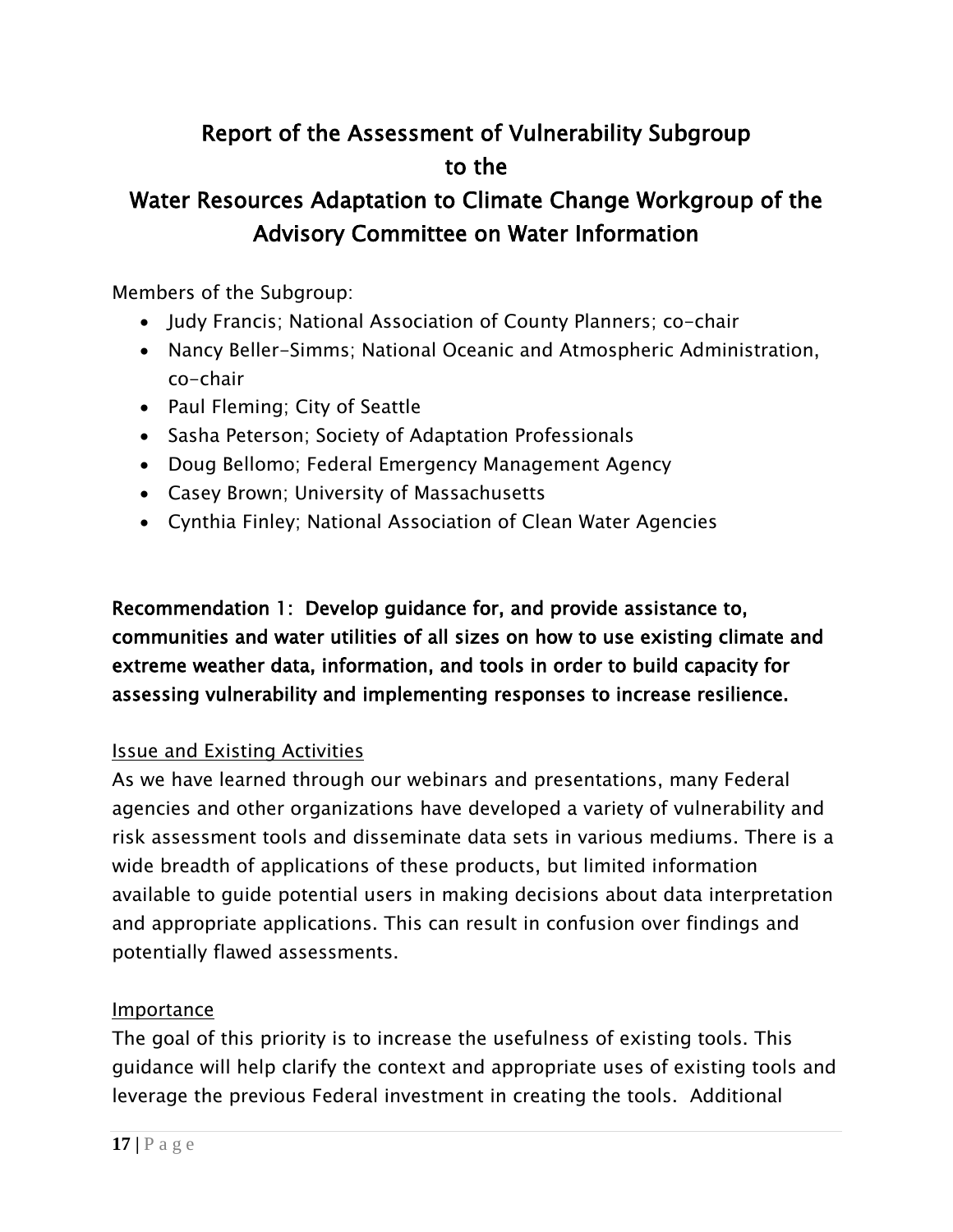# Report of the Assessment of Vulnerability Subgroup to the Water Resources Adaptation to Climate Change Workgroup of the Advisory Committee on Water Information

Members of the Subgroup:

- Judy Francis; National Association of County Planners; co-chair
- Nancy Beller-Simms; National Oceanic and Atmospheric Administration, co-chair
- Paul Fleming; City of Seattle
- Sasha Peterson; Society of Adaptation Professionals
- Doug Bellomo; Federal Emergency Management Agency
- Casey Brown; University of Massachusetts
- Cynthia Finley; National Association of Clean Water Agencies

## Recommendation 1: Develop guidance for, and provide assistance to, communities and water utilities of all sizes on how to use existing climate and extreme weather data, information, and tools in order to build capacity for assessing vulnerability and implementing responses to increase resilience.

### Issue and Existing Activities

As we have learned through our webinars and presentations, many Federal agencies and other organizations have developed a variety of vulnerability and risk assessment tools and disseminate data sets in various mediums. There is a wide breadth of applications of these products, but limited information available to guide potential users in making decisions about data interpretation and appropriate applications. This can result in confusion over findings and potentially flawed assessments.

### Importance

The goal of this priority is to increase the usefulness of existing tools. This guidance will help clarify the context and appropriate uses of existing tools and leverage the previous Federal investment in creating the tools. Additional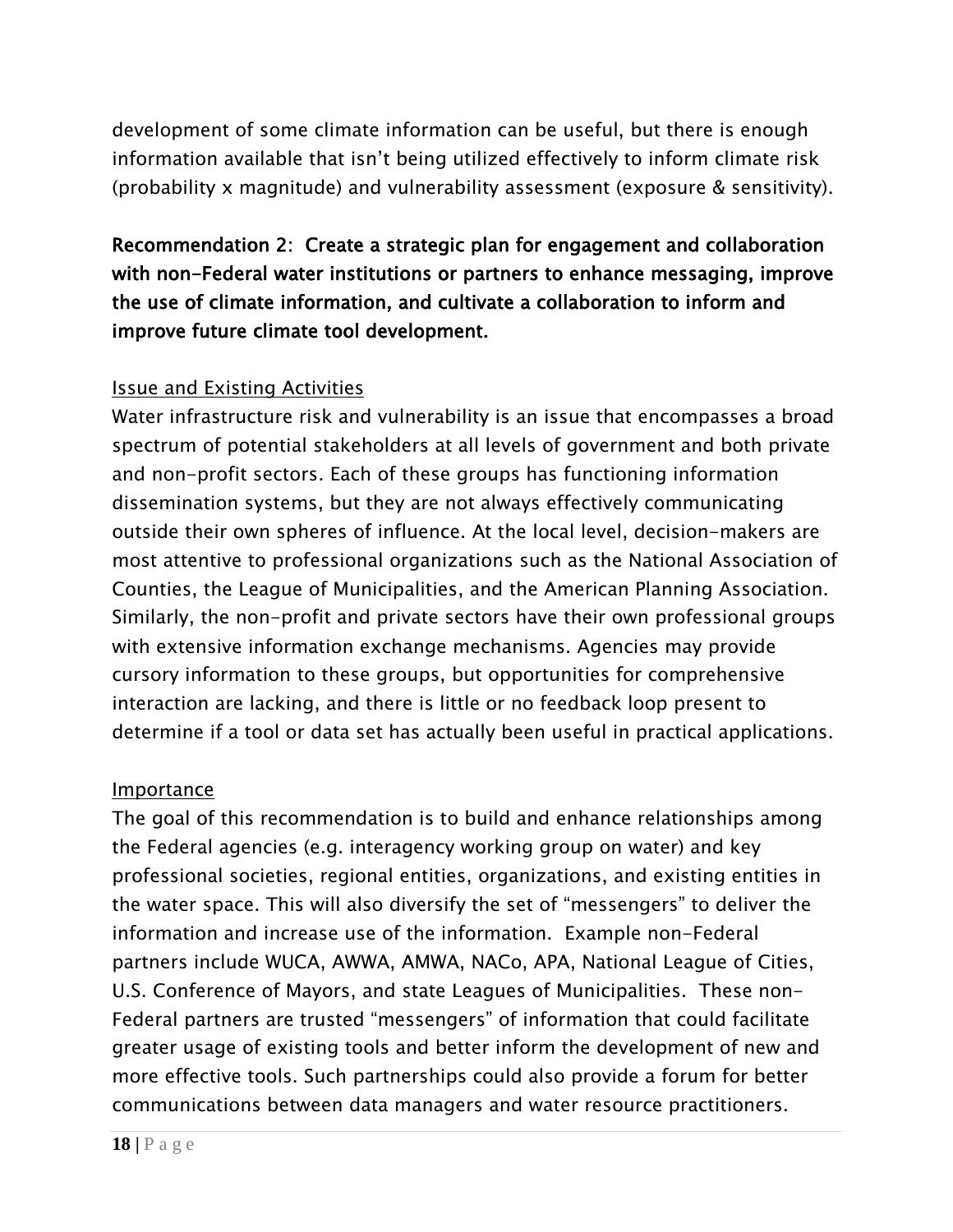development of some climate information can be useful, but there is enough information available that isn't being utilized effectively to inform climate risk (probability x magnitude) and vulnerability assessment (exposure & sensitivity).

**Recommendation 2: Create a strategic plan for engagement and collaboration with non-Federal water institutions or partners to enhance messaging, improve the use of climate information, and cultivate a collaboration to inform and improve future climate tool development.**

Issue and Existing Activities

Water infrastructure risk and vulnerability is an issue that encompasses a broad spectrum of potential stakeholders at all levels of government and both private and non-profit sectors. Each of these groups has functioning information dissemination systems, but they are not always effectively communicating outside their own spheres of influence. At the local level, decision-makers are most attentive to professional organizations such as the National Association of Counties, the League of Municipalities, and the American Planning Association. Similarly, the non-profit and private sectors have their own professional groups with extensive information exchange mechanisms. Agencies may provide cursory information to these groups, but opportunities for comprehensive interaction are lacking, and there is little or no feedback loop present to determine if a tool or data set has actually been useful in practical applications.

Importance

The goal of this recommendation is to build and enhance relationships among the Federal agencies (e.g. interagency working group on water) and key professional societies, regional entities, organizations, and existing entities in the water space. This will also diversify the set of "messengers" to deliver the information and increase use of the information. Example non-Federal partners include WUCA, AWWA, AMWA, NACo, APA, National League of Cities, U.S. Conference of Mayors, and state Leagues of Municipalities. These non-Federal partners are trusted "messengers" of information that could facilitate greater usage of existing tools and better inform the development of new and more effective tools. Such partnerships could also provide a forum for better communications between data managers and water resource practitioners.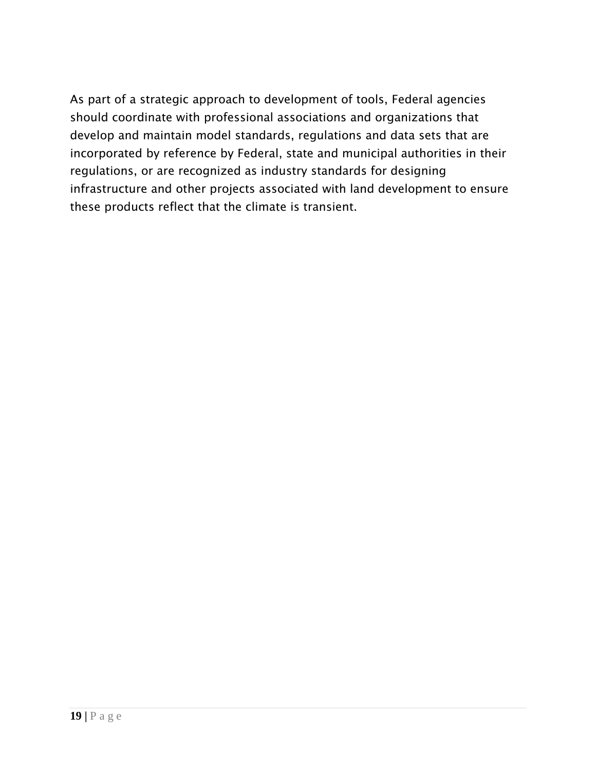As part of a strategic approach to development of tools, Federal agencies should coordinate with professional associations and organizations that develop and maintain model standards, regulations and data sets that are incorporated by reference by Federal, state and municipal authorities in their regulations, or are recognized as industry standards for designing infrastructure and other projects associated with land development to ensure these products reflect that the climate is transient.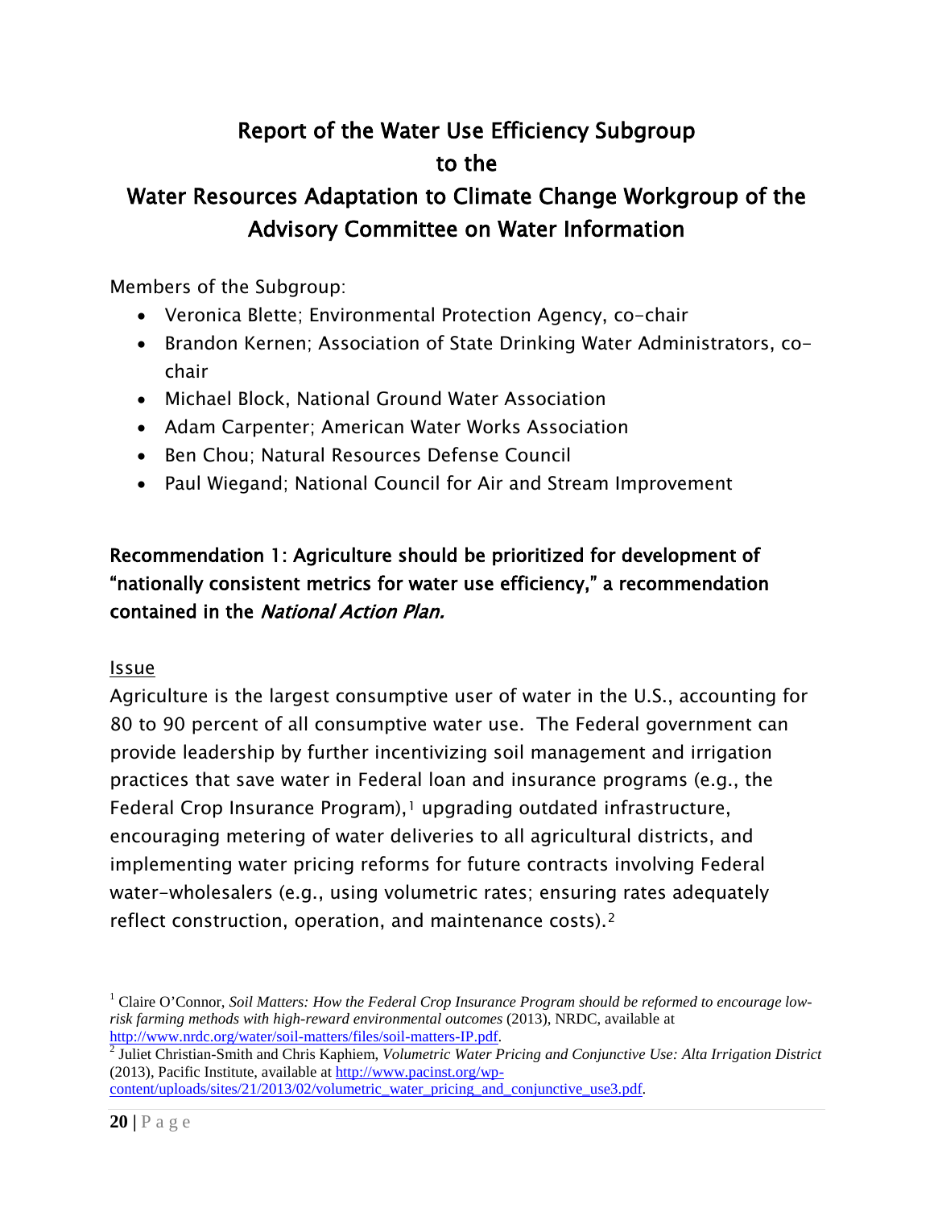# Report of the Water Use Efficiency Subgroup to the Water Resources Adaptation to Climate Change Workgroup of the Advisory Committee on Water Information

Members of the Subgroup:

- Veronica Blette; Environmental Protection Agency, co-chair
- Brandon Kernen; Association of State Drinking Water Administrators, co-chair
- Michael Block, National Ground Water Association
- Adam Carpenter; American Water Works Association
- Ben Chou; Natural Resources Defense Council
- Paul Wiegand; National Council for Air and Stream Improvement

## Recommendation 1: Agriculture should be prioritized for development of "nationally consistent metrics for water use efficiency," a recommendation contained in the *National Action Plan.*

Issue

Agriculture is the largest consumptive user of water in the U.S., accounting for 80 to 90 percent of all consumptive water use. The Federal government can provide leadership by further incentivizing soil management and irrigation practices that save water in Federal loan and insurance programs (e.g., the Federal Crop Insurance Program),[1] upgrading outdated infrastructure, encouraging metering of water deliveries to all agricultural districts, and implementing water pricing reforms for future contracts involving Federal water-wholesalers (e.g., using volumetric rates; ensuring rates adequately reflect construction, operation, and maintenance costs).[2]

[1] Claire O'Connor, *Soil Matters: How the Federal Crop Insurance Program should be reformed to encourage low-risk farming methods with high-reward environmental outcomes* (2013), NRDC, available at http://www.nrdc.org/water/soil-matters/files/soil-matters-IP.pdf.

[2] Juliet Christian-Smith and Chris Kaphiem, *Volumetric Water Pricing and Conjunctive Use: Alta Irrigation District* (2013), Pacific Institute, available at http://www.pacinst.org/wp-content/uploads/sites/21/2013/02/volumetric_water_pricing_and_conjunctive_use3.pdf.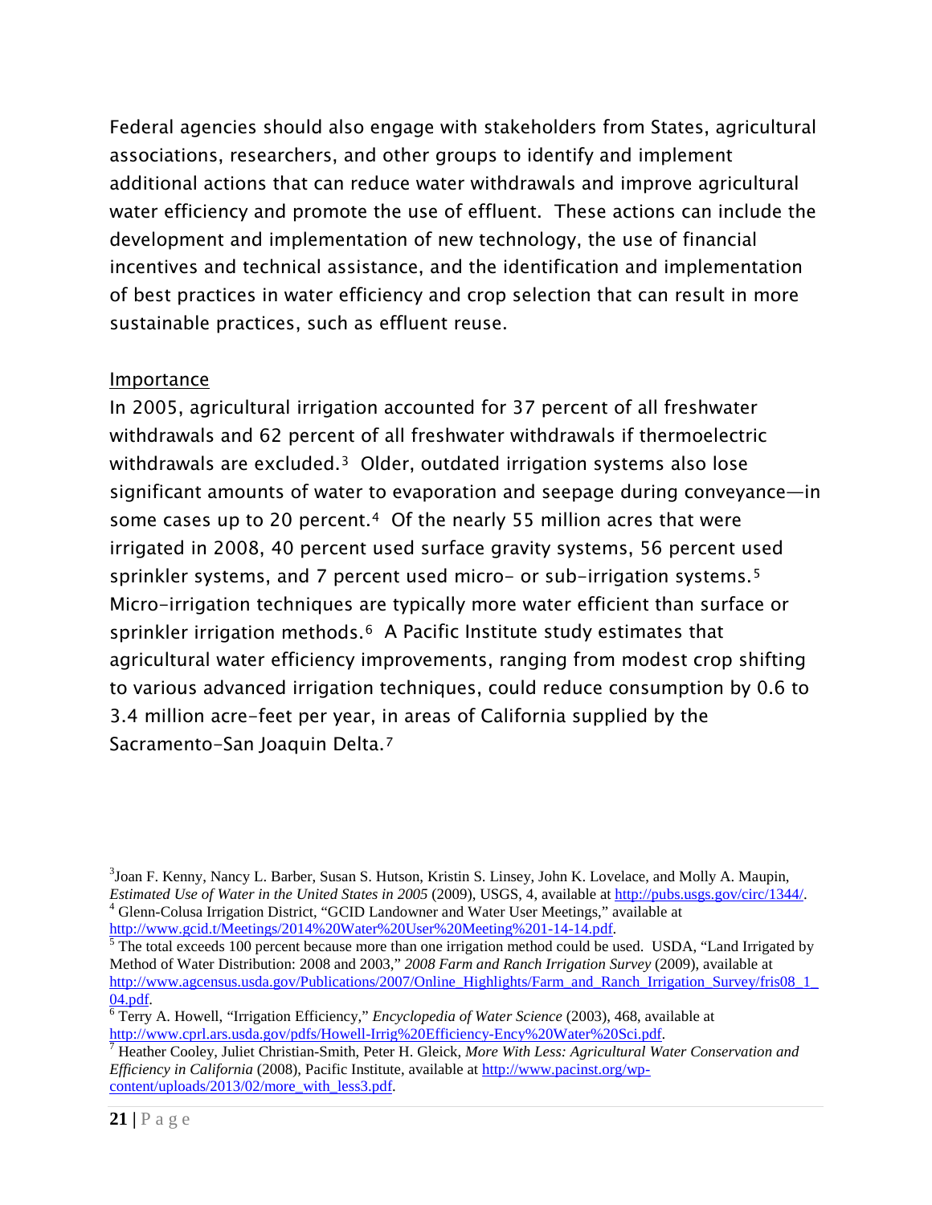Federal agencies should also engage with stakeholders from States, agricultural associations, researchers, and other groups to identify and implement additional actions that can reduce water withdrawals and improve agricultural water efficiency and promote the use of effluent. These actions can include the development and implementation of new technology, the use of financial incentives and technical assistance, and the identification and implementation of best practices in water efficiency and crop selection that can result in more sustainable practices, such as effluent reuse.

Importance

In 2005, agricultural irrigation accounted for 37 percent of all freshwater withdrawals and 62 percent of all freshwater withdrawals if thermoelectric withdrawals are excluded.[3] Older, outdated irrigation systems also lose significant amounts of water to evaporation and seepage during conveyance—in some cases up to 20 percent.[4] Of the nearly 55 million acres that were irrigated in 2008, 40 percent used surface gravity systems, 56 percent used sprinkler systems, and 7 percent used micro- or sub-irrigation systems.[5] Micro-irrigation techniques are typically more water efficient than surface or sprinkler irrigation methods.[6] A Pacific Institute study estimates that agricultural water efficiency improvements, ranging from modest crop shifting to various advanced irrigation techniques, could reduce consumption by 0.6 to 3.4 million acre-feet per year, in areas of California supplied by the Sacramento-San Joaquin Delta.[7]

---

[3] Joan F. Kenny, Nancy L. Barber, Susan S. Hutson, Kristin S. Linsey, John K. Lovelace, and Molly A. Maupin, *Estimated Use of Water in the United States in 2005* (2009), USGS, 4, available at http://pubs.usgs.gov/circ/1344/.

[4] Glenn-Colusa Irrigation District, "GCID Landowner and Water User Meetings," available at http://www.gcid.t/Meetings/2014%20Water%20User%20Meeting%201-14-14.pdf.

[5] The total exceeds 100 percent because more than one irrigation method could be used. USDA, "Land Irrigated by Method of Water Distribution: 2008 and 2003," *2008 Farm and Ranch Irrigation Survey* (2009), available at http://www.agcensus.usda.gov/Publications/2007/Online_Highlights/Farm_and_Ranch_Irrigation_Survey/fris08_1_04.pdf.

[6] Terry A. Howell, "Irrigation Efficiency," *Encyclopedia of Water Science* (2003), 468, available at http://www.cprl.ars.usda.gov/pdfs/Howell-Irrig%20Efficiency-Ency%20Water%20Sci.pdf.

[7] Heather Cooley, Juliet Christian-Smith, Peter H. Gleick, *More With Less: Agricultural Water Conservation and Efficiency in California* (2008), Pacific Institute, available at http://www.pacinst.org/wp-content/uploads/2013/02/more_with_less3.pdf.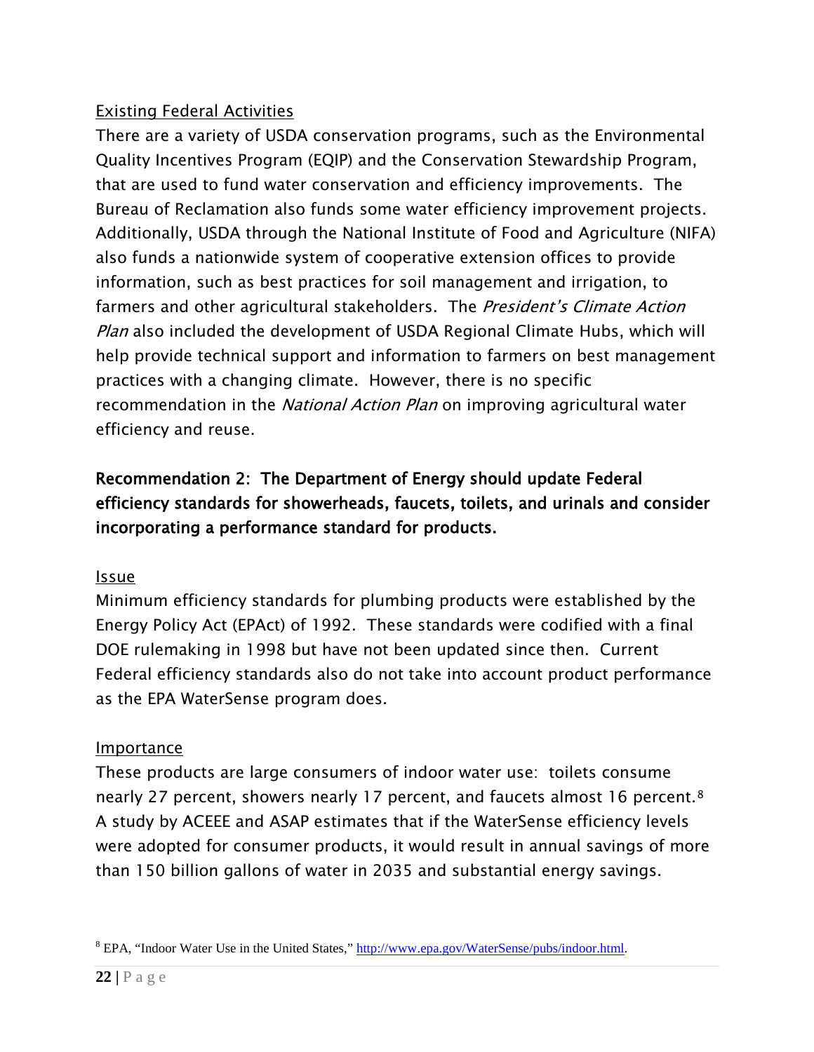Existing Federal Activities

There are a variety of USDA conservation programs, such as the Environmental Quality Incentives Program (EQIP) and the Conservation Stewardship Program, that are used to fund water conservation and efficiency improvements. The Bureau of Reclamation also funds some water efficiency improvement projects. Additionally, USDA through the National Institute of Food and Agriculture (NIFA) also funds a nationwide system of cooperative extension offices to provide information, such as best practices for soil management and irrigation, to farmers and other agricultural stakeholders. The *President's Climate Action Plan* also included the development of USDA Regional Climate Hubs, which will help provide technical support and information to farmers on best management practices with a changing climate. However, there is no specific recommendation in the *National Action Plan* on improving agricultural water efficiency and reuse.

**Recommendation 2: The Department of Energy should update Federal efficiency standards for showerheads, faucets, toilets, and urinals and consider incorporating a performance standard for products.**

Issue

Minimum efficiency standards for plumbing products were established by the Energy Policy Act (EPAct) of 1992. These standards were codified with a final DOE rulemaking in 1998 but have not been updated since then. Current Federal efficiency standards also do not take into account product performance as the EPA WaterSense program does.

Importance

These products are large consumers of indoor water use: toilets consume nearly 27 percent, showers nearly 17 percent, and faucets almost 16 percent.[8] A study by ACEEE and ASAP estimates that if the WaterSense efficiency levels were adopted for consumer products, it would result in annual savings of more than 150 billion gallons of water in 2035 and substantial energy savings.

[8] EPA, "Indoor Water Use in the United States," http://www.epa.gov/WaterSense/pubs/indoor.html.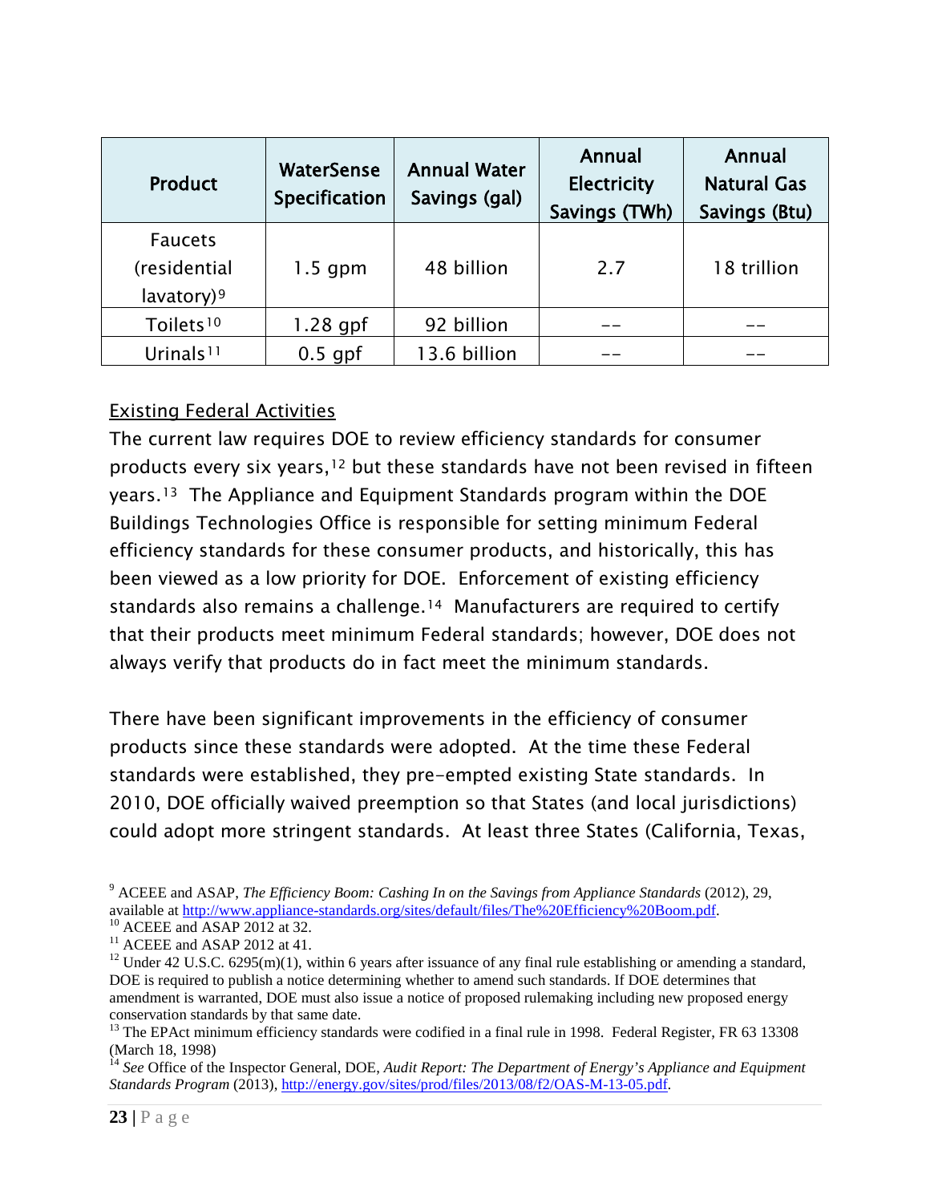| Product | WaterSense Specification | Annual Water Savings (gal) | Annual Electricity Savings (TWh) | Annual Natural Gas Savings (Btu) |
|---|---|---|---|---|
| Faucets (residential lavatory)[9] | 1.5 gpm | 48 billion | 2.7 | 18 trillion |
| Toilets[10] | 1.28 gpf | 92 billion | -- | -- |
| Urinals[11] | 0.5 gpf | 13.6 billion | -- | -- |

Existing Federal Activities

The current law requires DOE to review efficiency standards for consumer products every six years,[12] but these standards have not been revised in fifteen years.[13] The Appliance and Equipment Standards program within the DOE Buildings Technologies Office is responsible for setting minimum Federal efficiency standards for these consumer products, and historically, this has been viewed as a low priority for DOE. Enforcement of existing efficiency standards also remains a challenge.[14] Manufacturers are required to certify that their products meet minimum Federal standards; however, DOE does not always verify that products do in fact meet the minimum standards.

There have been significant improvements in the efficiency of consumer products since these standards were adopted. At the time these Federal standards were established, they pre-empted existing State standards. In 2010, DOE officially waived preemption so that States (and local jurisdictions) could adopt more stringent standards. At least three States (California, Texas,

[9] ACEEE and ASAP, *The Efficiency Boom: Cashing In on the Savings from Appliance Standards* (2012), 29, available at http://www.appliance-standards.org/sites/default/files/The%20Efficiency%20Boom.pdf.
[10] ACEEE and ASAP 2012 at 32.
[11] ACEEE and ASAP 2012 at 41.
[12] Under 42 U.S.C. 6295(m)(1), within 6 years after issuance of any final rule establishing or amending a standard, DOE is required to publish a notice determining whether to amend such standards. If DOE determines that amendment is warranted, DOE must also issue a notice of proposed rulemaking including new proposed energy conservation standards by that same date.
[13] The EPAct minimum efficiency standards were codified in a final rule in 1998. Federal Register, FR 63 13308 (March 18, 1998)
[14] *See* Office of the Inspector General, DOE, *Audit Report: The Department of Energy's Appliance and Equipment Standards Program* (2013), http://energy.gov/sites/prod/files/2013/08/f2/OAS-M-13-05.pdf.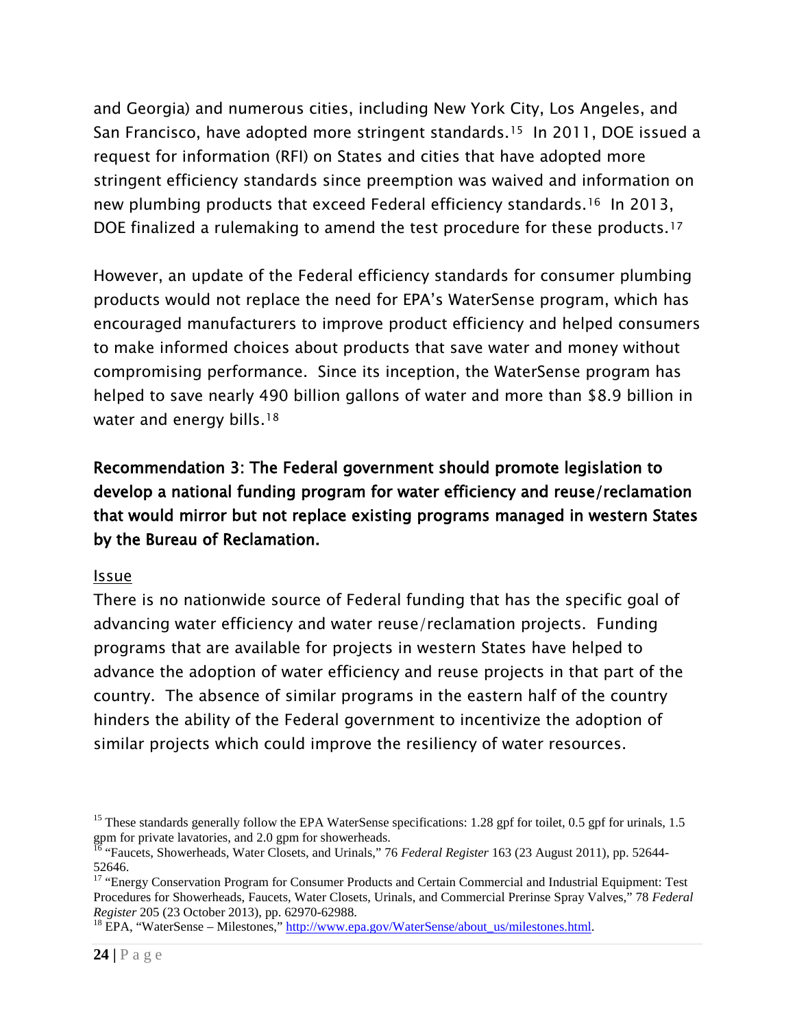and Georgia) and numerous cities, including New York City, Los Angeles, and San Francisco, have adopted more stringent standards.[15] In 2011, DOE issued a request for information (RFI) on States and cities that have adopted more stringent efficiency standards since preemption was waived and information on new plumbing products that exceed Federal efficiency standards.[16] In 2013, DOE finalized a rulemaking to amend the test procedure for these products.[17]

However, an update of the Federal efficiency standards for consumer plumbing products would not replace the need for EPA's WaterSense program, which has encouraged manufacturers to improve product efficiency and helped consumers to make informed choices about products that save water and money without compromising performance. Since its inception, the WaterSense program has helped to save nearly 490 billion gallons of water and more than $8.9 billion in water and energy bills.[18]

### Recommendation 3: The Federal government should promote legislation to develop a national funding program for water efficiency and reuse/reclamation that would mirror but not replace existing programs managed in western States by the Bureau of Reclamation.

<u>Issue</u>

There is no nationwide source of Federal funding that has the specific goal of advancing water efficiency and water reuse/reclamation projects. Funding programs that are available for projects in western States have helped to advance the adoption of water efficiency and reuse projects in that part of the country. The absence of similar programs in the eastern half of the country hinders the ability of the Federal government to incentivize the adoption of similar projects which could improve the resiliency of water resources.

---

[15] These standards generally follow the EPA WaterSense specifications: 1.28 gpf for toilet, 0.5 gpf for urinals, 1.5 gpm for private lavatories, and 2.0 gpm for showerheads.

[16] "Faucets, Showerheads, Water Closets, and Urinals," 76 *Federal Register* 163 (23 August 2011), pp. 52644-52646.

[17] "Energy Conservation Program for Consumer Products and Certain Commercial and Industrial Equipment: Test Procedures for Showerheads, Faucets, Water Closets, Urinals, and Commercial Prerinse Spray Valves," 78 *Federal Register* 205 (23 October 2013), pp. 62970-62988.

[18] EPA, "WaterSense – Milestones," http://www.epa.gov/WaterSense/about_us/milestones.html.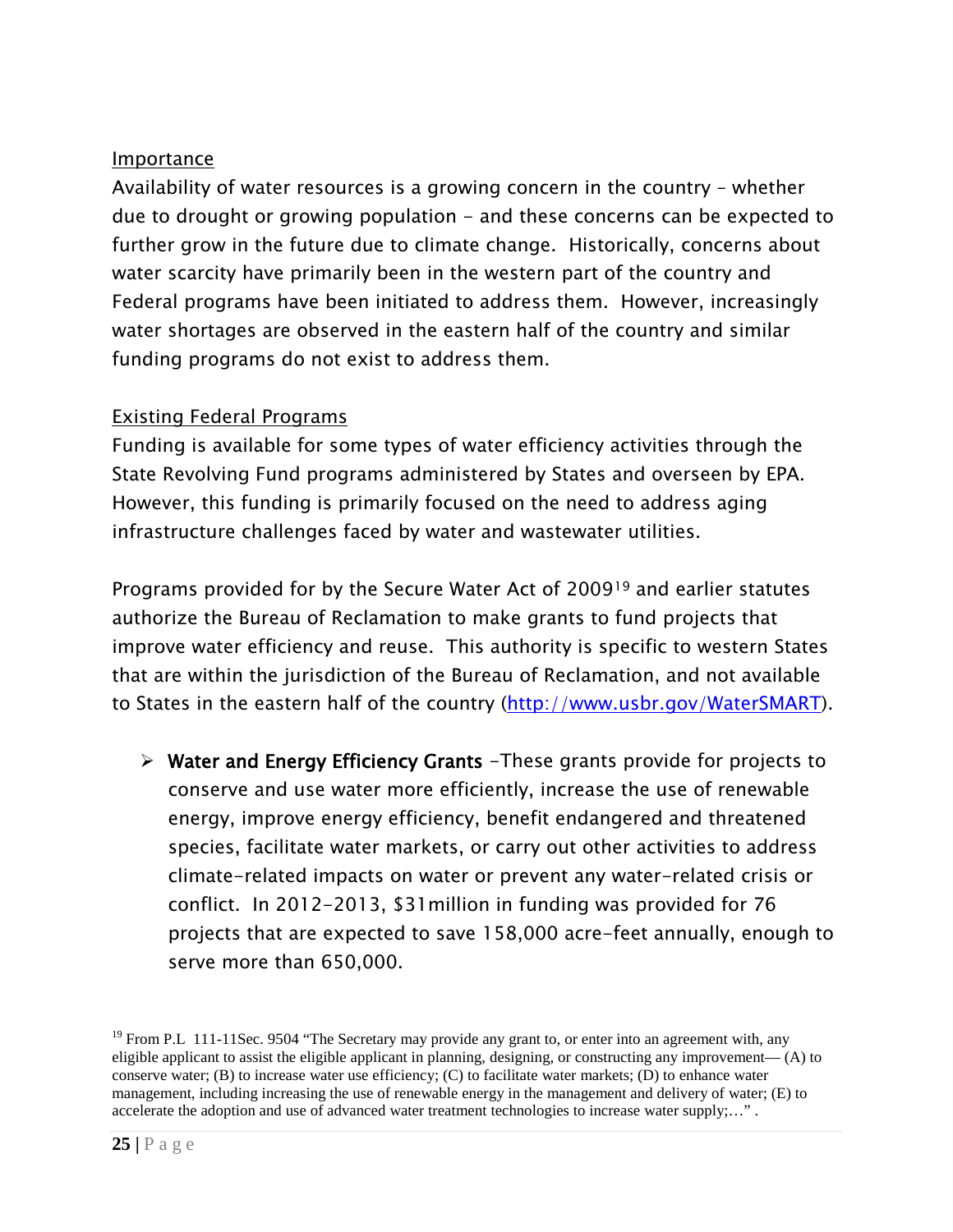Importance

Availability of water resources is a growing concern in the country – whether due to drought or growing population – and these concerns can be expected to further grow in the future due to climate change. Historically, concerns about water scarcity have primarily been in the western part of the country and Federal programs have been initiated to address them. However, increasingly water shortages are observed in the eastern half of the country and similar funding programs do not exist to address them.

Existing Federal Programs

Funding is available for some types of water efficiency activities through the State Revolving Fund programs administered by States and overseen by EPA. However, this funding is primarily focused on the need to address aging infrastructure challenges faced by water and wastewater utilities.

Programs provided for by the Secure Water Act of 2009[19] and earlier statutes authorize the Bureau of Reclamation to make grants to fund projects that improve water efficiency and reuse. This authority is specific to western States that are within the jurisdiction of the Bureau of Reclamation, and not available to States in the eastern half of the country (http://www.usbr.gov/WaterSMART).

- **Water and Energy Efficiency Grants** –These grants provide for projects to conserve and use water more efficiently, increase the use of renewable energy, improve energy efficiency, benefit endangered and threatened species, facilitate water markets, or carry out other activities to address climate-related impacts on water or prevent any water-related crisis or conflict. In 2012-2013, $31million in funding was provided for 76 projects that are expected to save 158,000 acre-feet annually, enough to serve more than 650,000.

[19] From P.L 111-11Sec. 9504 "The Secretary may provide any grant to, or enter into an agreement with, any eligible applicant to assist the eligible applicant in planning, designing, or constructing any improvement— (A) to conserve water; (B) to increase water use efficiency; (C) to facilitate water markets; (D) to enhance water management, including increasing the use of renewable energy in the management and delivery of water; (E) to accelerate the adoption and use of advanced water treatment technologies to increase water supply;…" .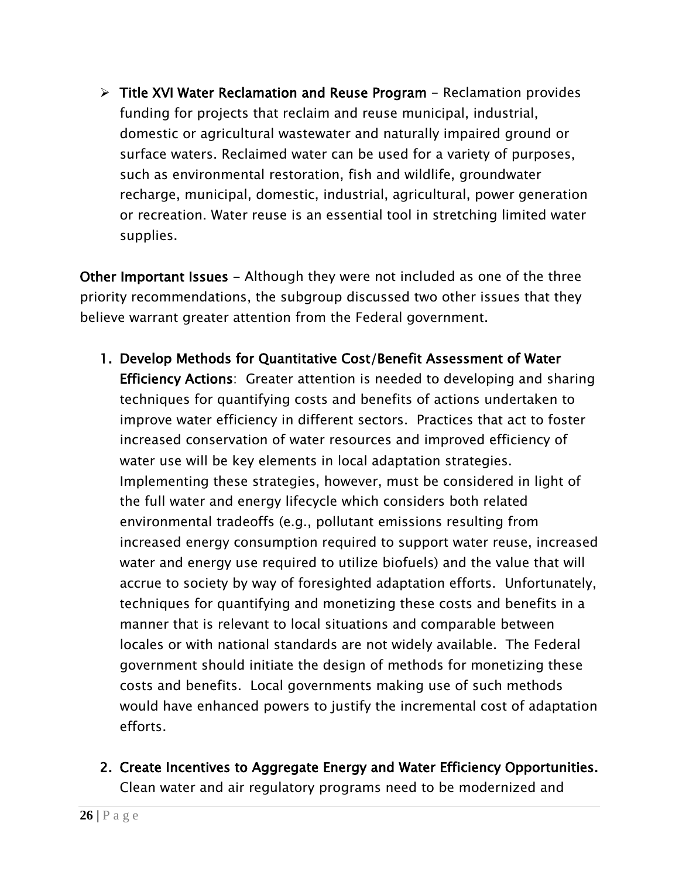- **Title XVI Water Reclamation and Reuse Program** – Reclamation provides funding for projects that reclaim and reuse municipal, industrial, domestic or agricultural wastewater and naturally impaired ground or surface waters. Reclaimed water can be used for a variety of purposes, such as environmental restoration, fish and wildlife, groundwater recharge, municipal, domestic, industrial, agricultural, power generation or recreation. Water reuse is an essential tool in stretching limited water supplies.

**Other Important Issues** – Although they were not included as one of the three priority recommendations, the subgroup discussed two other issues that they believe warrant greater attention from the Federal government.

1. **Develop Methods for Quantitative Cost/Benefit Assessment of Water Efficiency Actions**: Greater attention is needed to developing and sharing techniques for quantifying costs and benefits of actions undertaken to improve water efficiency in different sectors. Practices that act to foster increased conservation of water resources and improved efficiency of water use will be key elements in local adaptation strategies. Implementing these strategies, however, must be considered in light of the full water and energy lifecycle which considers both related environmental tradeoffs (e.g., pollutant emissions resulting from increased energy consumption required to support water reuse, increased water and energy use required to utilize biofuels) and the value that will accrue to society by way of foresighted adaptation efforts. Unfortunately, techniques for quantifying and monetizing these costs and benefits in a manner that is relevant to local situations and comparable between locales or with national standards are not widely available. The Federal government should initiate the design of methods for monetizing these costs and benefits. Local governments making use of such methods would have enhanced powers to justify the incremental cost of adaptation efforts.

2. **Create Incentives to Aggregate Energy and Water Efficiency Opportunities.** Clean water and air regulatory programs need to be modernized and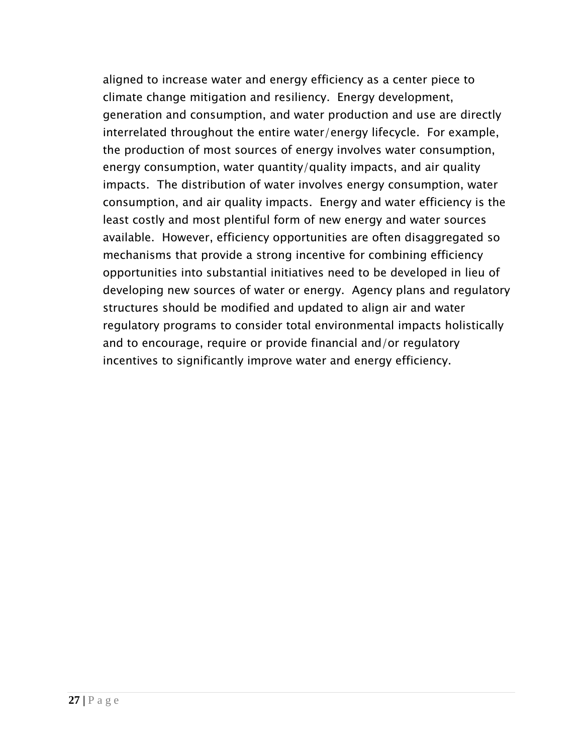aligned to increase water and energy efficiency as a center piece to climate change mitigation and resiliency.  Energy development, generation and consumption, and water production and use are directly interrelated throughout the entire water/energy lifecycle.  For example, the production of most sources of energy involves water consumption, energy consumption, water quantity/quality impacts, and air quality impacts.  The distribution of water involves energy consumption, water consumption, and air quality impacts.  Energy and water efficiency is the least costly and most plentiful form of new energy and water sources available.  However, efficiency opportunities are often disaggregated so mechanisms that provide a strong incentive for combining efficiency opportunities into substantial initiatives need to be developed in lieu of developing new sources of water or energy.  Agency plans and regulatory structures should be modified and updated to align air and water regulatory programs to consider total environmental impacts holistically and to encourage, require or provide financial and/or regulatory incentives to significantly improve water and energy efficiency.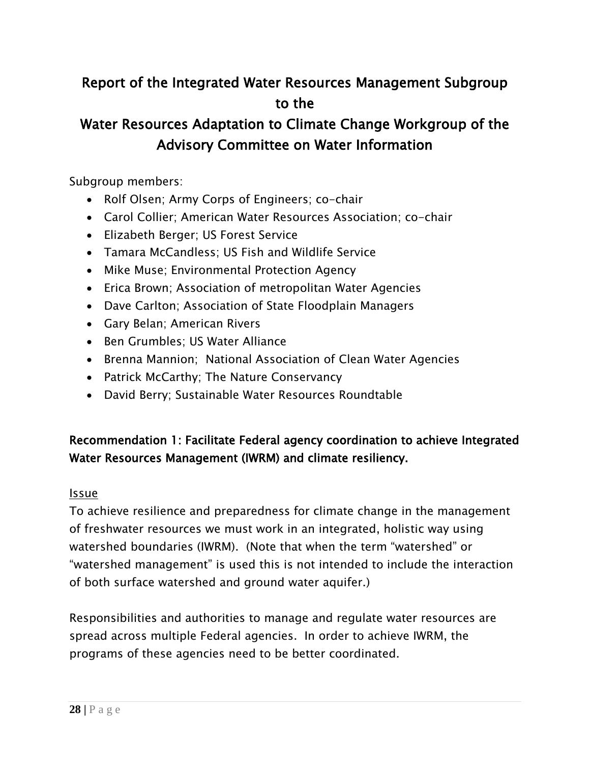# Report of the Integrated Water Resources Management Subgroup to the Water Resources Adaptation to Climate Change Workgroup of the Advisory Committee on Water Information

Subgroup members:

- Rolf Olsen; Army Corps of Engineers; co-chair
- Carol Collier; American Water Resources Association; co-chair
- Elizabeth Berger; US Forest Service
- Tamara McCandless; US Fish and Wildlife Service
- Mike Muse; Environmental Protection Agency
- Erica Brown; Association of metropolitan Water Agencies
- Dave Carlton; Association of State Floodplain Managers
- Gary Belan; American Rivers
- Ben Grumbles; US Water Alliance
- Brenna Mannion; National Association of Clean Water Agencies
- Patrick McCarthy; The Nature Conservancy
- David Berry; Sustainable Water Resources Roundtable

## Recommendation 1: Facilitate Federal agency coordination to achieve Integrated Water Resources Management (IWRM) and climate resiliency.

Issue

To achieve resilience and preparedness for climate change in the management of freshwater resources we must work in an integrated, holistic way using watershed boundaries (IWRM). (Note that when the term "watershed" or "watershed management" is used this is not intended to include the interaction of both surface watershed and ground water aquifer.)

Responsibilities and authorities to manage and regulate water resources are spread across multiple Federal agencies. In order to achieve IWRM, the programs of these agencies need to be better coordinated.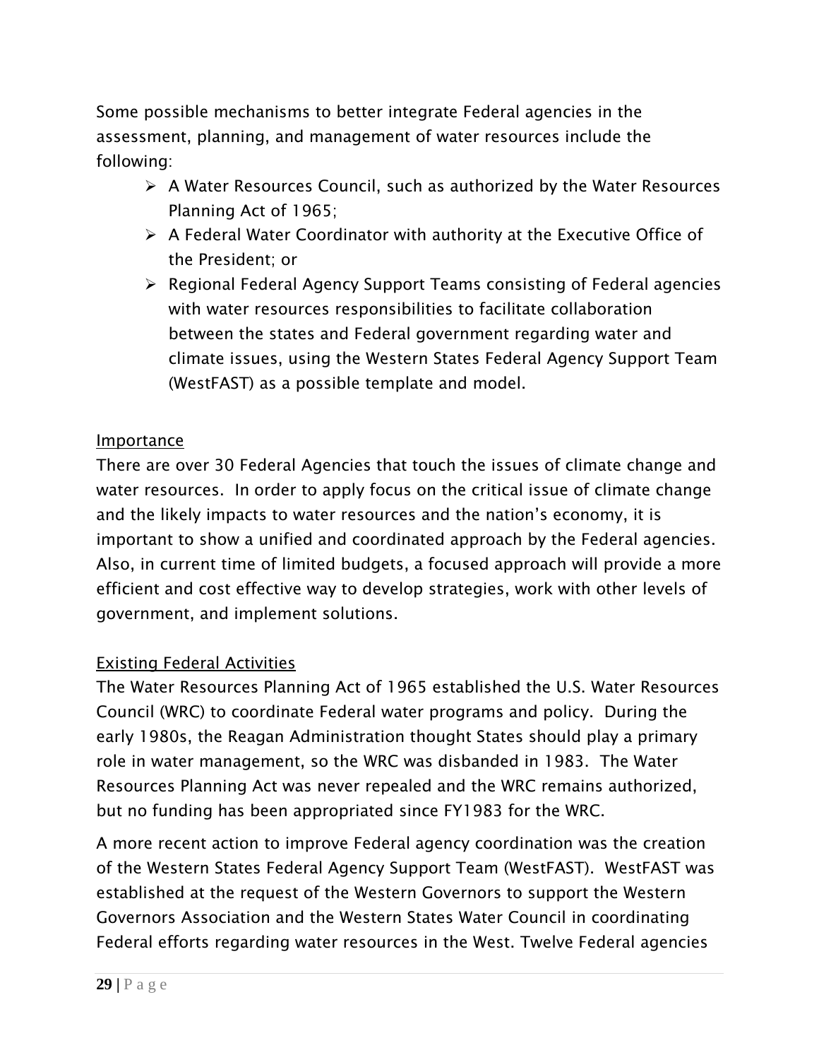Some possible mechanisms to better integrate Federal agencies in the assessment, planning, and management of water resources include the following:

- A Water Resources Council, such as authorized by the Water Resources Planning Act of 1965;
- A Federal Water Coordinator with authority at the Executive Office of the President; or
- Regional Federal Agency Support Teams consisting of Federal agencies with water resources responsibilities to facilitate collaboration between the states and Federal government regarding water and climate issues, using the Western States Federal Agency Support Team (WestFAST) as a possible template and model.

<u>Importance</u>

There are over 30 Federal Agencies that touch the issues of climate change and water resources. In order to apply focus on the critical issue of climate change and the likely impacts to water resources and the nation's economy, it is important to show a unified and coordinated approach by the Federal agencies. Also, in current time of limited budgets, a focused approach will provide a more efficient and cost effective way to develop strategies, work with other levels of government, and implement solutions.

<u>Existing Federal Activities</u>

The Water Resources Planning Act of 1965 established the U.S. Water Resources Council (WRC) to coordinate Federal water programs and policy. During the early 1980s, the Reagan Administration thought States should play a primary role in water management, so the WRC was disbanded in 1983. The Water Resources Planning Act was never repealed and the WRC remains authorized, but no funding has been appropriated since FY1983 for the WRC.

A more recent action to improve Federal agency coordination was the creation of the Western States Federal Agency Support Team (WestFAST). WestFAST was established at the request of the Western Governors to support the Western Governors Association and the Western States Water Council in coordinating Federal efforts regarding water resources in the West. Twelve Federal agencies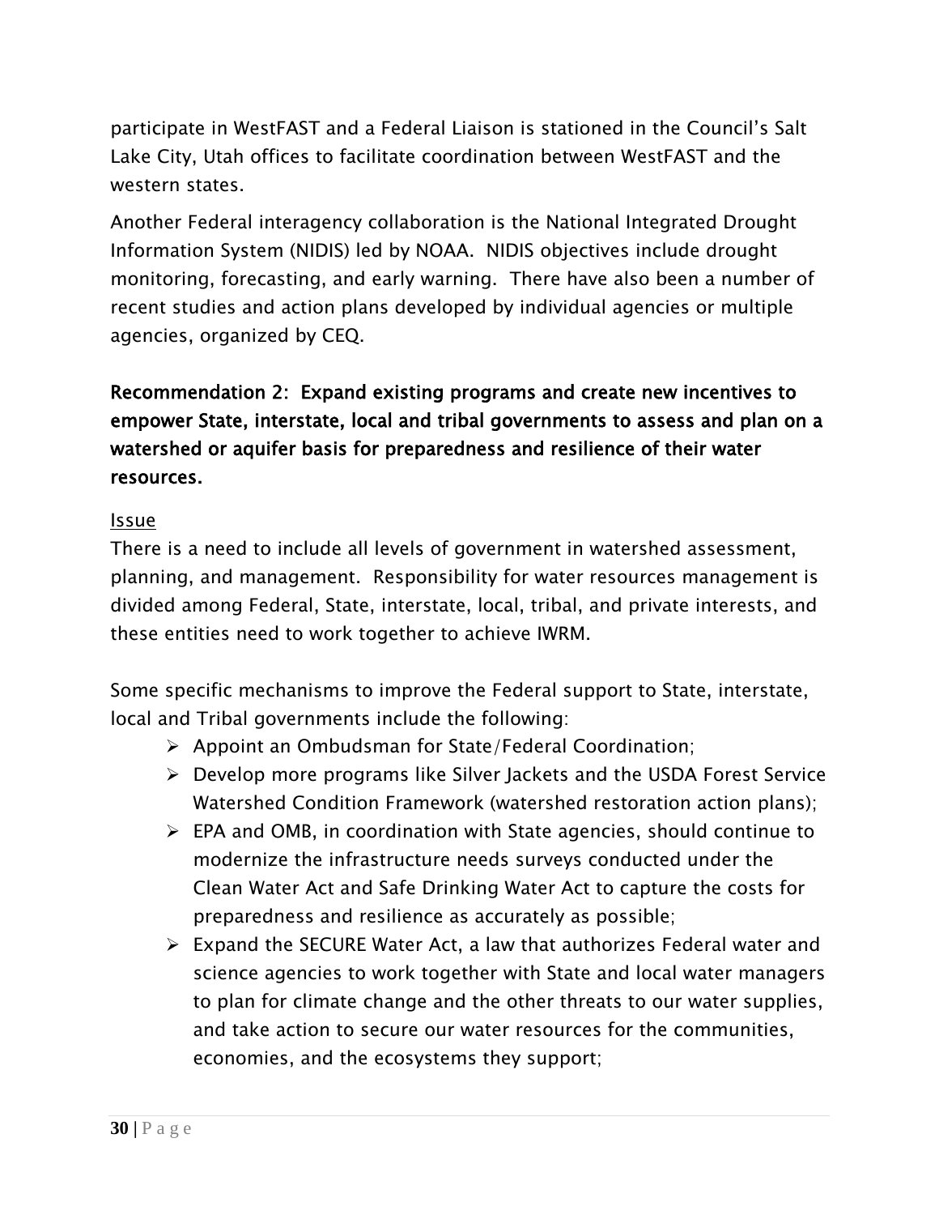participate in WestFAST and a Federal Liaison is stationed in the Council's Salt Lake City, Utah offices to facilitate coordination between WestFAST and the western states.

Another Federal interagency collaboration is the National Integrated Drought Information System (NIDIS) led by NOAA. NIDIS objectives include drought monitoring, forecasting, and early warning. There have also been a number of recent studies and action plans developed by individual agencies or multiple agencies, organized by CEQ.

### Recommendation 2: Expand existing programs and create new incentives to empower State, interstate, local and tribal governments to assess and plan on a watershed or aquifer basis for preparedness and resilience of their water resources.

<u>Issue</u>

There is a need to include all levels of government in watershed assessment, planning, and management. Responsibility for water resources management is divided among Federal, State, interstate, local, tribal, and private interests, and these entities need to work together to achieve IWRM.

Some specific mechanisms to improve the Federal support to State, interstate, local and Tribal governments include the following:

- Appoint an Ombudsman for State/Federal Coordination;
- Develop more programs like Silver Jackets and the USDA Forest Service Watershed Condition Framework (watershed restoration action plans);
- EPA and OMB, in coordination with State agencies, should continue to modernize the infrastructure needs surveys conducted under the Clean Water Act and Safe Drinking Water Act to capture the costs for preparedness and resilience as accurately as possible;
- Expand the SECURE Water Act, a law that authorizes Federal water and science agencies to work together with State and local water managers to plan for climate change and the other threats to our water supplies, and take action to secure our water resources for the communities, economies, and the ecosystems they support;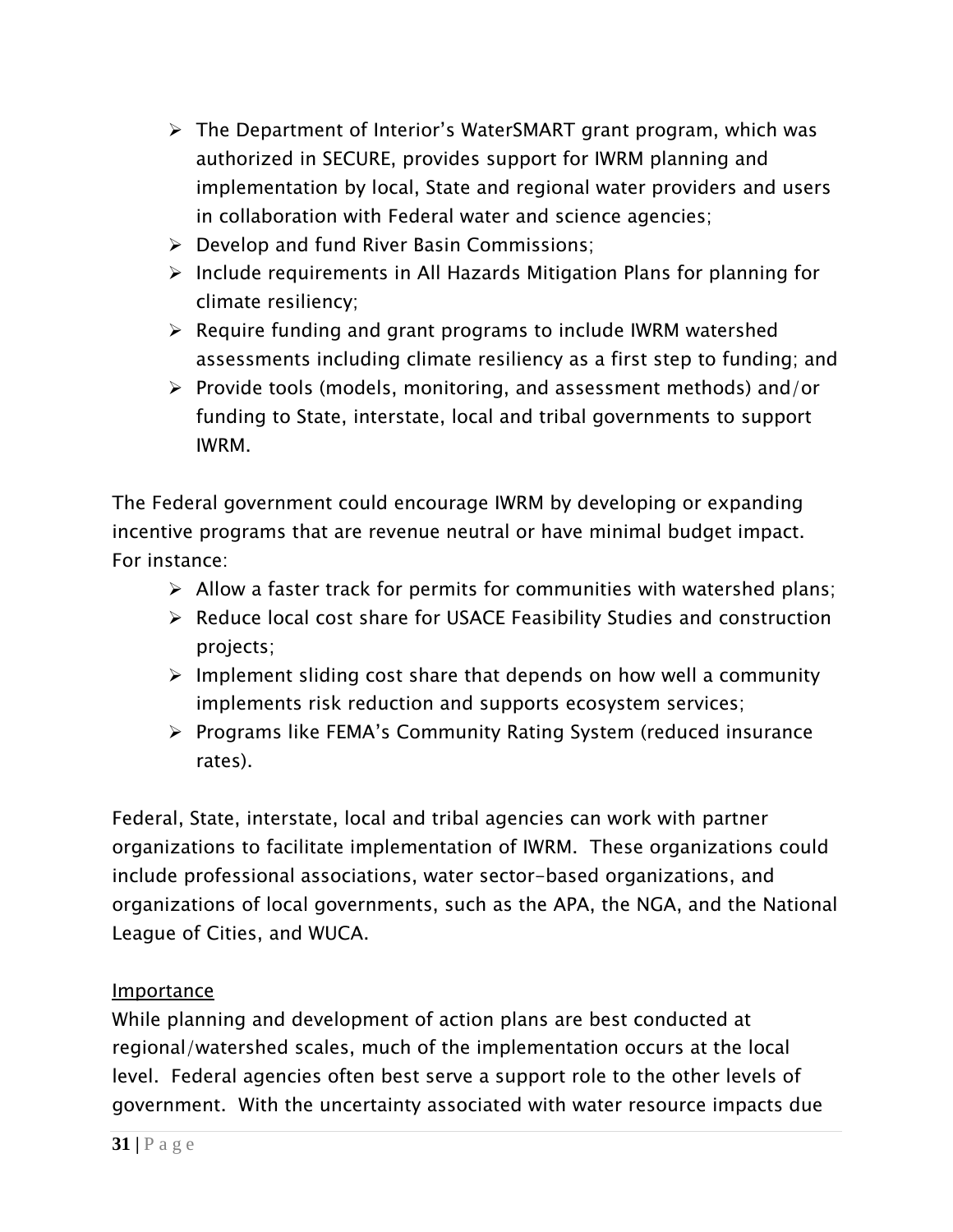- The Department of Interior's WaterSMART grant program, which was authorized in SECURE, provides support for IWRM planning and implementation by local, State and regional water providers and users in collaboration with Federal water and science agencies;
- Develop and fund River Basin Commissions;
- Include requirements in All Hazards Mitigation Plans for planning for climate resiliency;
- Require funding and grant programs to include IWRM watershed assessments including climate resiliency as a first step to funding; and
- Provide tools (models, monitoring, and assessment methods) and/or funding to State, interstate, local and tribal governments to support IWRM.

The Federal government could encourage IWRM by developing or expanding incentive programs that are revenue neutral or have minimal budget impact. For instance:

- Allow a faster track for permits for communities with watershed plans;
- Reduce local cost share for USACE Feasibility Studies and construction projects;
- Implement sliding cost share that depends on how well a community implements risk reduction and supports ecosystem services;
- Programs like FEMA's Community Rating System (reduced insurance rates).

Federal, State, interstate, local and tribal agencies can work with partner organizations to facilitate implementation of IWRM. These organizations could include professional associations, water sector-based organizations, and organizations of local governments, such as the APA, the NGA, and the National League of Cities, and WUCA.

Importance

While planning and development of action plans are best conducted at regional/watershed scales, much of the implementation occurs at the local level. Federal agencies often best serve a support role to the other levels of government. With the uncertainty associated with water resource impacts due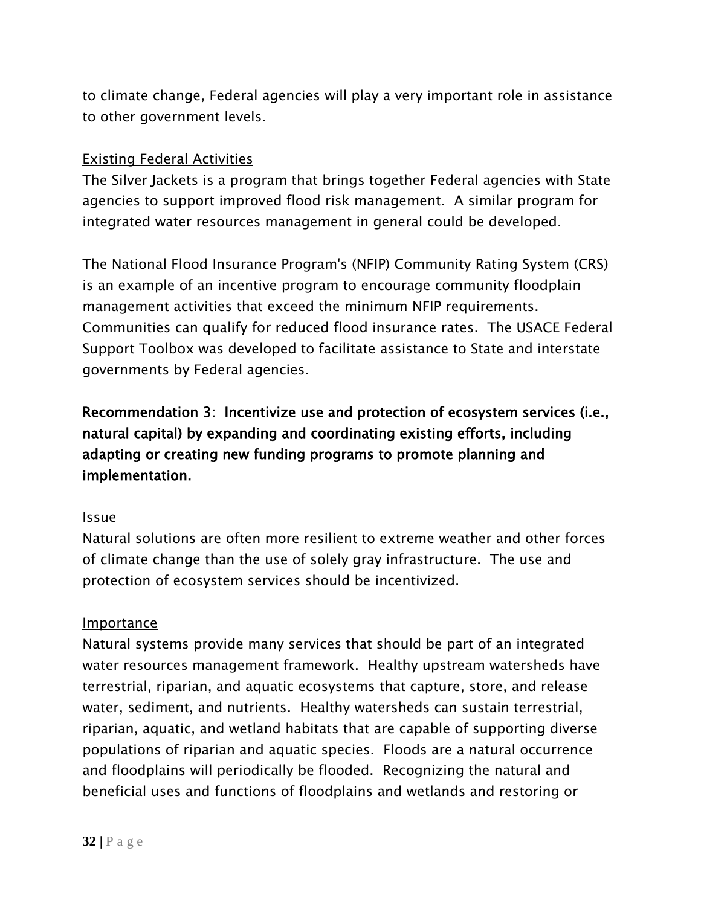to climate change, Federal agencies will play a very important role in assistance to other government levels.

Existing Federal Activities

The Silver Jackets is a program that brings together Federal agencies with State agencies to support improved flood risk management. A similar program for integrated water resources management in general could be developed.

The National Flood Insurance Program's (NFIP) Community Rating System (CRS) is an example of an incentive program to encourage community floodplain management activities that exceed the minimum NFIP requirements. Communities can qualify for reduced flood insurance rates. The USACE Federal Support Toolbox was developed to facilitate assistance to State and interstate governments by Federal agencies.

**Recommendation 3: Incentivize use and protection of ecosystem services (i.e., natural capital) by expanding and coordinating existing efforts, including adapting or creating new funding programs to promote planning and implementation.**

Issue

Natural solutions are often more resilient to extreme weather and other forces of climate change than the use of solely gray infrastructure. The use and protection of ecosystem services should be incentivized.

Importance

Natural systems provide many services that should be part of an integrated water resources management framework. Healthy upstream watersheds have terrestrial, riparian, and aquatic ecosystems that capture, store, and release water, sediment, and nutrients. Healthy watersheds can sustain terrestrial, riparian, aquatic, and wetland habitats that are capable of supporting diverse populations of riparian and aquatic species. Floods are a natural occurrence and floodplains will periodically be flooded. Recognizing the natural and beneficial uses and functions of floodplains and wetlands and restoring or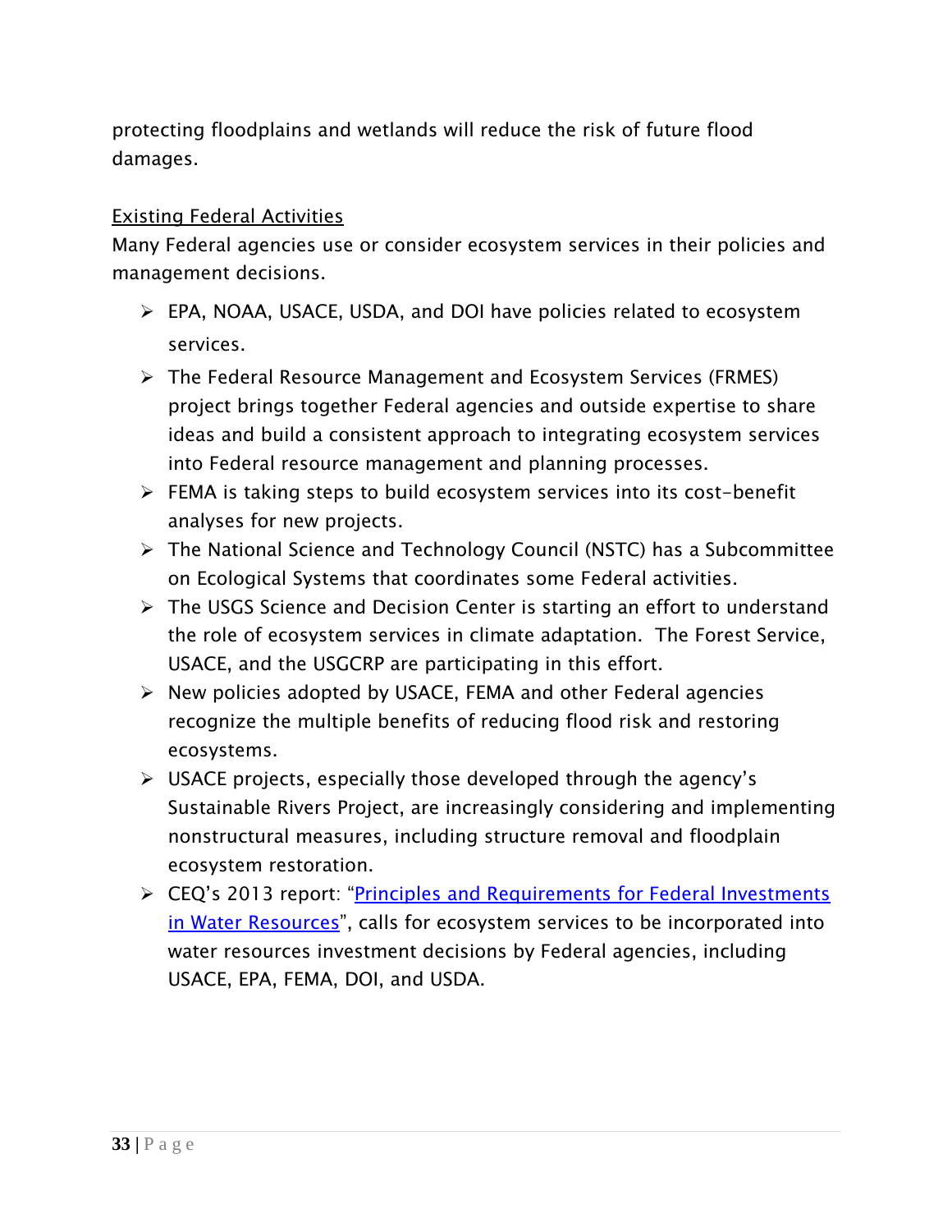protecting floodplains and wetlands will reduce the risk of future flood damages.

Existing Federal Activities

Many Federal agencies use or consider ecosystem services in their policies and management decisions.

- EPA, NOAA, USACE, USDA, and DOI have policies related to ecosystem services.
- The Federal Resource Management and Ecosystem Services (FRMES) project brings together Federal agencies and outside expertise to share ideas and build a consistent approach to integrating ecosystem services into Federal resource management and planning processes.
- FEMA is taking steps to build ecosystem services into its cost-benefit analyses for new projects.
- The National Science and Technology Council (NSTC) has a Subcommittee on Ecological Systems that coordinates some Federal activities.
- The USGS Science and Decision Center is starting an effort to understand the role of ecosystem services in climate adaptation. The Forest Service, USACE, and the USGCRP are participating in this effort.
- New policies adopted by USACE, FEMA and other Federal agencies recognize the multiple benefits of reducing flood risk and restoring ecosystems.
- USACE projects, especially those developed through the agency's Sustainable Rivers Project, are increasingly considering and implementing nonstructural measures, including structure removal and floodplain ecosystem restoration.
- CEQ's 2013 report: "Principles and Requirements for Federal Investments in Water Resources", calls for ecosystem services to be incorporated into water resources investment decisions by Federal agencies, including USACE, EPA, FEMA, DOI, and USDA.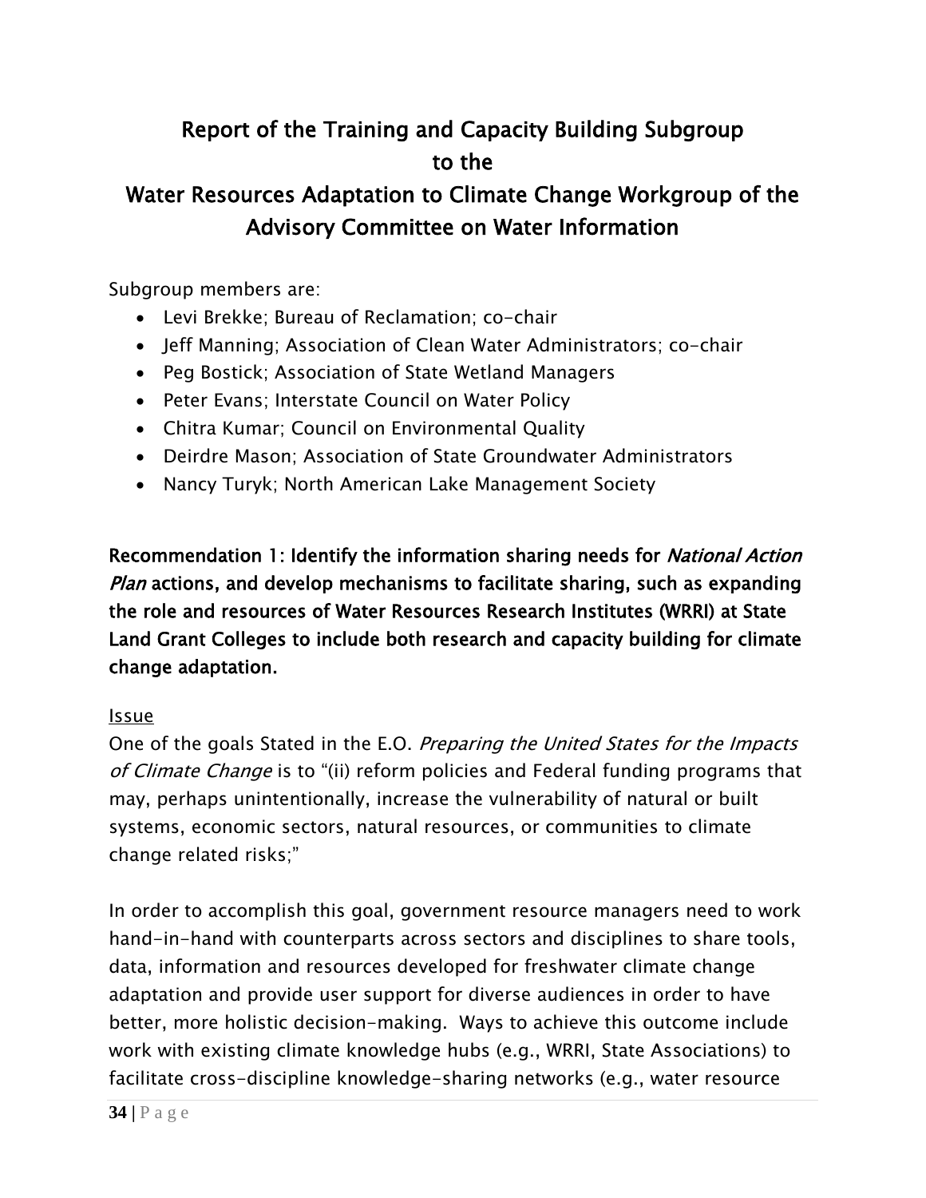# Report of the Training and Capacity Building Subgroup to the Water Resources Adaptation to Climate Change Workgroup of the Advisory Committee on Water Information

Subgroup members are:

- Levi Brekke; Bureau of Reclamation; co-chair
- Jeff Manning; Association of Clean Water Administrators; co-chair
- Peg Bostick; Association of State Wetland Managers
- Peter Evans; Interstate Council on Water Policy
- Chitra Kumar; Council on Environmental Quality
- Deirdre Mason; Association of State Groundwater Administrators
- Nancy Turyk; North American Lake Management Society

**Recommendation 1: Identify the information sharing needs for *National Action Plan* actions, and develop mechanisms to facilitate sharing, such as expanding the role and resources of Water Resources Research Institutes (WRRI) at State Land Grant Colleges to include both research and capacity building for climate change adaptation.**

<u>Issue</u>

One of the goals Stated in the E.O. *Preparing the United States for the Impacts of Climate Change* is to "(ii) reform policies and Federal funding programs that may, perhaps unintentionally, increase the vulnerability of natural or built systems, economic sectors, natural resources, or communities to climate change related risks;"

In order to accomplish this goal, government resource managers need to work hand-in-hand with counterparts across sectors and disciplines to share tools, data, information and resources developed for freshwater climate change adaptation and provide user support for diverse audiences in order to have better, more holistic decision-making. Ways to achieve this outcome include work with existing climate knowledge hubs (e.g., WRRI, State Associations) to facilitate cross-discipline knowledge-sharing networks (e.g., water resource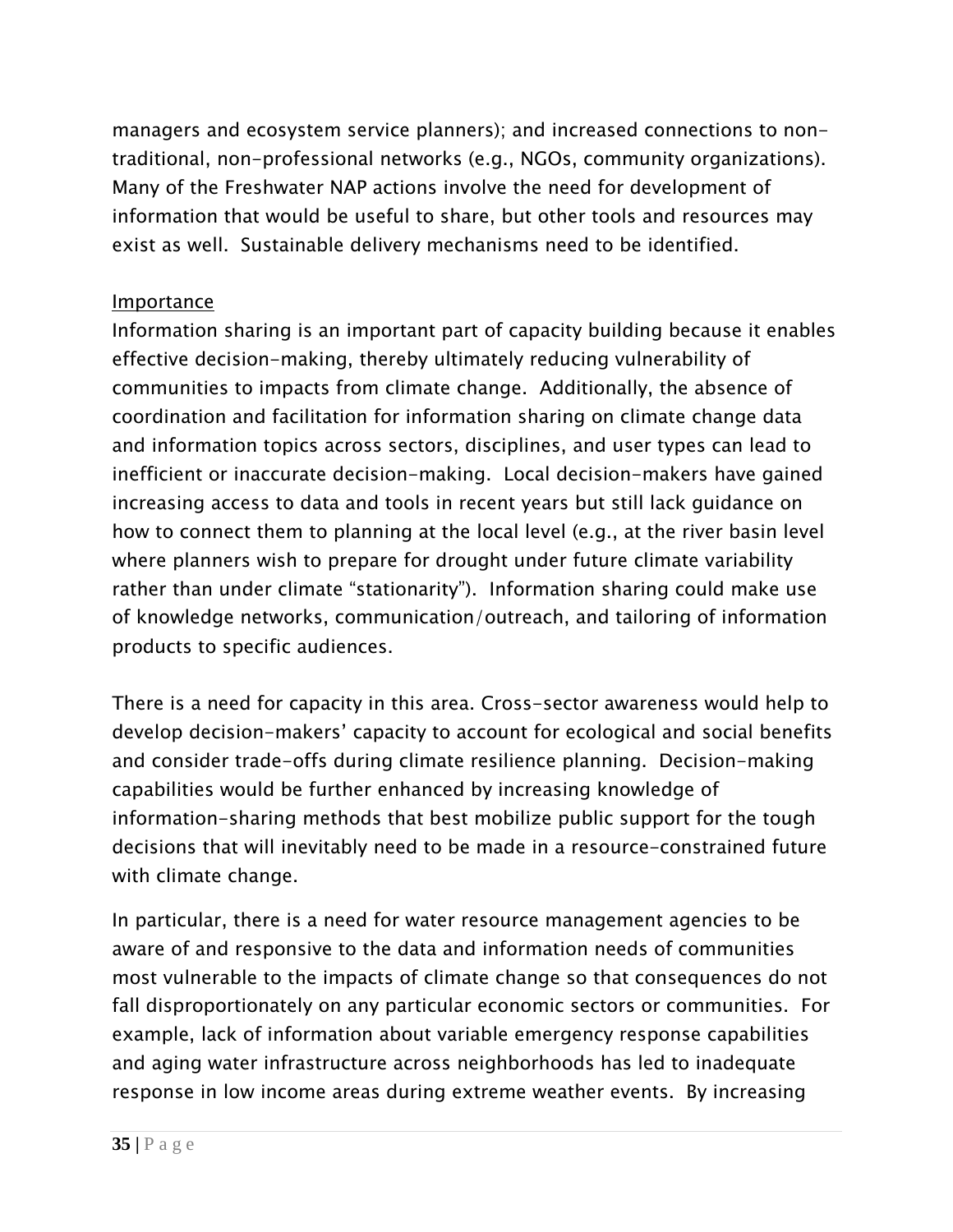managers and ecosystem service planners); and increased connections to non-traditional, non-professional networks (e.g., NGOs, community organizations). Many of the Freshwater NAP actions involve the need for development of information that would be useful to share, but other tools and resources may exist as well. Sustainable delivery mechanisms need to be identified.

<u>Importance</u>

Information sharing is an important part of capacity building because it enables effective decision-making, thereby ultimately reducing vulnerability of communities to impacts from climate change. Additionally, the absence of coordination and facilitation for information sharing on climate change data and information topics across sectors, disciplines, and user types can lead to inefficient or inaccurate decision-making. Local decision-makers have gained increasing access to data and tools in recent years but still lack guidance on how to connect them to planning at the local level (e.g., at the river basin level where planners wish to prepare for drought under future climate variability rather than under climate "stationarity"). Information sharing could make use of knowledge networks, communication/outreach, and tailoring of information products to specific audiences.

There is a need for capacity in this area. Cross-sector awareness would help to develop decision-makers' capacity to account for ecological and social benefits and consider trade-offs during climate resilience planning. Decision-making capabilities would be further enhanced by increasing knowledge of information-sharing methods that best mobilize public support for the tough decisions that will inevitably need to be made in a resource-constrained future with climate change.

In particular, there is a need for water resource management agencies to be aware of and responsive to the data and information needs of communities most vulnerable to the impacts of climate change so that consequences do not fall disproportionately on any particular economic sectors or communities. For example, lack of information about variable emergency response capabilities and aging water infrastructure across neighborhoods has led to inadequate response in low income areas during extreme weather events. By increasing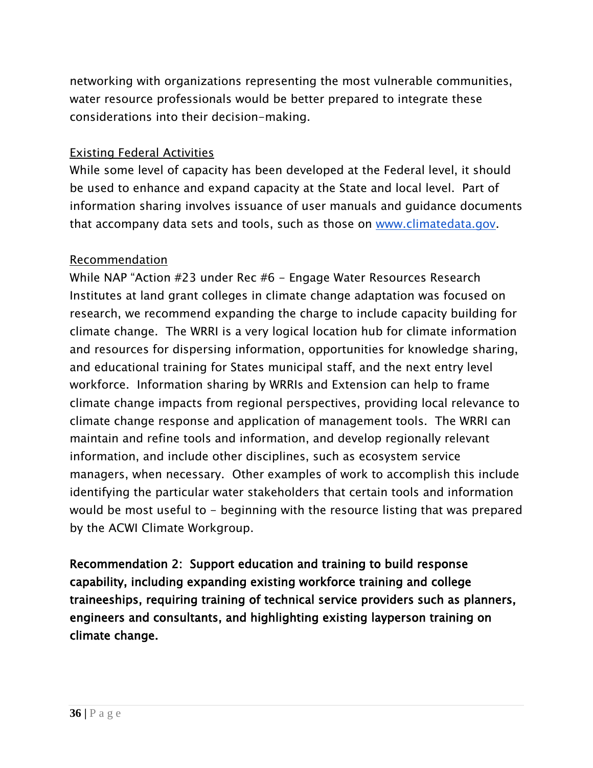networking with organizations representing the most vulnerable communities, water resource professionals would be better prepared to integrate these considerations into their decision-making.

Existing Federal Activities

While some level of capacity has been developed at the Federal level, it should be used to enhance and expand capacity at the State and local level. Part of information sharing involves issuance of user manuals and guidance documents that accompany data sets and tools, such as those on [www.climatedata.gov](http://www.climatedata.gov).

Recommendation

While NAP "Action #23 under Rec #6 - Engage Water Resources Research Institutes at land grant colleges in climate change adaptation was focused on research, we recommend expanding the charge to include capacity building for climate change. The WRRI is a very logical location hub for climate information and resources for dispersing information, opportunities for knowledge sharing, and educational training for States municipal staff, and the next entry level workforce. Information sharing by WRRIs and Extension can help to frame climate change impacts from regional perspectives, providing local relevance to climate change response and application of management tools. The WRRI can maintain and refine tools and information, and develop regionally relevant information, and include other disciplines, such as ecosystem service managers, when necessary. Other examples of work to accomplish this include identifying the particular water stakeholders that certain tools and information would be most useful to - beginning with the resource listing that was prepared by the ACWI Climate Workgroup.

**Recommendation 2: Support education and training to build response capability, including expanding existing workforce training and college traineeships, requiring training of technical service providers such as planners, engineers and consultants, and highlighting existing layperson training on climate change.**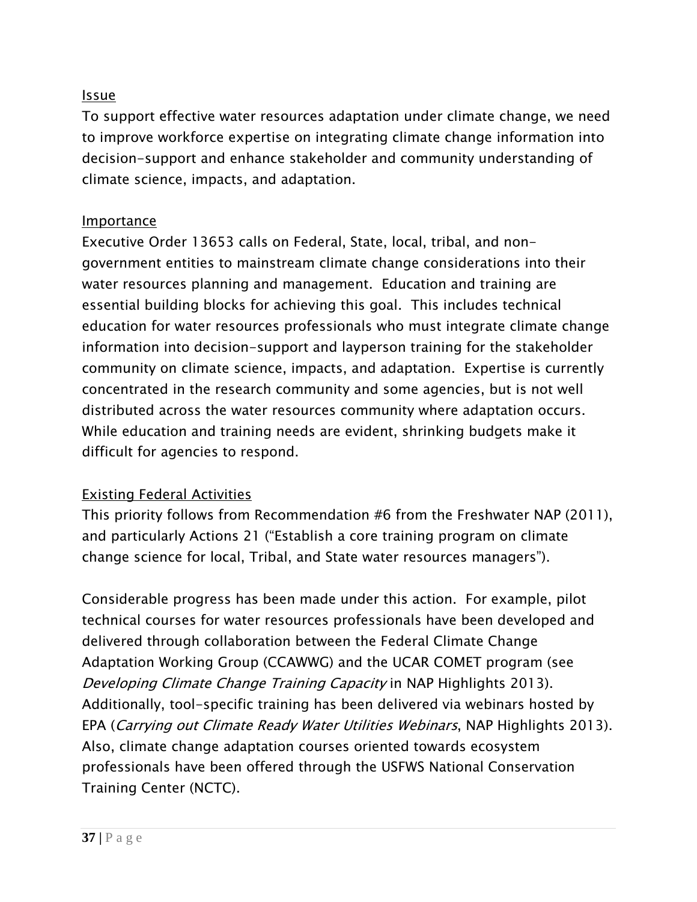Issue

To support effective water resources adaptation under climate change, we need to improve workforce expertise on integrating climate change information into decision-support and enhance stakeholder and community understanding of climate science, impacts, and adaptation.

Importance

Executive Order 13653 calls on Federal, State, local, tribal, and non-government entities to mainstream climate change considerations into their water resources planning and management. Education and training are essential building blocks for achieving this goal. This includes technical education for water resources professionals who must integrate climate change information into decision-support and layperson training for the stakeholder community on climate science, impacts, and adaptation. Expertise is currently concentrated in the research community and some agencies, but is not well distributed across the water resources community where adaptation occurs. While education and training needs are evident, shrinking budgets make it difficult for agencies to respond.

Existing Federal Activities

This priority follows from Recommendation #6 from the Freshwater NAP (2011), and particularly Actions 21 ("Establish a core training program on climate change science for local, Tribal, and State water resources managers").

Considerable progress has been made under this action. For example, pilot technical courses for water resources professionals have been developed and delivered through collaboration between the Federal Climate Change Adaptation Working Group (CCAWWG) and the UCAR COMET program (see *Developing Climate Change Training Capacity* in NAP Highlights 2013). Additionally, tool-specific training has been delivered via webinars hosted by EPA (*Carrying out Climate Ready Water Utilities Webinars*, NAP Highlights 2013). Also, climate change adaptation courses oriented towards ecosystem professionals have been offered through the USFWS National Conservation Training Center (NCTC).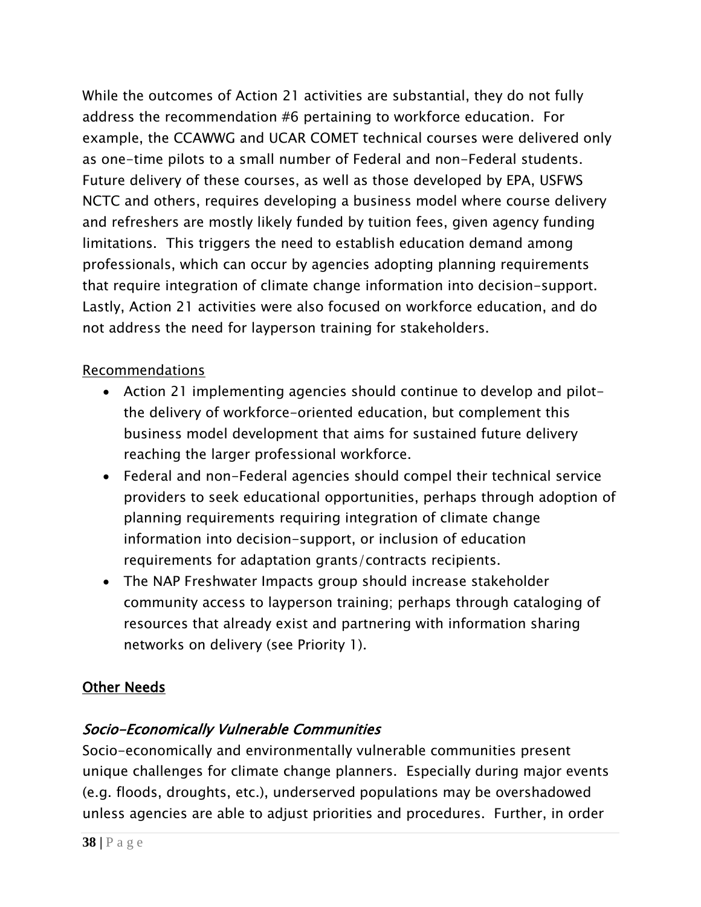While the outcomes of Action 21 activities are substantial, they do not fully address the recommendation #6 pertaining to workforce education. For example, the CCAWWG and UCAR COMET technical courses were delivered only as one-time pilots to a small number of Federal and non-Federal students. Future delivery of these courses, as well as those developed by EPA, USFWS NCTC and others, requires developing a business model where course delivery and refreshers are mostly likely funded by tuition fees, given agency funding limitations. This triggers the need to establish education demand among professionals, which can occur by agencies adopting planning requirements that require integration of climate change information into decision-support. Lastly, Action 21 activities were also focused on workforce education, and do not address the need for layperson training for stakeholders.

Recommendations

- Action 21 implementing agencies should continue to develop and pilot-the delivery of workforce-oriented education, but complement this business model development that aims for sustained future delivery reaching the larger professional workforce.
- Federal and non-Federal agencies should compel their technical service providers to seek educational opportunities, perhaps through adoption of planning requirements requiring integration of climate change information into decision-support, or inclusion of education requirements for adaptation grants/contracts recipients.
- The NAP Freshwater Impacts group should increase stakeholder community access to layperson training; perhaps through cataloging of resources that already exist and partnering with information sharing networks on delivery (see Priority 1).

## Other Needs

### *Socio-Economically Vulnerable Communities*

Socio-economically and environmentally vulnerable communities present unique challenges for climate change planners. Especially during major events (e.g. floods, droughts, etc.), underserved populations may be overshadowed unless agencies are able to adjust priorities and procedures. Further, in order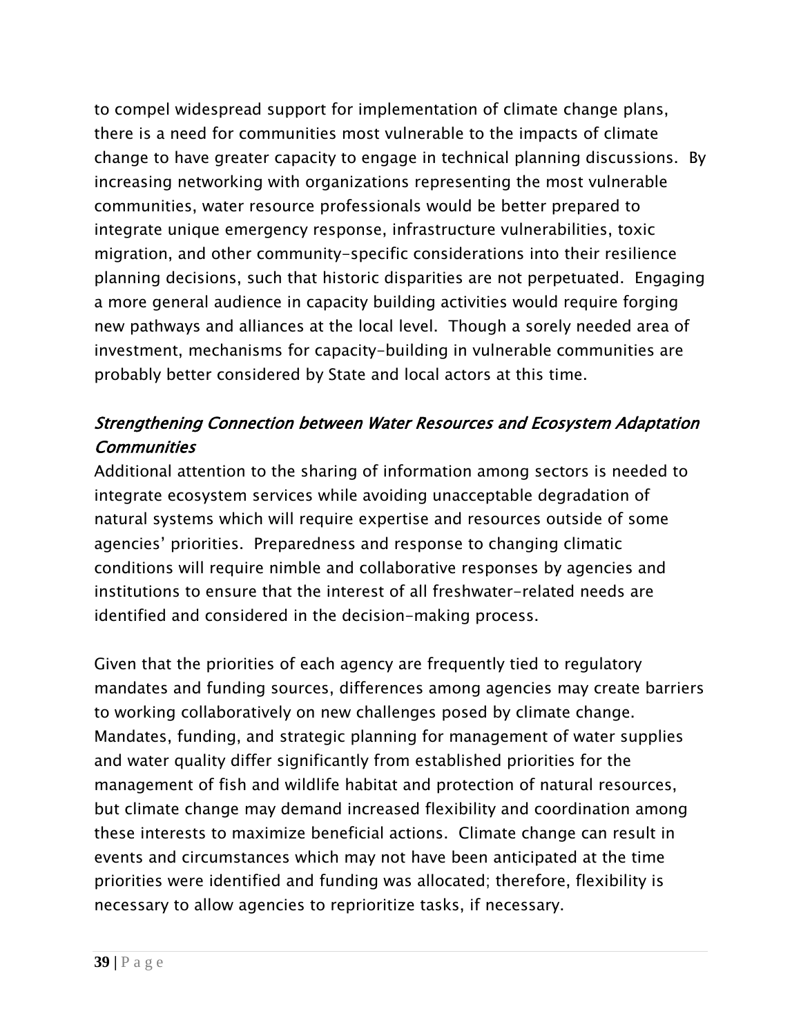to compel widespread support for implementation of climate change plans, there is a need for communities most vulnerable to the impacts of climate change to have greater capacity to engage in technical planning discussions. By increasing networking with organizations representing the most vulnerable communities, water resource professionals would be better prepared to integrate unique emergency response, infrastructure vulnerabilities, toxic migration, and other community-specific considerations into their resilience planning decisions, such that historic disparities are not perpetuated. Engaging a more general audience in capacity building activities would require forging new pathways and alliances at the local level. Though a sorely needed area of investment, mechanisms for capacity-building in vulnerable communities are probably better considered by State and local actors at this time.

### *Strengthening Connection between Water Resources and Ecosystem Adaptation Communities*

Additional attention to the sharing of information among sectors is needed to integrate ecosystem services while avoiding unacceptable degradation of natural systems which will require expertise and resources outside of some agencies' priorities. Preparedness and response to changing climatic conditions will require nimble and collaborative responses by agencies and institutions to ensure that the interest of all freshwater-related needs are identified and considered in the decision-making process.

Given that the priorities of each agency are frequently tied to regulatory mandates and funding sources, differences among agencies may create barriers to working collaboratively on new challenges posed by climate change. Mandates, funding, and strategic planning for management of water supplies and water quality differ significantly from established priorities for the management of fish and wildlife habitat and protection of natural resources, but climate change may demand increased flexibility and coordination among these interests to maximize beneficial actions. Climate change can result in events and circumstances which may not have been anticipated at the time priorities were identified and funding was allocated; therefore, flexibility is necessary to allow agencies to reprioritize tasks, if necessary.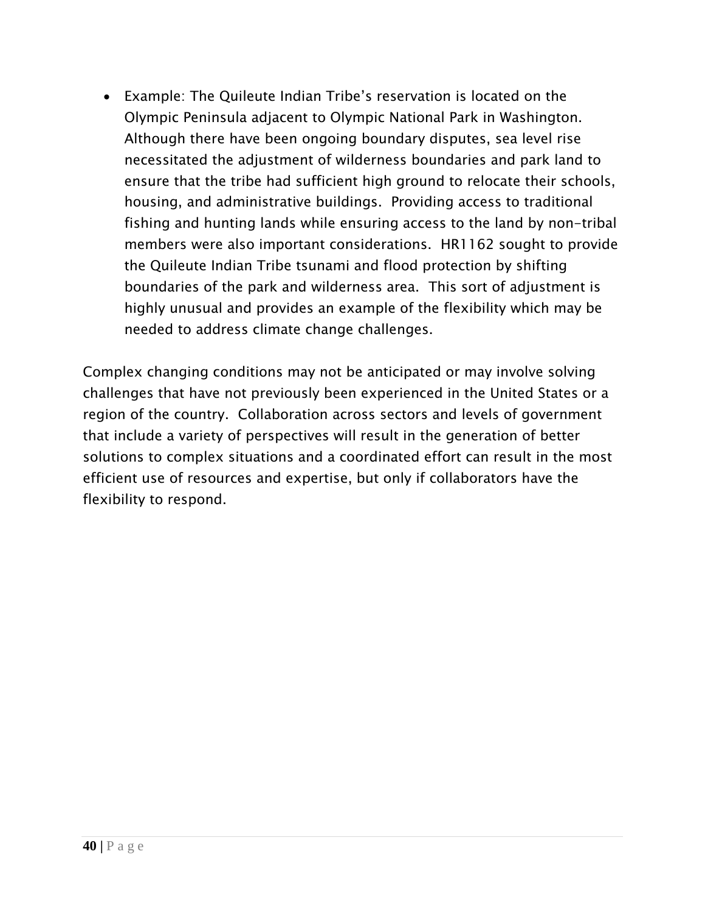- Example: The Quileute Indian Tribe's reservation is located on the Olympic Peninsula adjacent to Olympic National Park in Washington. Although there have been ongoing boundary disputes, sea level rise necessitated the adjustment of wilderness boundaries and park land to ensure that the tribe had sufficient high ground to relocate their schools, housing, and administrative buildings. Providing access to traditional fishing and hunting lands while ensuring access to the land by non-tribal members were also important considerations. HR1162 sought to provide the Quileute Indian Tribe tsunami and flood protection by shifting boundaries of the park and wilderness area. This sort of adjustment is highly unusual and provides an example of the flexibility which may be needed to address climate change challenges.

Complex changing conditions may not be anticipated or may involve solving challenges that have not previously been experienced in the United States or a region of the country. Collaboration across sectors and levels of government that include a variety of perspectives will result in the generation of better solutions to complex situations and a coordinated effort can result in the most efficient use of resources and expertise, but only if collaborators have the flexibility to respond.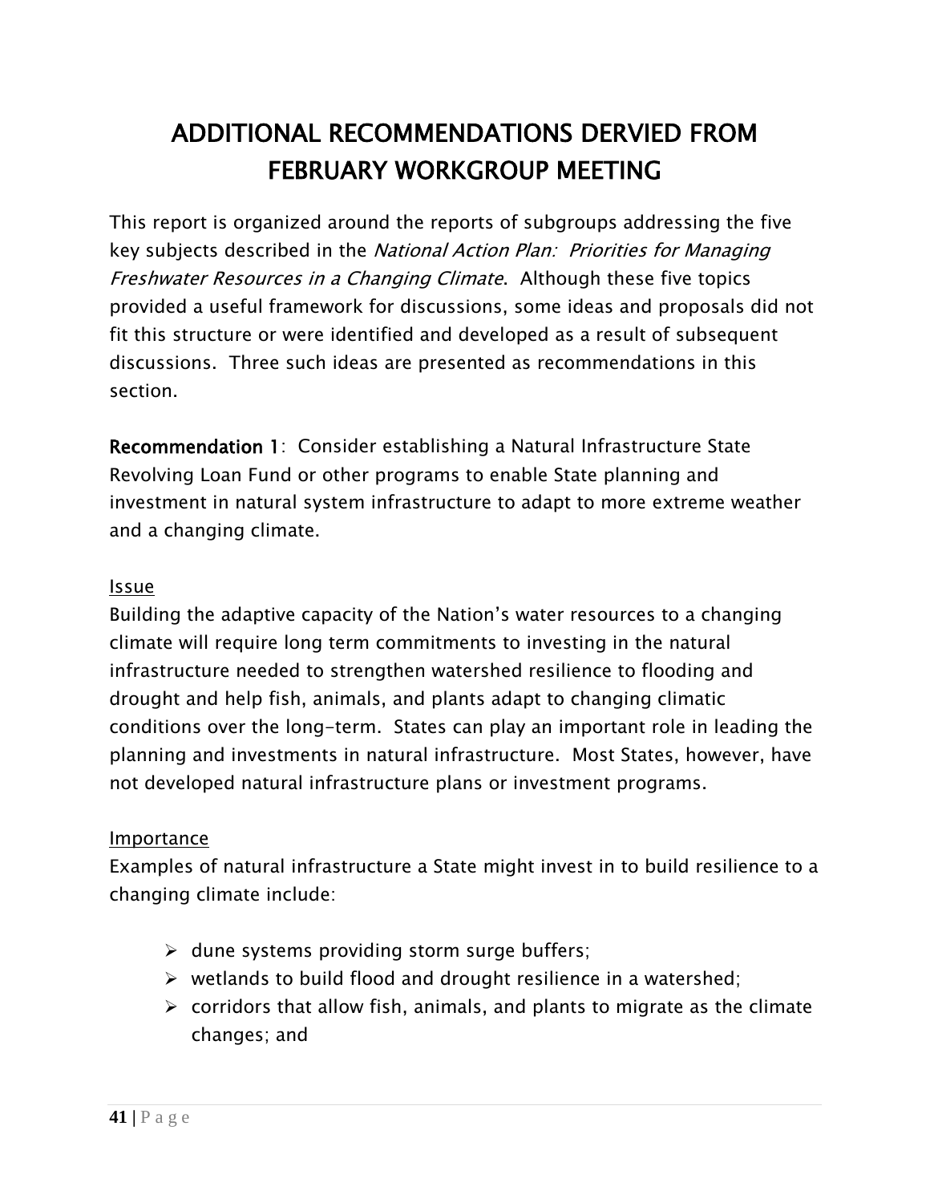# ADDITIONAL RECOMMENDATIONS DERVIED FROM FEBRUARY WORKGROUP MEETING

This report is organized around the reports of subgroups addressing the five key subjects described in the *National Action Plan: Priorities for Managing Freshwater Resources in a Changing Climate*. Although these five topics provided a useful framework for discussions, some ideas and proposals did not fit this structure or were identified and developed as a result of subsequent discussions. Three such ideas are presented as recommendations in this section.

**Recommendation 1**: Consider establishing a Natural Infrastructure State Revolving Loan Fund or other programs to enable State planning and investment in natural system infrastructure to adapt to more extreme weather and a changing climate.

<u>Issue</u>

Building the adaptive capacity of the Nation's water resources to a changing climate will require long term commitments to investing in the natural infrastructure needed to strengthen watershed resilience to flooding and drought and help fish, animals, and plants adapt to changing climatic conditions over the long-term. States can play an important role in leading the planning and investments in natural infrastructure. Most States, however, have not developed natural infrastructure plans or investment programs.

<u>Importance</u>

Examples of natural infrastructure a State might invest in to build resilience to a changing climate include:

- dune systems providing storm surge buffers;
- wetlands to build flood and drought resilience in a watershed;
- corridors that allow fish, animals, and plants to migrate as the climate changes; and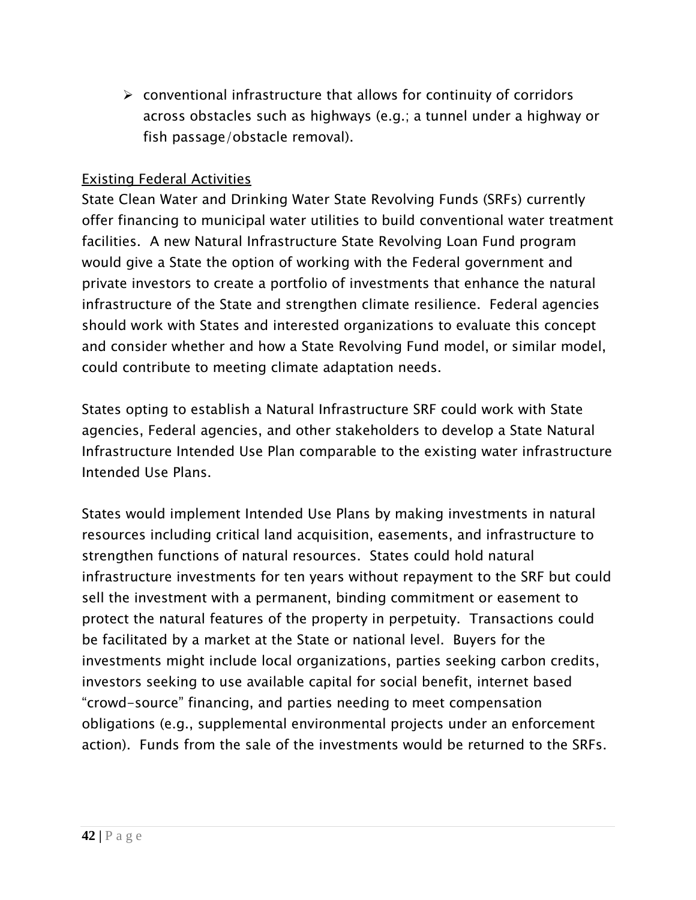- conventional infrastructure that allows for continuity of corridors across obstacles such as highways (e.g.; a tunnel under a highway or fish passage/obstacle removal).

Existing Federal Activities

State Clean Water and Drinking Water State Revolving Funds (SRFs) currently offer financing to municipal water utilities to build conventional water treatment facilities. A new Natural Infrastructure State Revolving Loan Fund program would give a State the option of working with the Federal government and private investors to create a portfolio of investments that enhance the natural infrastructure of the State and strengthen climate resilience. Federal agencies should work with States and interested organizations to evaluate this concept and consider whether and how a State Revolving Fund model, or similar model, could contribute to meeting climate adaptation needs.

States opting to establish a Natural Infrastructure SRF could work with State agencies, Federal agencies, and other stakeholders to develop a State Natural Infrastructure Intended Use Plan comparable to the existing water infrastructure Intended Use Plans.

States would implement Intended Use Plans by making investments in natural resources including critical land acquisition, easements, and infrastructure to strengthen functions of natural resources. States could hold natural infrastructure investments for ten years without repayment to the SRF but could sell the investment with a permanent, binding commitment or easement to protect the natural features of the property in perpetuity. Transactions could be facilitated by a market at the State or national level. Buyers for the investments might include local organizations, parties seeking carbon credits, investors seeking to use available capital for social benefit, internet based "crowd-source" financing, and parties needing to meet compensation obligations (e.g., supplemental environmental projects under an enforcement action). Funds from the sale of the investments would be returned to the SRFs.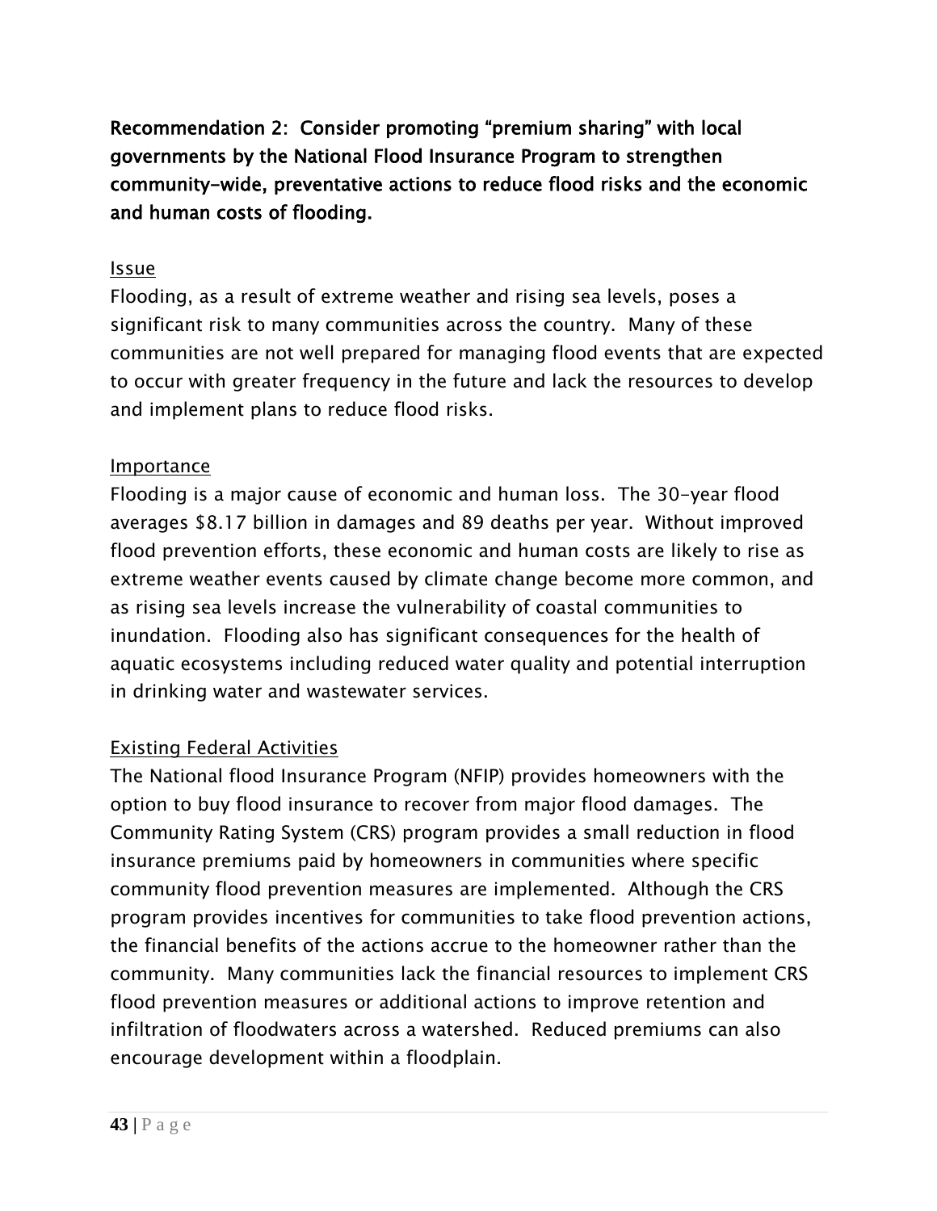**Recommendation 2: Consider promoting "premium sharing" with local governments by the National Flood Insurance Program to strengthen community-wide, preventative actions to reduce flood risks and the economic and human costs of flooding.**

Issue

Flooding, as a result of extreme weather and rising sea levels, poses a significant risk to many communities across the country. Many of these communities are not well prepared for managing flood events that are expected to occur with greater frequency in the future and lack the resources to develop and implement plans to reduce flood risks.

Importance

Flooding is a major cause of economic and human loss. The 30-year flood averages $8.17 billion in damages and 89 deaths per year. Without improved flood prevention efforts, these economic and human costs are likely to rise as extreme weather events caused by climate change become more common, and as rising sea levels increase the vulnerability of coastal communities to inundation. Flooding also has significant consequences for the health of aquatic ecosystems including reduced water quality and potential interruption in drinking water and wastewater services.

Existing Federal Activities

The National flood Insurance Program (NFIP) provides homeowners with the option to buy flood insurance to recover from major flood damages. The Community Rating System (CRS) program provides a small reduction in flood insurance premiums paid by homeowners in communities where specific community flood prevention measures are implemented. Although the CRS program provides incentives for communities to take flood prevention actions, the financial benefits of the actions accrue to the homeowner rather than the community. Many communities lack the financial resources to implement CRS flood prevention measures or additional actions to improve retention and infiltration of floodwaters across a watershed. Reduced premiums can also encourage development within a floodplain.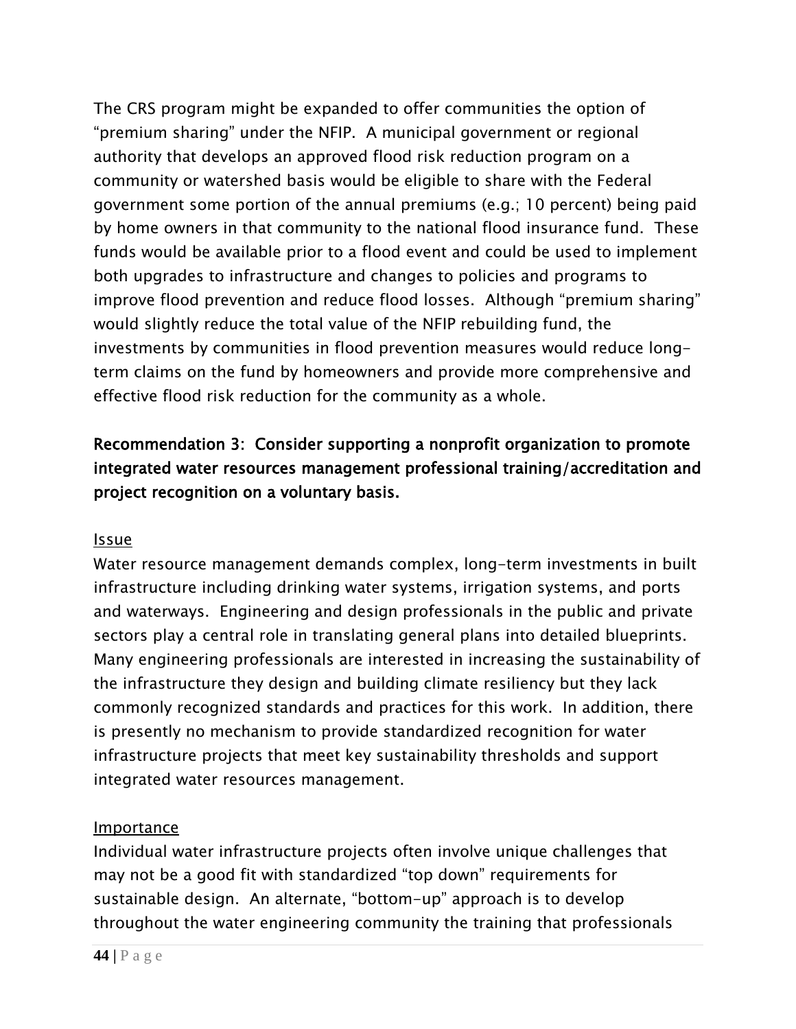The CRS program might be expanded to offer communities the option of "premium sharing" under the NFIP. A municipal government or regional authority that develops an approved flood risk reduction program on a community or watershed basis would be eligible to share with the Federal government some portion of the annual premiums (e.g.; 10 percent) being paid by home owners in that community to the national flood insurance fund. These funds would be available prior to a flood event and could be used to implement both upgrades to infrastructure and changes to policies and programs to improve flood prevention and reduce flood losses. Although "premium sharing" would slightly reduce the total value of the NFIP rebuilding fund, the investments by communities in flood prevention measures would reduce long-term claims on the fund by homeowners and provide more comprehensive and effective flood risk reduction for the community as a whole.

**Recommendation 3: Consider supporting a nonprofit organization to promote integrated water resources management professional training/accreditation and project recognition on a voluntary basis.**

Issue

Water resource management demands complex, long-term investments in built infrastructure including drinking water systems, irrigation systems, and ports and waterways. Engineering and design professionals in the public and private sectors play a central role in translating general plans into detailed blueprints. Many engineering professionals are interested in increasing the sustainability of the infrastructure they design and building climate resiliency but they lack commonly recognized standards and practices for this work. In addition, there is presently no mechanism to provide standardized recognition for water infrastructure projects that meet key sustainability thresholds and support integrated water resources management.

Importance

Individual water infrastructure projects often involve unique challenges that may not be a good fit with standardized "top down" requirements for sustainable design. An alternate, "bottom-up" approach is to develop throughout the water engineering community the training that professionals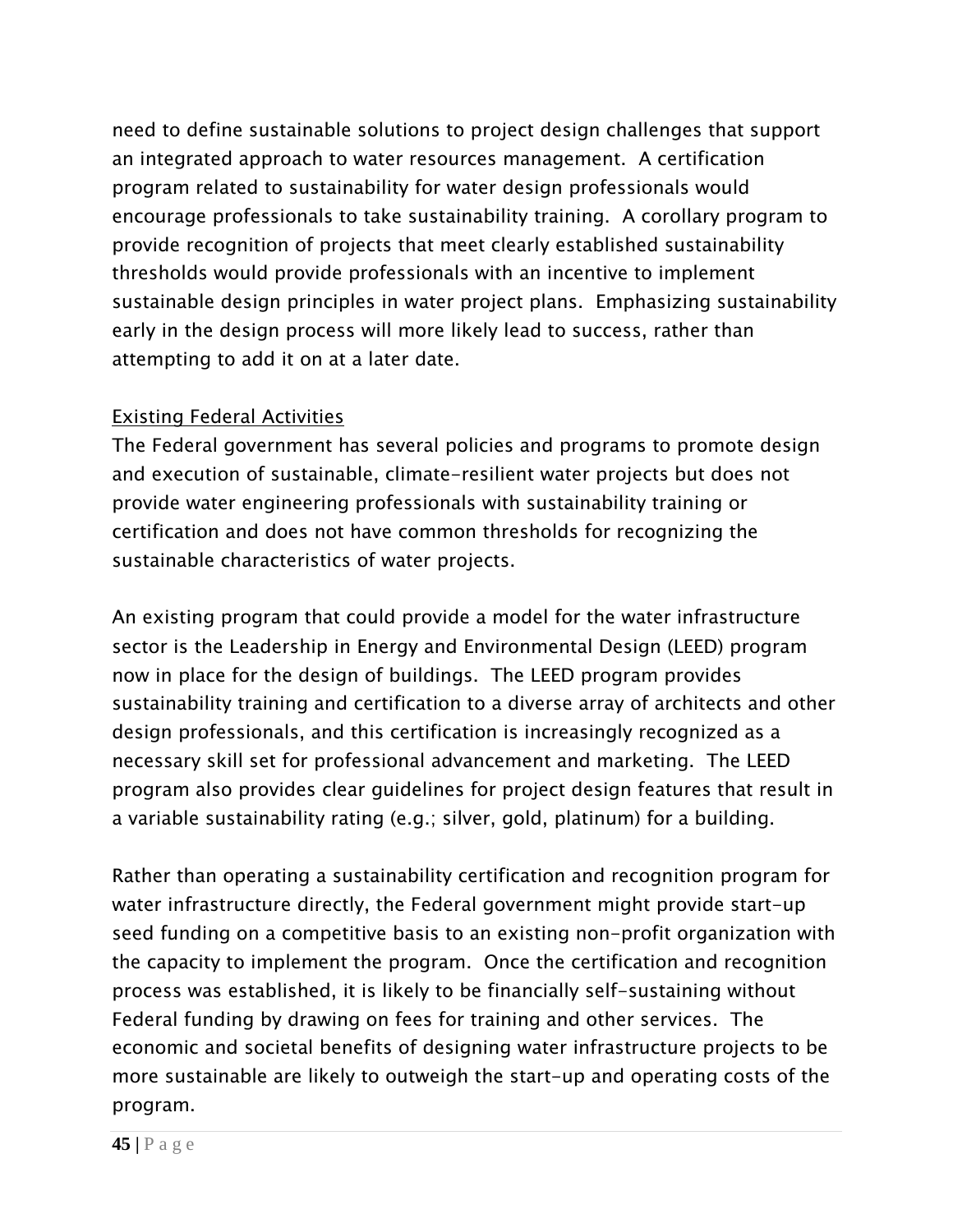need to define sustainable solutions to project design challenges that support an integrated approach to water resources management. A certification program related to sustainability for water design professionals would encourage professionals to take sustainability training. A corollary program to provide recognition of projects that meet clearly established sustainability thresholds would provide professionals with an incentive to implement sustainable design principles in water project plans. Emphasizing sustainability early in the design process will more likely lead to success, rather than attempting to add it on at a later date.

<u>Existing Federal Activities</u>

The Federal government has several policies and programs to promote design and execution of sustainable, climate-resilient water projects but does not provide water engineering professionals with sustainability training or certification and does not have common thresholds for recognizing the sustainable characteristics of water projects.

An existing program that could provide a model for the water infrastructure sector is the Leadership in Energy and Environmental Design (LEED) program now in place for the design of buildings. The LEED program provides sustainability training and certification to a diverse array of architects and other design professionals, and this certification is increasingly recognized as a necessary skill set for professional advancement and marketing. The LEED program also provides clear guidelines for project design features that result in a variable sustainability rating (e.g.; silver, gold, platinum) for a building.

Rather than operating a sustainability certification and recognition program for water infrastructure directly, the Federal government might provide start-up seed funding on a competitive basis to an existing non-profit organization with the capacity to implement the program. Once the certification and recognition process was established, it is likely to be financially self-sustaining without Federal funding by drawing on fees for training and other services. The economic and societal benefits of designing water infrastructure projects to be more sustainable are likely to outweigh the start-up and operating costs of the program.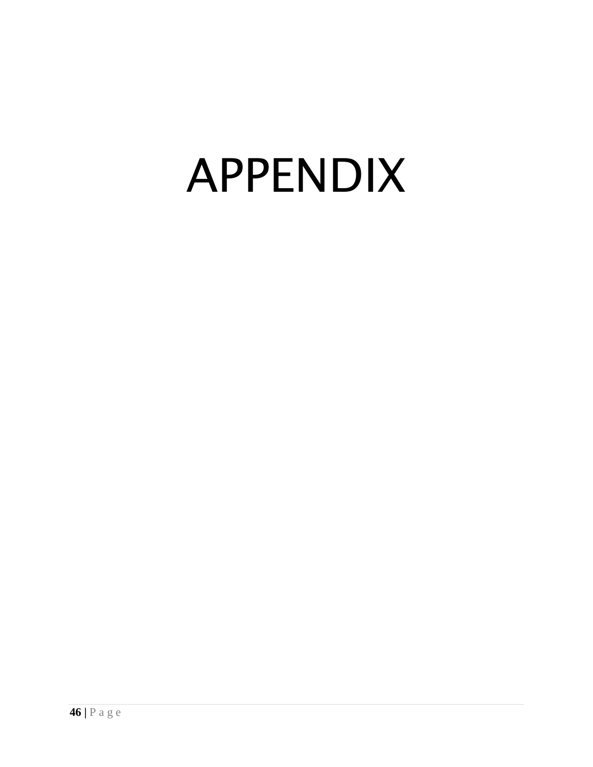# APPENDIX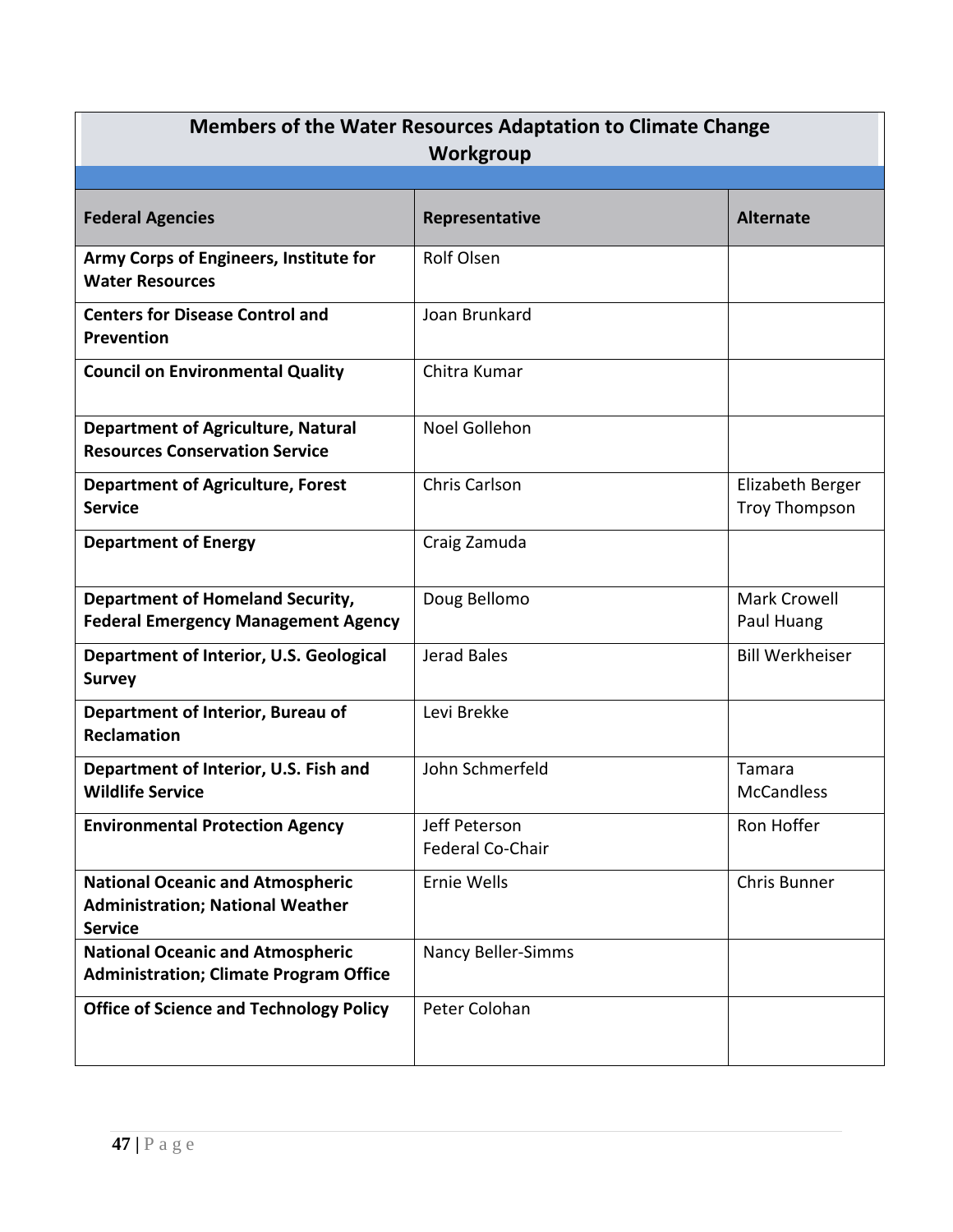## Members of the Water Resources Adaptation to Climate Change Workgroup

| Federal Agencies | Representative | Alternate |
|---|---|---|
| **Army Corps of Engineers, Institute for Water Resources** | Rolf Olsen | |
| **Centers for Disease Control and Prevention** | Joan Brunkard | |
| **Council on Environmental Quality** | Chitra Kumar | |
| **Department of Agriculture, Natural Resources Conservation Service** | Noel Gollehon | |
| **Department of Agriculture, Forest Service** | Chris Carlson | Elizabeth Berger<br>Troy Thompson |
| **Department of Energy** | Craig Zamuda | |
| **Department of Homeland Security, Federal Emergency Management Agency** | Doug Bellomo | Mark Crowell<br>Paul Huang |
| **Department of Interior, U.S. Geological Survey** | Jerad Bales | Bill Werkheiser |
| **Department of Interior, Bureau of Reclamation** | Levi Brekke | |
| **Department of Interior, U.S. Fish and Wildlife Service** | John Schmerfeld | Tamara McCandless |
| **Environmental Protection Agency** | Jeff Peterson<br>Federal Co-Chair | Ron Hoffer |
| **National Oceanic and Atmospheric Administration; National Weather Service** | Ernie Wells | Chris Bunner |
| **National Oceanic and Atmospheric Administration; Climate Program Office** | Nancy Beller-Simms | |
| **Office of Science and Technology Policy** | Peter Colohan | |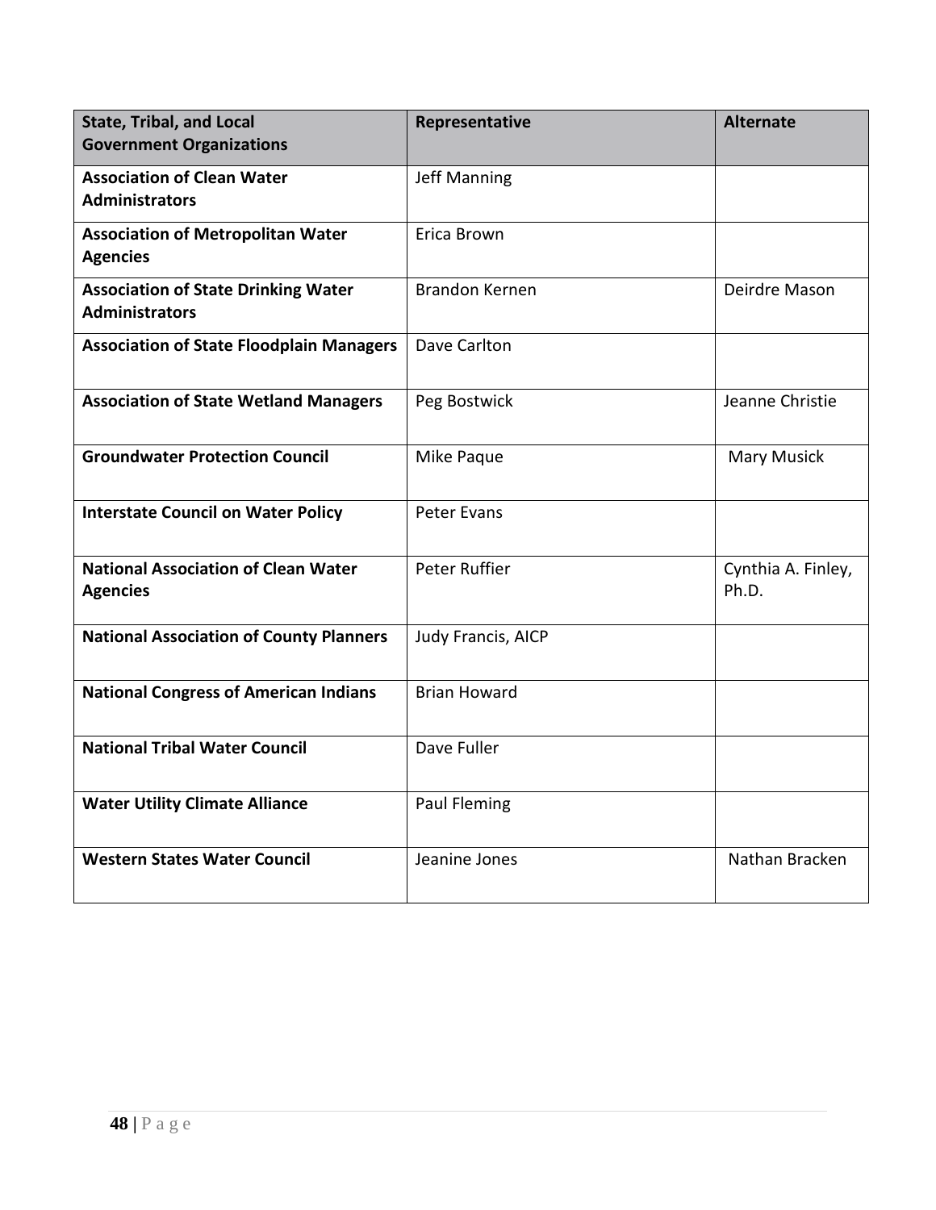| State, Tribal, and Local Government Organizations | Representative | Alternate |
|---|---|---|
| **Association of Clean Water Administrators** | Jeff Manning | |
| **Association of Metropolitan Water Agencies** | Erica Brown | |
| **Association of State Drinking Water Administrators** | Brandon Kernen | Deirdre Mason |
| **Association of State Floodplain Managers** | Dave Carlton | |
| **Association of State Wetland Managers** | Peg Bostwick | Jeanne Christie |
| **Groundwater Protection Council** | Mike Paque | Mary Musick |
| **Interstate Council on Water Policy** | Peter Evans | |
| **National Association of Clean Water Agencies** | Peter Ruffier | Cynthia A. Finley, Ph.D. |
| **National Association of County Planners** | Judy Francis, AICP | |
| **National Congress of American Indians** | Brian Howard | |
| **National Tribal Water Council** | Dave Fuller | |
| **Water Utility Climate Alliance** | Paul Fleming | |
| **Western States Water Council** | Jeanine Jones | Nathan Bracken |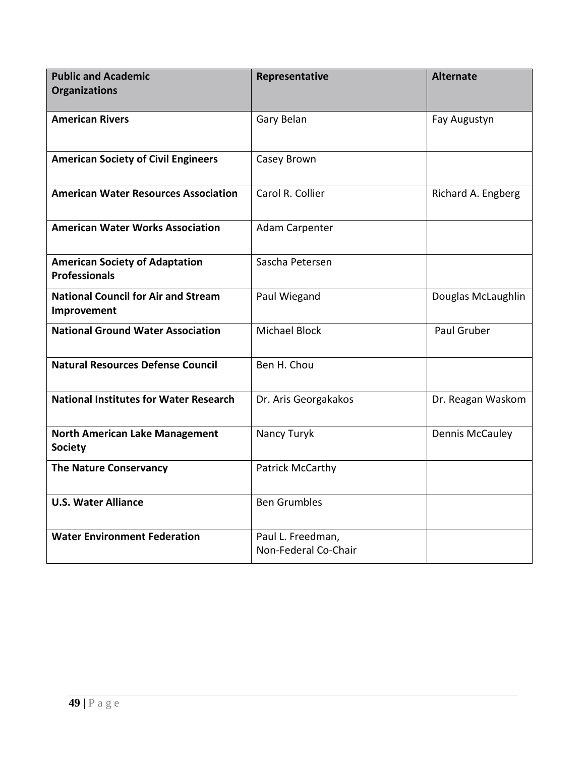| **Public and Academic Organizations** | **Representative** | **Alternate** |
|---|---|---|
| **American Rivers** | Gary Belan | Fay Augustyn |
| **American Society of Civil Engineers** | Casey Brown | |
| **American Water Resources Association** | Carol R. Collier | Richard A. Engberg |
| **American Water Works Association** | Adam Carpenter | |
| **American Society of Adaptation Professionals** | Sascha Petersen | |
| **National Council for Air and Stream Improvement** | Paul Wiegand | Douglas McLaughlin |
| **National Ground Water Association** | Michael Block | Paul Gruber |
| **Natural Resources Defense Council** | Ben H. Chou | |
| **National Institutes for Water Research** | Dr. Aris Georgakakos | Dr. Reagan Waskom |
| **North American Lake Management Society** | Nancy Turyk | Dennis McCauley |
| **The Nature Conservancy** | Patrick McCarthy | |
| **U.S. Water Alliance** | Ben Grumbles | |
| **Water Environment Federation** | Paul L. Freedman, Non-Federal Co-Chair | |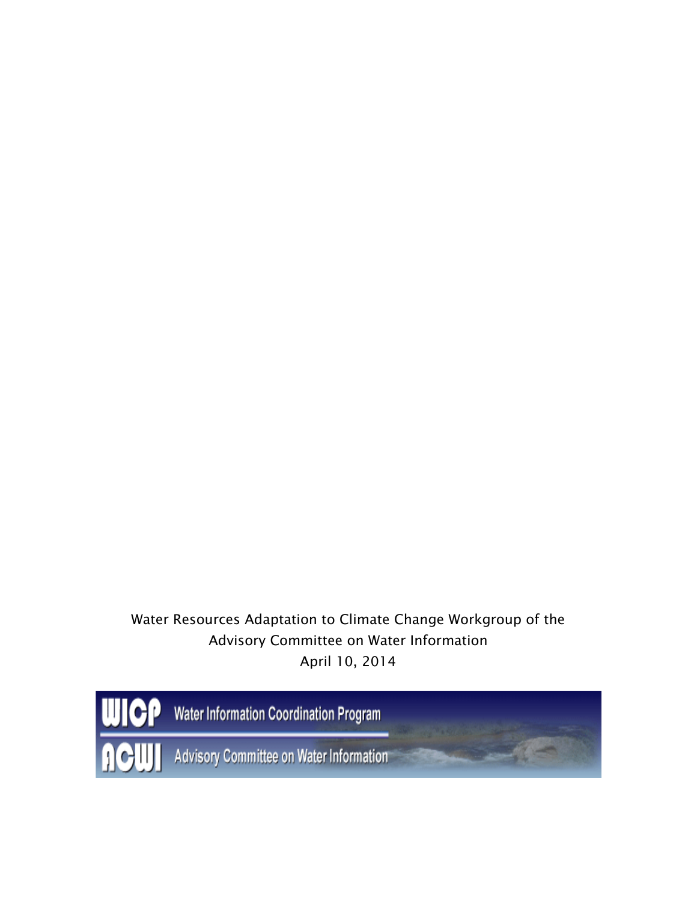Water Resources Adaptation to Climate Change Workgroup of the
Advisory Committee on Water Information
April 10, 2014

WICP Water Information Coordination Program

ACWI Advisory Committee on Water Information